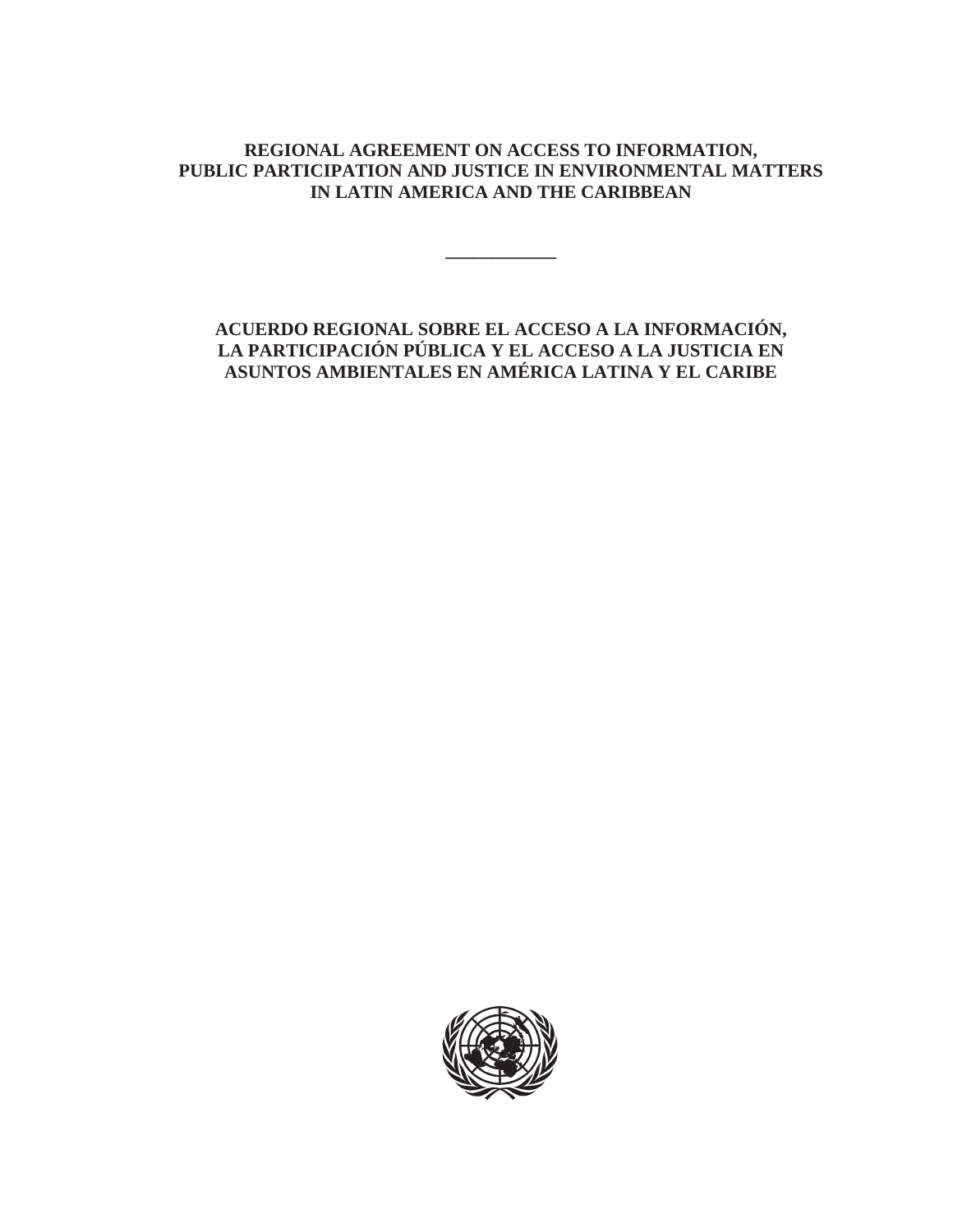**REGIONAL AGREEMENT ON ACCESS TO INFORMATION, PUBLIC PARTICIPATION AND JUSTICE IN ENVIRONMENTAL MATTERS IN LATIN AMERICA AND THE CARIBBEAN**

---

**ACUERDO REGIONAL SOBRE EL ACCESO A LA INFORMACIÓN, LA PARTICIPACIÓN PÚBLICA Y EL ACCESO A LA JUSTICIA EN ASUNTOS AMBIENTALES EN AMÉRICA LATINA Y EL CARIBE**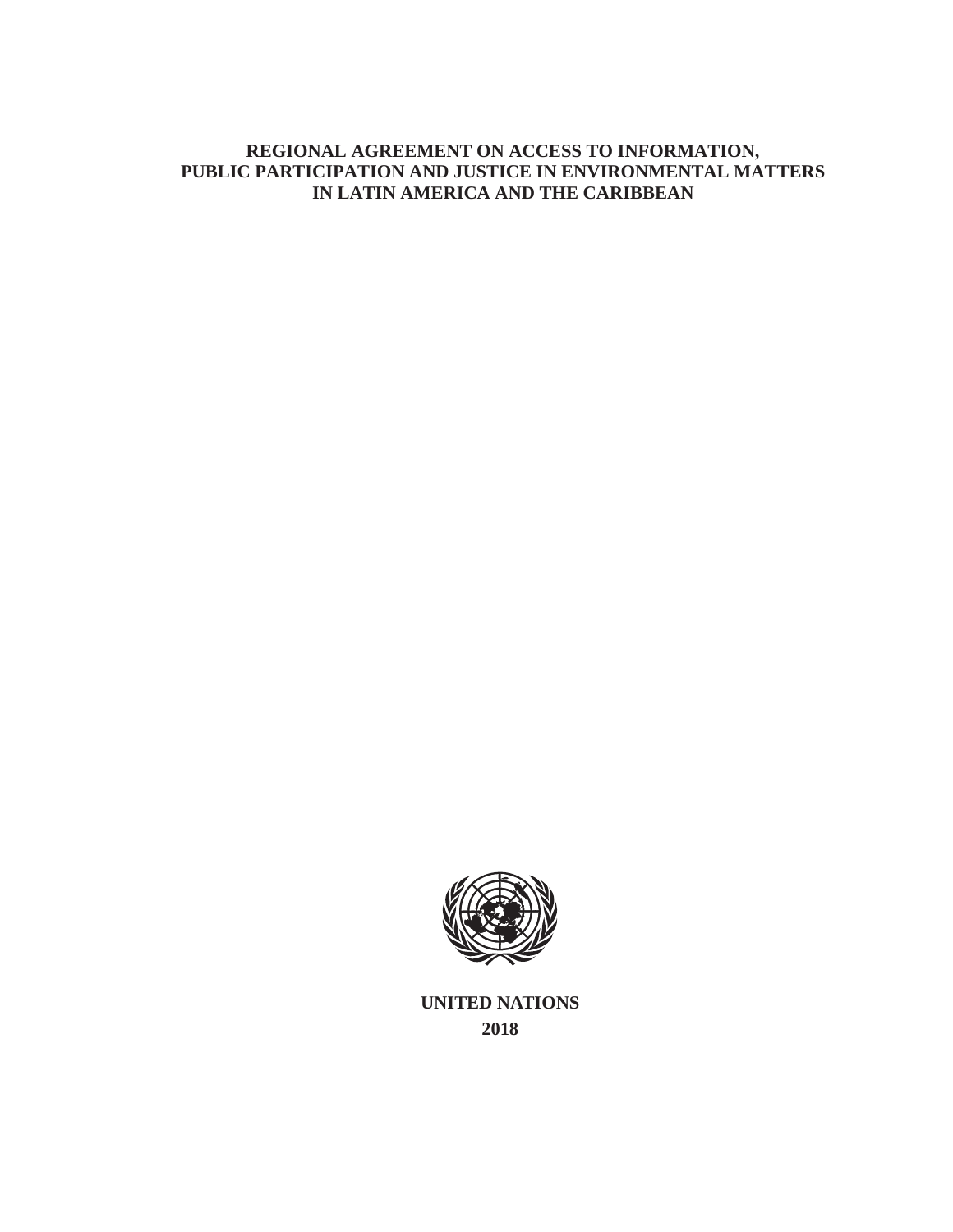# REGIONAL AGREEMENT ON ACCESS TO INFORMATION, PUBLIC PARTICIPATION AND JUSTICE IN ENVIRONMENTAL MATTERS IN LATIN AMERICA AND THE CARIBBEAN

**UNITED NATIONS**

**2018**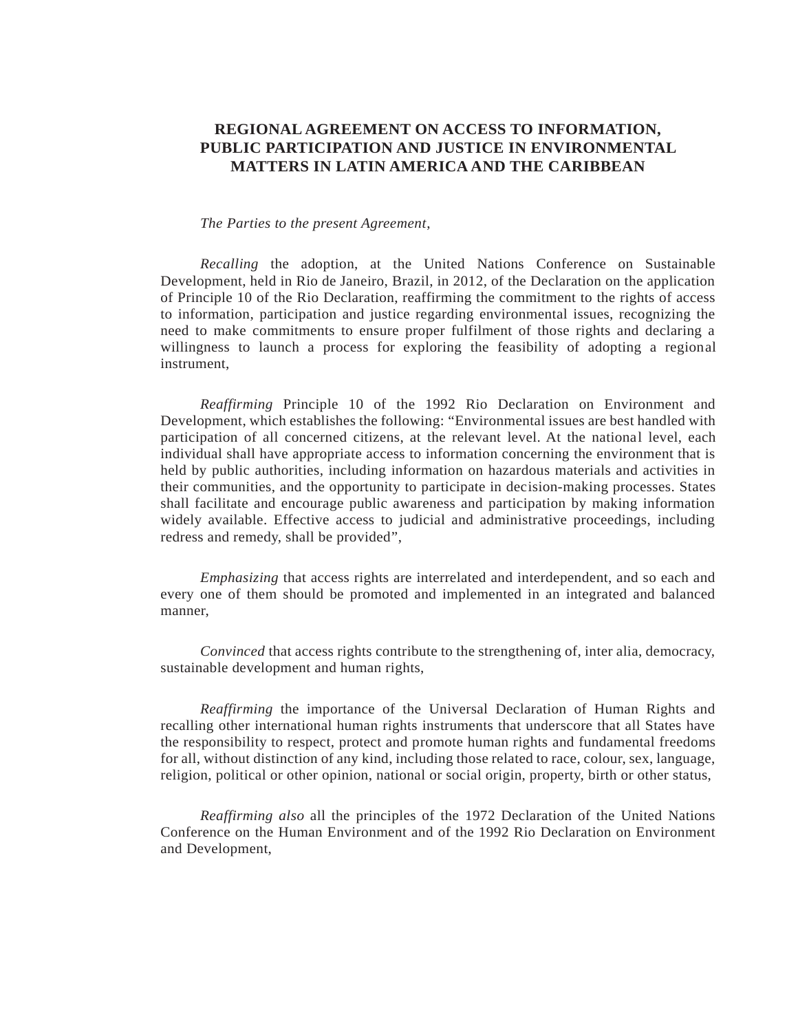# REGIONAL AGREEMENT ON ACCESS TO INFORMATION, PUBLIC PARTICIPATION AND JUSTICE IN ENVIRONMENTAL MATTERS IN LATIN AMERICA AND THE CARIBBEAN

*The Parties to the present Agreement*,

*Recalling* the adoption, at the United Nations Conference on Sustainable Development, held in Rio de Janeiro, Brazil, in 2012, of the Declaration on the application of Principle 10 of the Rio Declaration, reaffirming the commitment to the rights of access to information, participation and justice regarding environmental issues, recognizing the need to make commitments to ensure proper fulfilment of those rights and declaring a willingness to launch a process for exploring the feasibility of adopting a regional instrument,

*Reaffirming* Principle 10 of the 1992 Rio Declaration on Environment and Development, which establishes the following: "Environmental issues are best handled with participation of all concerned citizens, at the relevant level. At the national level, each individual shall have appropriate access to information concerning the environment that is held by public authorities, including information on hazardous materials and activities in their communities, and the opportunity to participate in decision-making processes. States shall facilitate and encourage public awareness and participation by making information widely available. Effective access to judicial and administrative proceedings, including redress and remedy, shall be provided",

*Emphasizing* that access rights are interrelated and interdependent, and so each and every one of them should be promoted and implemented in an integrated and balanced manner,

*Convinced* that access rights contribute to the strengthening of, inter alia, democracy, sustainable development and human rights,

*Reaffirming* the importance of the Universal Declaration of Human Rights and recalling other international human rights instruments that underscore that all States have the responsibility to respect, protect and promote human rights and fundamental freedoms for all, without distinction of any kind, including those related to race, colour, sex, language, religion, political or other opinion, national or social origin, property, birth or other status,

*Reaffirming also* all the principles of the 1972 Declaration of the United Nations Conference on the Human Environment and of the 1992 Rio Declaration on Environment and Development,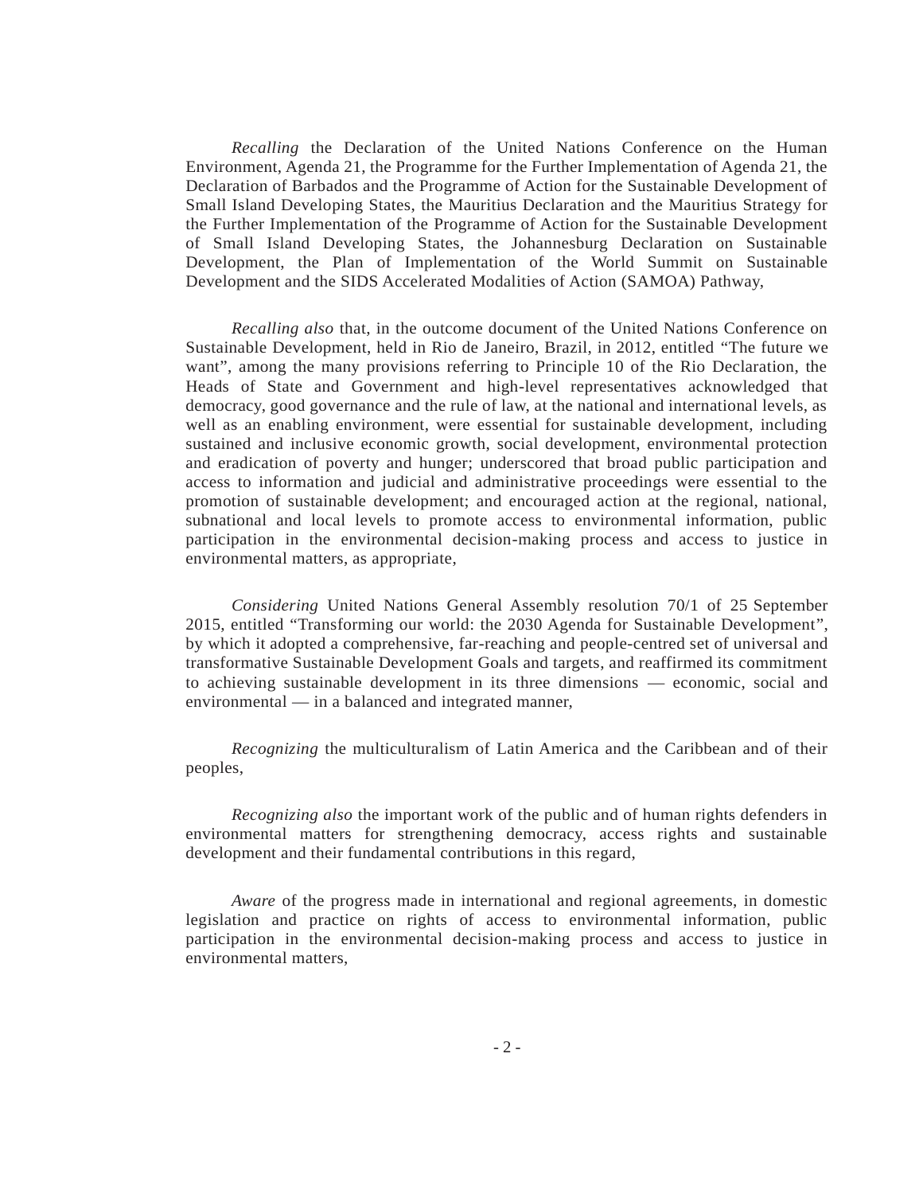*Recalling* the Declaration of the United Nations Conference on the Human Environment, Agenda 21, the Programme for the Further Implementation of Agenda 21, the Declaration of Barbados and the Programme of Action for the Sustainable Development of Small Island Developing States, the Mauritius Declaration and the Mauritius Strategy for the Further Implementation of the Programme of Action for the Sustainable Development of Small Island Developing States, the Johannesburg Declaration on Sustainable Development, the Plan of Implementation of the World Summit on Sustainable Development and the SIDS Accelerated Modalities of Action (SAMOA) Pathway,

*Recalling also* that, in the outcome document of the United Nations Conference on Sustainable Development, held in Rio de Janeiro, Brazil, in 2012, entitled "The future we want", among the many provisions referring to Principle 10 of the Rio Declaration, the Heads of State and Government and high-level representatives acknowledged that democracy, good governance and the rule of law, at the national and international levels, as well as an enabling environment, were essential for sustainable development, including sustained and inclusive economic growth, social development, environmental protection and eradication of poverty and hunger; underscored that broad public participation and access to information and judicial and administrative proceedings were essential to the promotion of sustainable development; and encouraged action at the regional, national, subnational and local levels to promote access to environmental information, public participation in the environmental decision-making process and access to justice in environmental matters, as appropriate,

*Considering* United Nations General Assembly resolution 70/1 of 25 September 2015, entitled "Transforming our world: the 2030 Agenda for Sustainable Development", by which it adopted a comprehensive, far-reaching and people-centred set of universal and transformative Sustainable Development Goals and targets, and reaffirmed its commitment to achieving sustainable development in its three dimensions — economic, social and environmental — in a balanced and integrated manner,

*Recognizing* the multiculturalism of Latin America and the Caribbean and of their peoples,

*Recognizing also* the important work of the public and of human rights defenders in environmental matters for strengthening democracy, access rights and sustainable development and their fundamental contributions in this regard,

*Aware* of the progress made in international and regional agreements, in domestic legislation and practice on rights of access to environmental information, public participation in the environmental decision-making process and access to justice in environmental matters,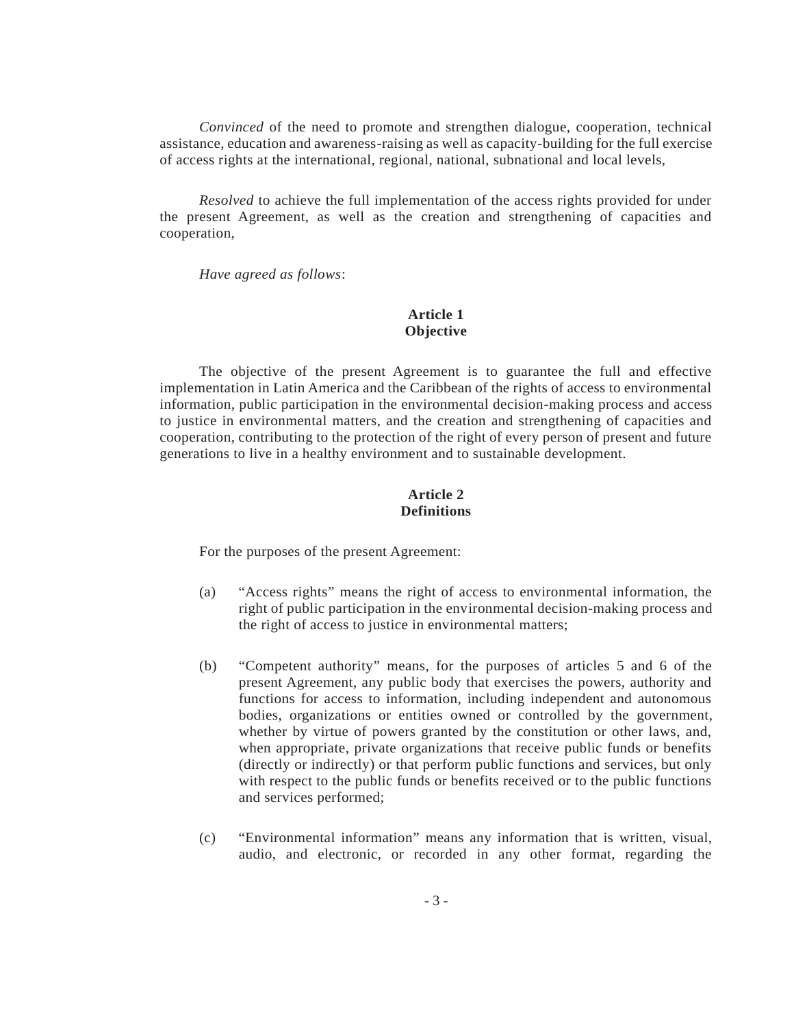*Convinced* of the need to promote and strengthen dialogue, cooperation, technical assistance, education and awareness-raising as well as capacity-building for the full exercise of access rights at the international, regional, national, subnational and local levels,

*Resolved* to achieve the full implementation of the access rights provided for under the present Agreement, as well as the creation and strengthening of capacities and cooperation,

*Have agreed as follows*:

## Article 1
## Objective

The objective of the present Agreement is to guarantee the full and effective implementation in Latin America and the Caribbean of the rights of access to environmental information, public participation in the environmental decision-making process and access to justice in environmental matters, and the creation and strengthening of capacities and cooperation, contributing to the protection of the right of every person of present and future generations to live in a healthy environment and to sustainable development.

## Article 2
## Definitions

For the purposes of the present Agreement:

(a) "Access rights" means the right of access to environmental information, the right of public participation in the environmental decision-making process and the right of access to justice in environmental matters;

(b) "Competent authority" means, for the purposes of articles 5 and 6 of the present Agreement, any public body that exercises the powers, authority and functions for access to information, including independent and autonomous bodies, organizations or entities owned or controlled by the government, whether by virtue of powers granted by the constitution or other laws, and, when appropriate, private organizations that receive public funds or benefits (directly or indirectly) or that perform public functions and services, but only with respect to the public funds or benefits received or to the public functions and services performed;

(c) "Environmental information" means any information that is written, visual, audio, and electronic, or recorded in any other format, regarding the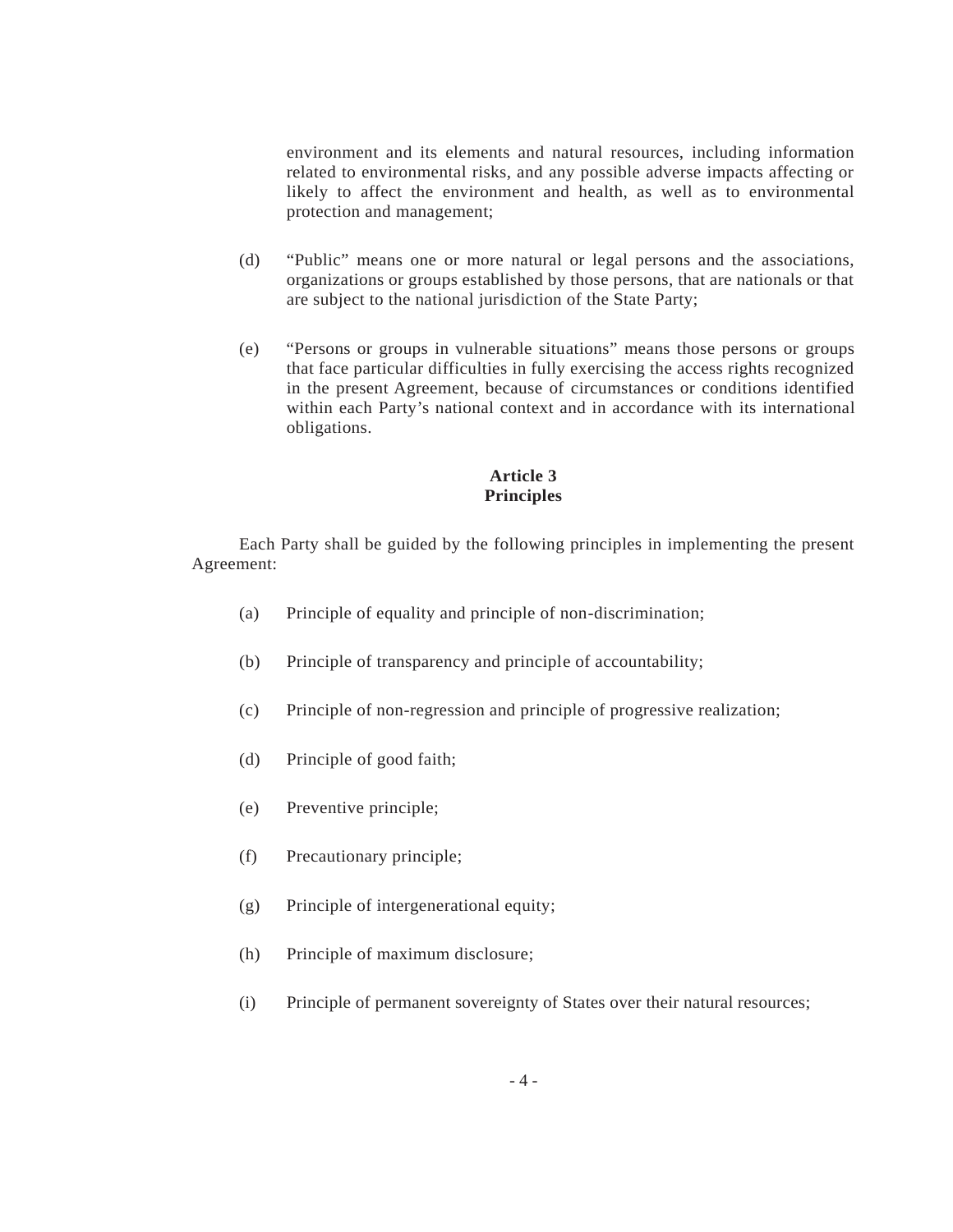environment and its elements and natural resources, including information related to environmental risks, and any possible adverse impacts affecting or likely to affect the environment and health, as well as to environmental protection and management;

(d) "Public" means one or more natural or legal persons and the associations, organizations or groups established by those persons, that are nationals or that are subject to the national jurisdiction of the State Party;

(e) "Persons or groups in vulnerable situations" means those persons or groups that face particular difficulties in fully exercising the access rights recognized in the present Agreement, because of circumstances or conditions identified within each Party's national context and in accordance with its international obligations.

## Article 3
## Principles

Each Party shall be guided by the following principles in implementing the present Agreement:

(a) Principle of equality and principle of non-discrimination;

(b) Principle of transparency and principle of accountability;

(c) Principle of non-regression and principle of progressive realization;

(d) Principle of good faith;

(e) Preventive principle;

(f) Precautionary principle;

(g) Principle of intergenerational equity;

(h) Principle of maximum disclosure;

(i) Principle of permanent sovereignty of States over their natural resources;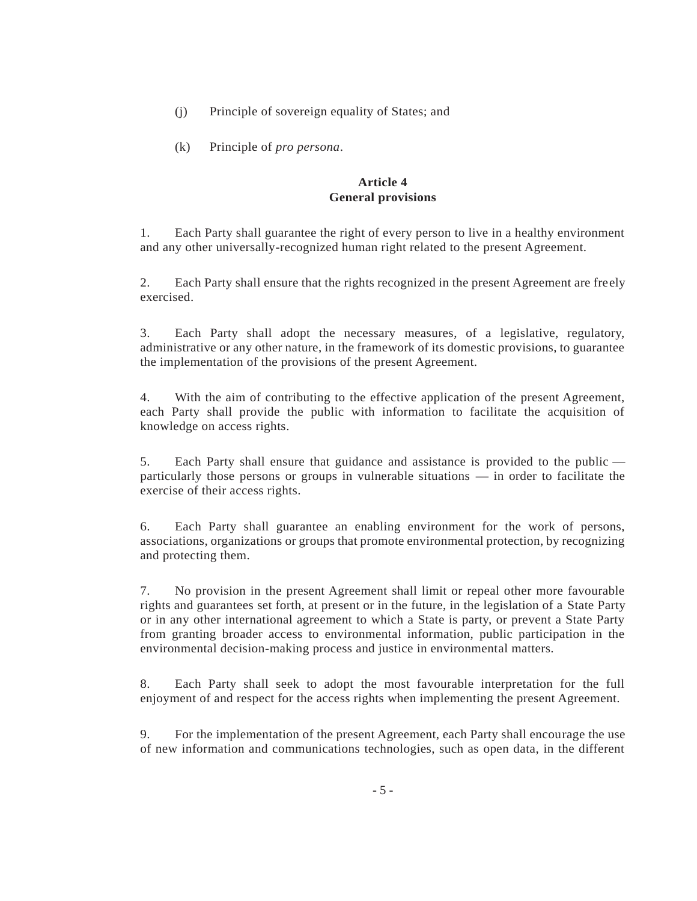(j) Principle of sovereign equality of States; and

(k) Principle of *pro persona*.

**Article 4**
**General provisions**

1. Each Party shall guarantee the right of every person to live in a healthy environment and any other universally-recognized human right related to the present Agreement.

2. Each Party shall ensure that the rights recognized in the present Agreement are freely exercised.

3. Each Party shall adopt the necessary measures, of a legislative, regulatory, administrative or any other nature, in the framework of its domestic provisions, to guarantee the implementation of the provisions of the present Agreement.

4. With the aim of contributing to the effective application of the present Agreement, each Party shall provide the public with information to facilitate the acquisition of knowledge on access rights.

5. Each Party shall ensure that guidance and assistance is provided to the public — particularly those persons or groups in vulnerable situations — in order to facilitate the exercise of their access rights.

6. Each Party shall guarantee an enabling environment for the work of persons, associations, organizations or groups that promote environmental protection, by recognizing and protecting them.

7. No provision in the present Agreement shall limit or repeal other more favourable rights and guarantees set forth, at present or in the future, in the legislation of a State Party or in any other international agreement to which a State is party, or prevent a State Party from granting broader access to environmental information, public participation in the environmental decision-making process and justice in environmental matters.

8. Each Party shall seek to adopt the most favourable interpretation for the full enjoyment of and respect for the access rights when implementing the present Agreement.

9. For the implementation of the present Agreement, each Party shall encourage the use of new information and communications technologies, such as open data, in the different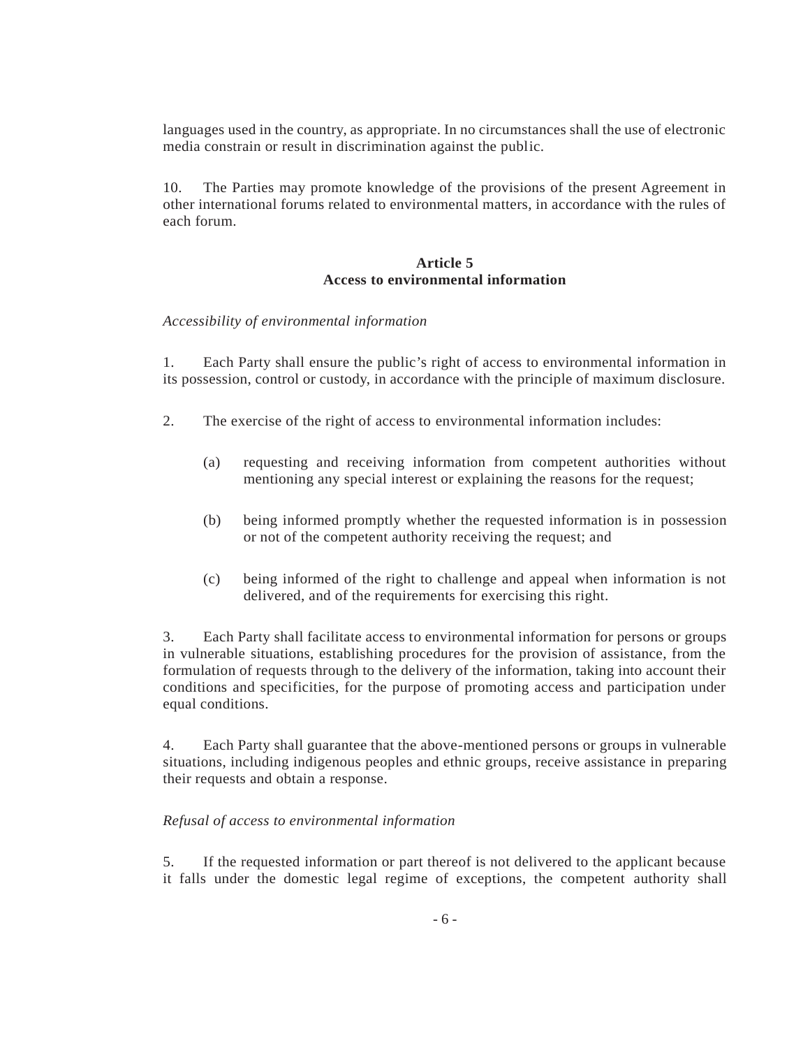languages used in the country, as appropriate. In no circumstances shall the use of electronic media constrain or result in discrimination against the public.

10. The Parties may promote knowledge of the provisions of the present Agreement in other international forums related to environmental matters, in accordance with the rules of each forum.

## Article 5
## Access to environmental information

*Accessibility of environmental information*

1. Each Party shall ensure the public's right of access to environmental information in its possession, control or custody, in accordance with the principle of maximum disclosure.

2. The exercise of the right of access to environmental information includes:

   (a) requesting and receiving information from competent authorities without mentioning any special interest or explaining the reasons for the request;

   (b) being informed promptly whether the requested information is in possession or not of the competent authority receiving the request; and

   (c) being informed of the right to challenge and appeal when information is not delivered, and of the requirements for exercising this right.

3. Each Party shall facilitate access to environmental information for persons or groups in vulnerable situations, establishing procedures for the provision of assistance, from the formulation of requests through to the delivery of the information, taking into account their conditions and specificities, for the purpose of promoting access and participation under equal conditions.

4. Each Party shall guarantee that the above-mentioned persons or groups in vulnerable situations, including indigenous peoples and ethnic groups, receive assistance in preparing their requests and obtain a response.

*Refusal of access to environmental information*

5. If the requested information or part thereof is not delivered to the applicant because it falls under the domestic legal regime of exceptions, the competent authority shall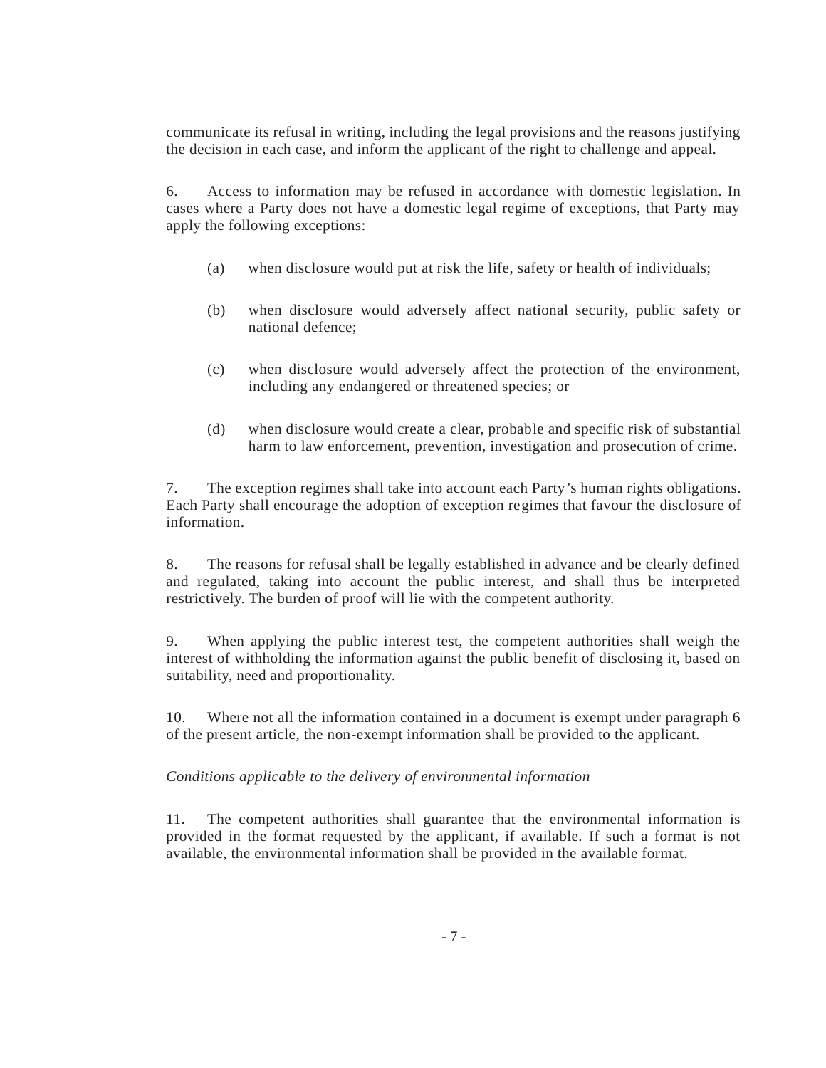communicate its refusal in writing, including the legal provisions and the reasons justifying the decision in each case, and inform the applicant of the right to challenge and appeal.

6. Access to information may be refused in accordance with domestic legislation. In cases where a Party does not have a domestic legal regime of exceptions, that Party may apply the following exceptions:

(a) when disclosure would put at risk the life, safety or health of individuals;

(b) when disclosure would adversely affect national security, public safety or national defence;

(c) when disclosure would adversely affect the protection of the environment, including any endangered or threatened species; or

(d) when disclosure would create a clear, probable and specific risk of substantial harm to law enforcement, prevention, investigation and prosecution of crime.

7. The exception regimes shall take into account each Party's human rights obligations. Each Party shall encourage the adoption of exception regimes that favour the disclosure of information.

8. The reasons for refusal shall be legally established in advance and be clearly defined and regulated, taking into account the public interest, and shall thus be interpreted restrictively. The burden of proof will lie with the competent authority.

9. When applying the public interest test, the competent authorities shall weigh the interest of withholding the information against the public benefit of disclosing it, based on suitability, need and proportionality.

10. Where not all the information contained in a document is exempt under paragraph 6 of the present article, the non-exempt information shall be provided to the applicant.

*Conditions applicable to the delivery of environmental information*

11. The competent authorities shall guarantee that the environmental information is provided in the format requested by the applicant, if available. If such a format is not available, the environmental information shall be provided in the available format.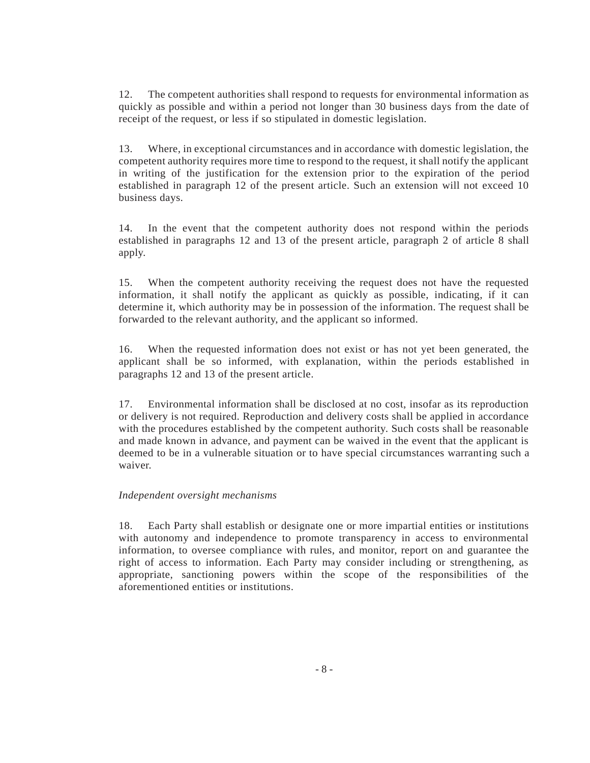12. The competent authorities shall respond to requests for environmental information as quickly as possible and within a period not longer than 30 business days from the date of receipt of the request, or less if so stipulated in domestic legislation.

13. Where, in exceptional circumstances and in accordance with domestic legislation, the competent authority requires more time to respond to the request, it shall notify the applicant in writing of the justification for the extension prior to the expiration of the period established in paragraph 12 of the present article. Such an extension will not exceed 10 business days.

14. In the event that the competent authority does not respond within the periods established in paragraphs 12 and 13 of the present article, paragraph 2 of article 8 shall apply.

15. When the competent authority receiving the request does not have the requested information, it shall notify the applicant as quickly as possible, indicating, if it can determine it, which authority may be in possession of the information. The request shall be forwarded to the relevant authority, and the applicant so informed.

16. When the requested information does not exist or has not yet been generated, the applicant shall be so informed, with explanation, within the periods established in paragraphs 12 and 13 of the present article.

17. Environmental information shall be disclosed at no cost, insofar as its reproduction or delivery is not required. Reproduction and delivery costs shall be applied in accordance with the procedures established by the competent authority. Such costs shall be reasonable and made known in advance, and payment can be waived in the event that the applicant is deemed to be in a vulnerable situation or to have special circumstances warranting such a waiver.

*Independent oversight mechanisms*

18. Each Party shall establish or designate one or more impartial entities or institutions with autonomy and independence to promote transparency in access to environmental information, to oversee compliance with rules, and monitor, report on and guarantee the right of access to information. Each Party may consider including or strengthening, as appropriate, sanctioning powers within the scope of the responsibilities of the aforementioned entities or institutions.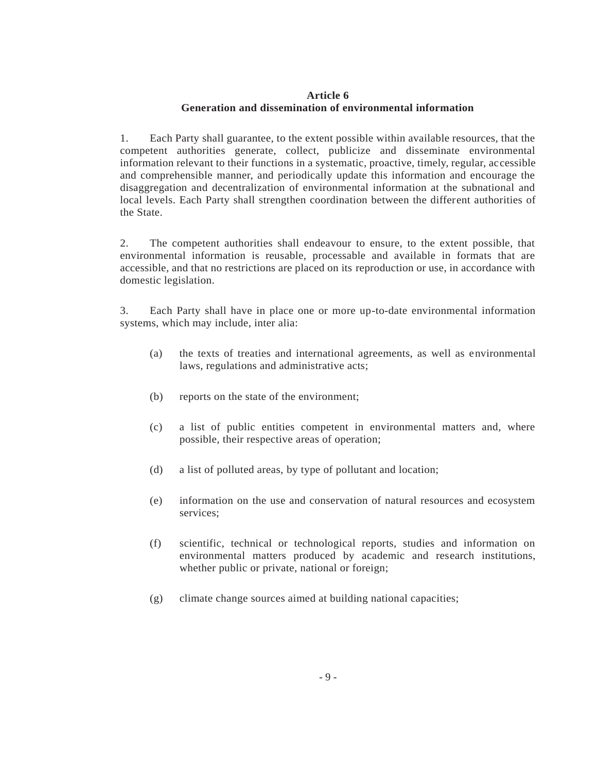### Article 6
### Generation and dissemination of environmental information

1. Each Party shall guarantee, to the extent possible within available resources, that the competent authorities generate, collect, publicize and disseminate environmental information relevant to their functions in a systematic, proactive, timely, regular, accessible and comprehensible manner, and periodically update this information and encourage the disaggregation and decentralization of environmental information at the subnational and local levels. Each Party shall strengthen coordination between the different authorities of the State.

2. The competent authorities shall endeavour to ensure, to the extent possible, that environmental information is reusable, processable and available in formats that are accessible, and that no restrictions are placed on its reproduction or use, in accordance with domestic legislation.

3. Each Party shall have in place one or more up-to-date environmental information systems, which may include, inter alia:

(a) the texts of treaties and international agreements, as well as environmental laws, regulations and administrative acts;

(b) reports on the state of the environment;

(c) a list of public entities competent in environmental matters and, where possible, their respective areas of operation;

(d) a list of polluted areas, by type of pollutant and location;

(e) information on the use and conservation of natural resources and ecosystem services;

(f) scientific, technical or technological reports, studies and information on environmental matters produced by academic and research institutions, whether public or private, national or foreign;

(g) climate change sources aimed at building national capacities;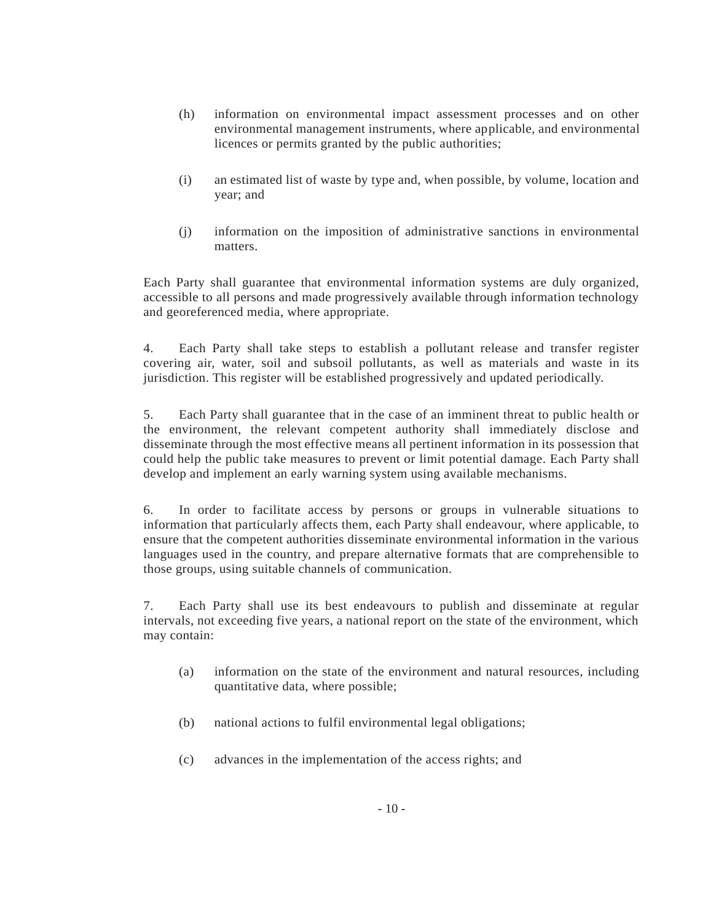(h) information on environmental impact assessment processes and on other environmental management instruments, where applicable, and environmental licences or permits granted by the public authorities;

(i) an estimated list of waste by type and, when possible, by volume, location and year; and

(j) information on the imposition of administrative sanctions in environmental matters.

Each Party shall guarantee that environmental information systems are duly organized, accessible to all persons and made progressively available through information technology and georeferenced media, where appropriate.

4. Each Party shall take steps to establish a pollutant release and transfer register covering air, water, soil and subsoil pollutants, as well as materials and waste in its jurisdiction. This register will be established progressively and updated periodically.

5. Each Party shall guarantee that in the case of an imminent threat to public health or the environment, the relevant competent authority shall immediately disclose and disseminate through the most effective means all pertinent information in its possession that could help the public take measures to prevent or limit potential damage. Each Party shall develop and implement an early warning system using available mechanisms.

6. In order to facilitate access by persons or groups in vulnerable situations to information that particularly affects them, each Party shall endeavour, where applicable, to ensure that the competent authorities disseminate environmental information in the various languages used in the country, and prepare alternative formats that are comprehensible to those groups, using suitable channels of communication.

7. Each Party shall use its best endeavours to publish and disseminate at regular intervals, not exceeding five years, a national report on the state of the environment, which may contain:

(a) information on the state of the environment and natural resources, including quantitative data, where possible;

(b) national actions to fulfil environmental legal obligations;

(c) advances in the implementation of the access rights; and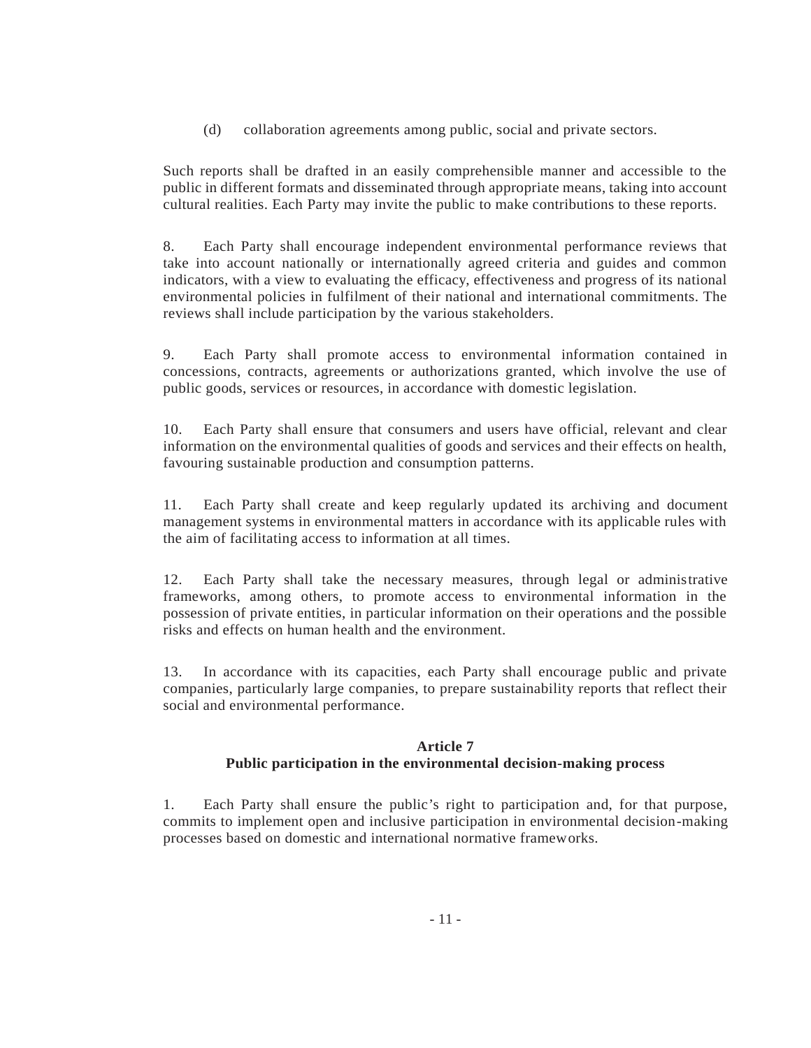(d) collaboration agreements among public, social and private sectors.

Such reports shall be drafted in an easily comprehensible manner and accessible to the public in different formats and disseminated through appropriate means, taking into account cultural realities. Each Party may invite the public to make contributions to these reports.

8. Each Party shall encourage independent environmental performance reviews that take into account nationally or internationally agreed criteria and guides and common indicators, with a view to evaluating the efficacy, effectiveness and progress of its national environmental policies in fulfilment of their national and international commitments. The reviews shall include participation by the various stakeholders.

9. Each Party shall promote access to environmental information contained in concessions, contracts, agreements or authorizations granted, which involve the use of public goods, services or resources, in accordance with domestic legislation.

10. Each Party shall ensure that consumers and users have official, relevant and clear information on the environmental qualities of goods and services and their effects on health, favouring sustainable production and consumption patterns.

11. Each Party shall create and keep regularly updated its archiving and document management systems in environmental matters in accordance with its applicable rules with the aim of facilitating access to information at all times.

12. Each Party shall take the necessary measures, through legal or administrative frameworks, among others, to promote access to environmental information in the possession of private entities, in particular information on their operations and the possible risks and effects on human health and the environment.

13. In accordance with its capacities, each Party shall encourage public and private companies, particularly large companies, to prepare sustainability reports that reflect their social and environmental performance.

## Article 7
## Public participation in the environmental decision-making process

1. Each Party shall ensure the public's right to participation and, for that purpose, commits to implement open and inclusive participation in environmental decision-making processes based on domestic and international normative frameworks.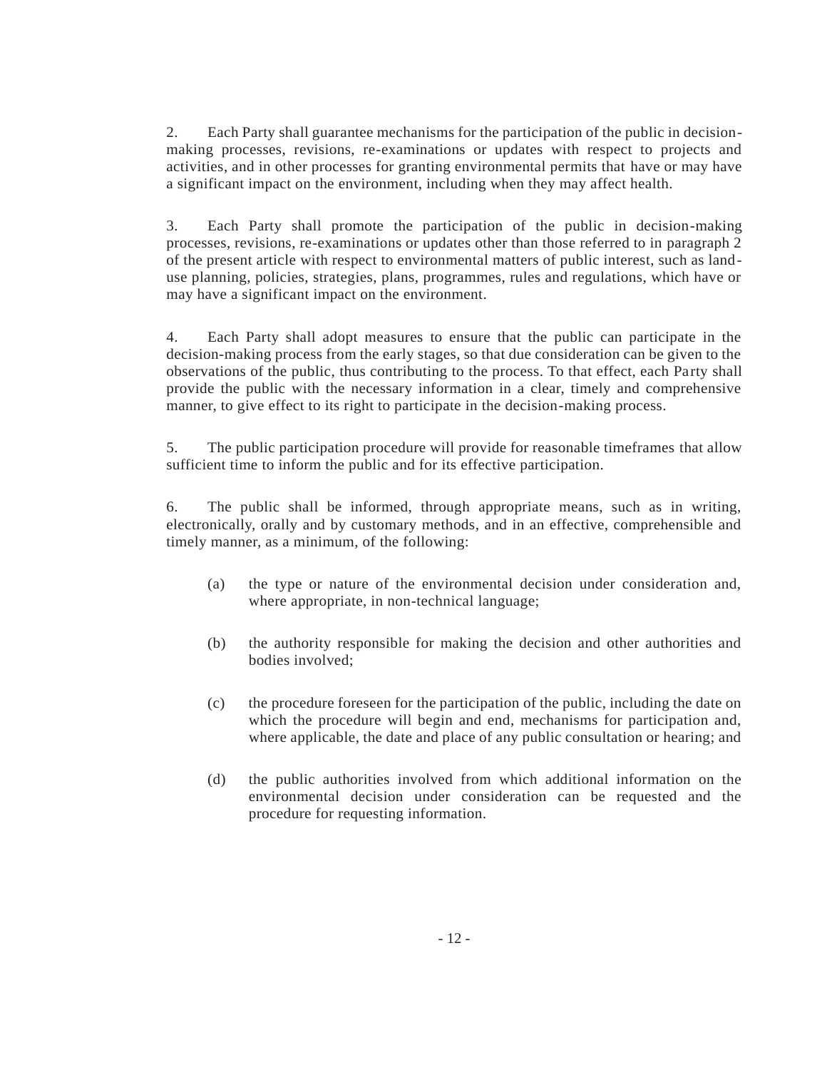2. Each Party shall guarantee mechanisms for the participation of the public in decision-making processes, revisions, re-examinations or updates with respect to projects and activities, and in other processes for granting environmental permits that have or may have a significant impact on the environment, including when they may affect health.

3. Each Party shall promote the participation of the public in decision-making processes, revisions, re-examinations or updates other than those referred to in paragraph 2 of the present article with respect to environmental matters of public interest, such as land-use planning, policies, strategies, plans, programmes, rules and regulations, which have or may have a significant impact on the environment.

4. Each Party shall adopt measures to ensure that the public can participate in the decision-making process from the early stages, so that due consideration can be given to the observations of the public, thus contributing to the process. To that effect, each Party shall provide the public with the necessary information in a clear, timely and comprehensive manner, to give effect to its right to participate in the decision-making process.

5. The public participation procedure will provide for reasonable timeframes that allow sufficient time to inform the public and for its effective participation.

6. The public shall be informed, through appropriate means, such as in writing, electronically, orally and by customary methods, and in an effective, comprehensible and timely manner, as a minimum, of the following:

(a) the type or nature of the environmental decision under consideration and, where appropriate, in non-technical language;

(b) the authority responsible for making the decision and other authorities and bodies involved;

(c) the procedure foreseen for the participation of the public, including the date on which the procedure will begin and end, mechanisms for participation and, where applicable, the date and place of any public consultation or hearing; and

(d) the public authorities involved from which additional information on the environmental decision under consideration can be requested and the procedure for requesting information.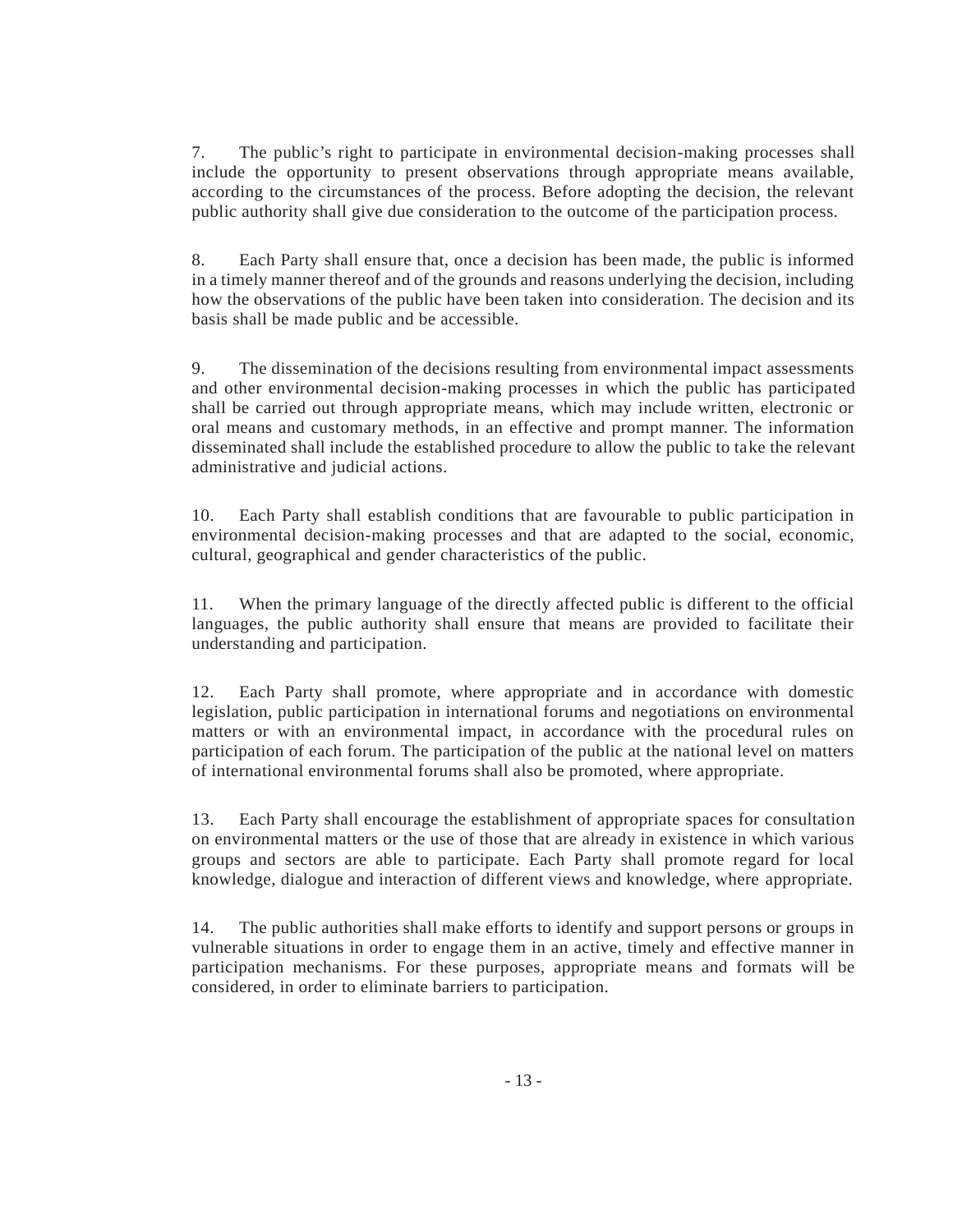7. The public's right to participate in environmental decision-making processes shall include the opportunity to present observations through appropriate means available, according to the circumstances of the process. Before adopting the decision, the relevant public authority shall give due consideration to the outcome of the participation process.

8. Each Party shall ensure that, once a decision has been made, the public is informed in a timely manner thereof and of the grounds and reasons underlying the decision, including how the observations of the public have been taken into consideration. The decision and its basis shall be made public and be accessible.

9. The dissemination of the decisions resulting from environmental impact assessments and other environmental decision-making processes in which the public has participated shall be carried out through appropriate means, which may include written, electronic or oral means and customary methods, in an effective and prompt manner. The information disseminated shall include the established procedure to allow the public to take the relevant administrative and judicial actions.

10. Each Party shall establish conditions that are favourable to public participation in environmental decision-making processes and that are adapted to the social, economic, cultural, geographical and gender characteristics of the public.

11. When the primary language of the directly affected public is different to the official languages, the public authority shall ensure that means are provided to facilitate their understanding and participation.

12. Each Party shall promote, where appropriate and in accordance with domestic legislation, public participation in international forums and negotiations on environmental matters or with an environmental impact, in accordance with the procedural rules on participation of each forum. The participation of the public at the national level on matters of international environmental forums shall also be promoted, where appropriate.

13. Each Party shall encourage the establishment of appropriate spaces for consultation on environmental matters or the use of those that are already in existence in which various groups and sectors are able to participate. Each Party shall promote regard for local knowledge, dialogue and interaction of different views and knowledge, where appropriate.

14. The public authorities shall make efforts to identify and support persons or groups in vulnerable situations in order to engage them in an active, timely and effective manner in participation mechanisms. For these purposes, appropriate means and formats will be considered, in order to eliminate barriers to participation.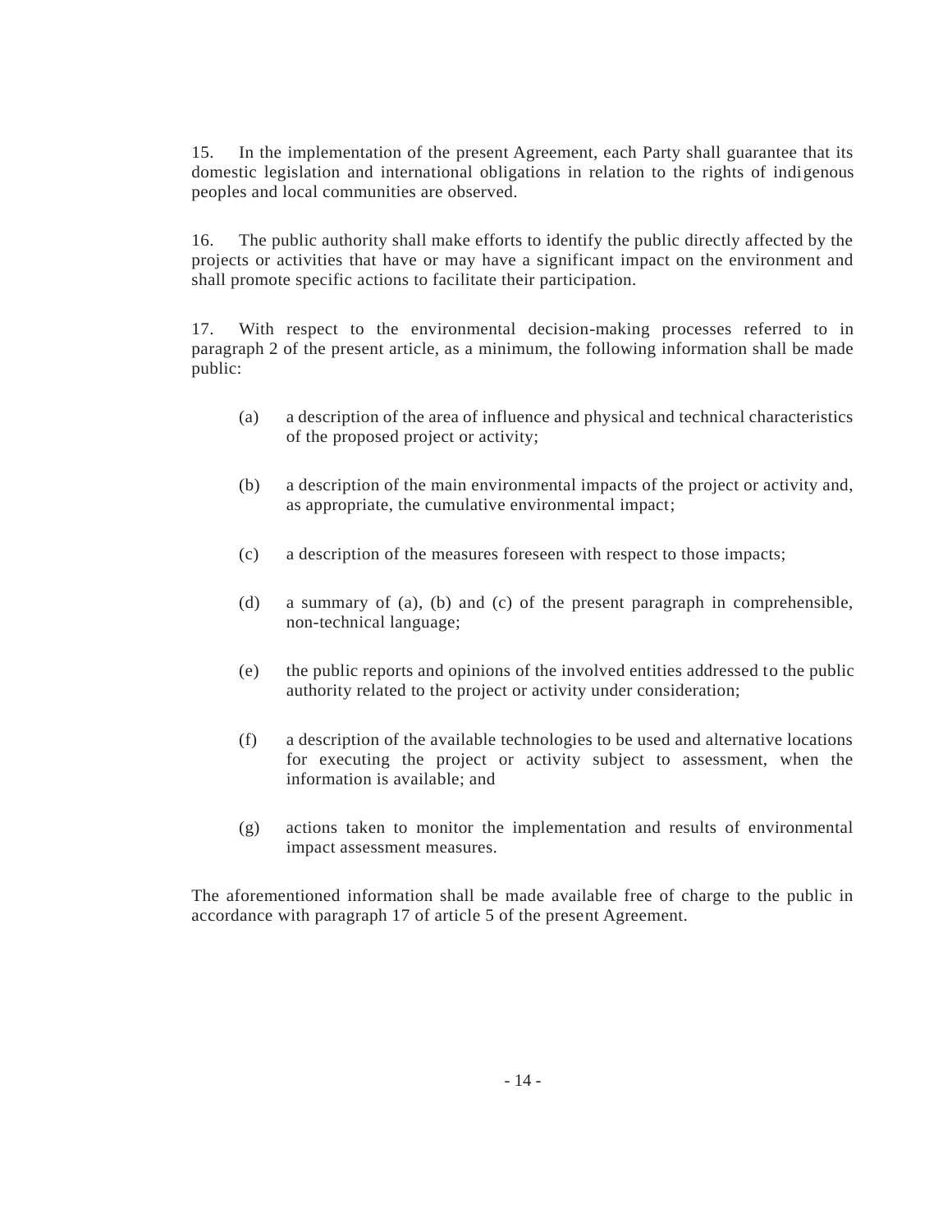15. In the implementation of the present Agreement, each Party shall guarantee that its domestic legislation and international obligations in relation to the rights of indigenous peoples and local communities are observed.

16. The public authority shall make efforts to identify the public directly affected by the projects or activities that have or may have a significant impact on the environment and shall promote specific actions to facilitate their participation.

17. With respect to the environmental decision-making processes referred to in paragraph 2 of the present article, as a minimum, the following information shall be made public:

(a) a description of the area of influence and physical and technical characteristics of the proposed project or activity;

(b) a description of the main environmental impacts of the project or activity and, as appropriate, the cumulative environmental impact;

(c) a description of the measures foreseen with respect to those impacts;

(d) a summary of (a), (b) and (c) of the present paragraph in comprehensible, non-technical language;

(e) the public reports and opinions of the involved entities addressed to the public authority related to the project or activity under consideration;

(f) a description of the available technologies to be used and alternative locations for executing the project or activity subject to assessment, when the information is available; and

(g) actions taken to monitor the implementation and results of environmental impact assessment measures.

The aforementioned information shall be made available free of charge to the public in accordance with paragraph 17 of article 5 of the present Agreement.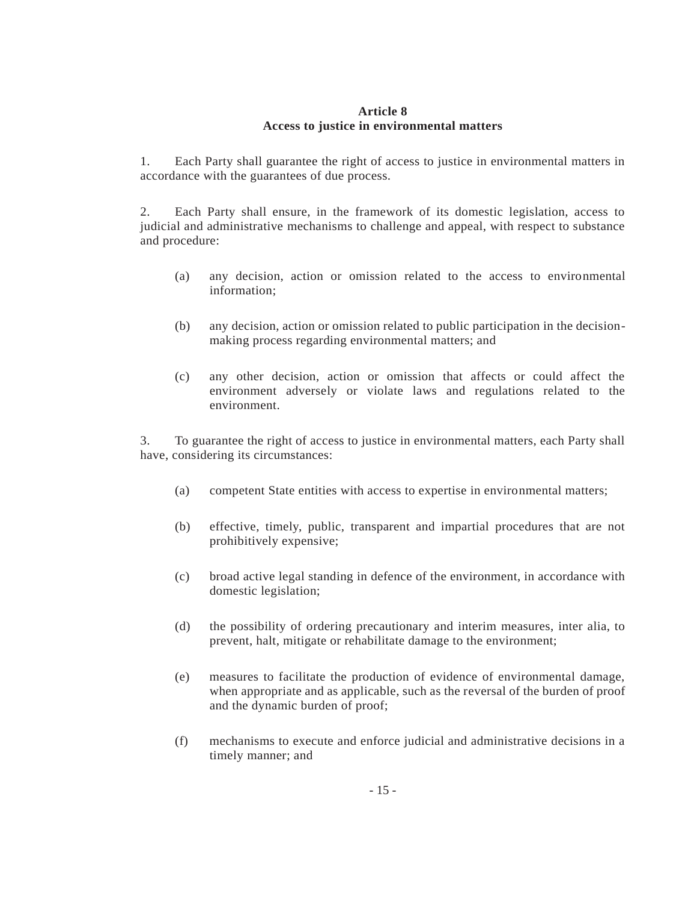## Article 8
## Access to justice in environmental matters

1. Each Party shall guarantee the right of access to justice in environmental matters in accordance with the guarantees of due process.

2. Each Party shall ensure, in the framework of its domestic legislation, access to judicial and administrative mechanisms to challenge and appeal, with respect to substance and procedure:

   (a) any decision, action or omission related to the access to environmental information;

   (b) any decision, action or omission related to public participation in the decision-making process regarding environmental matters; and

   (c) any other decision, action or omission that affects or could affect the environment adversely or violate laws and regulations related to the environment.

3. To guarantee the right of access to justice in environmental matters, each Party shall have, considering its circumstances:

   (a) competent State entities with access to expertise in environmental matters;

   (b) effective, timely, public, transparent and impartial procedures that are not prohibitively expensive;

   (c) broad active legal standing in defence of the environment, in accordance with domestic legislation;

   (d) the possibility of ordering precautionary and interim measures, inter alia, to prevent, halt, mitigate or rehabilitate damage to the environment;

   (e) measures to facilitate the production of evidence of environmental damage, when appropriate and as applicable, such as the reversal of the burden of proof and the dynamic burden of proof;

   (f) mechanisms to execute and enforce judicial and administrative decisions in a timely manner; and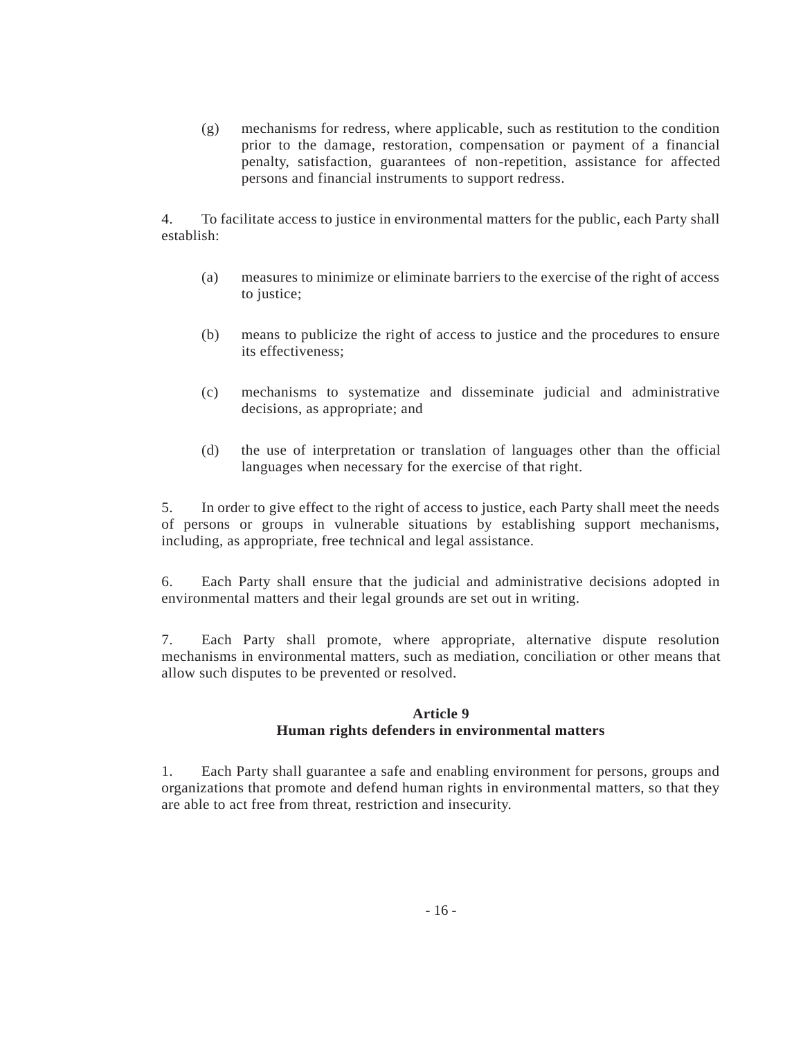(g) mechanisms for redress, where applicable, such as restitution to the condition prior to the damage, restoration, compensation or payment of a financial penalty, satisfaction, guarantees of non-repetition, assistance for affected persons and financial instruments to support redress.

4. To facilitate access to justice in environmental matters for the public, each Party shall establish:

(a) measures to minimize or eliminate barriers to the exercise of the right of access to justice;

(b) means to publicize the right of access to justice and the procedures to ensure its effectiveness;

(c) mechanisms to systematize and disseminate judicial and administrative decisions, as appropriate; and

(d) the use of interpretation or translation of languages other than the official languages when necessary for the exercise of that right.

5. In order to give effect to the right of access to justice, each Party shall meet the needs of persons or groups in vulnerable situations by establishing support mechanisms, including, as appropriate, free technical and legal assistance.

6. Each Party shall ensure that the judicial and administrative decisions adopted in environmental matters and their legal grounds are set out in writing.

7. Each Party shall promote, where appropriate, alternative dispute resolution mechanisms in environmental matters, such as mediation, conciliation or other means that allow such disputes to be prevented or resolved.

## Article 9
## Human rights defenders in environmental matters

1. Each Party shall guarantee a safe and enabling environment for persons, groups and organizations that promote and defend human rights in environmental matters, so that they are able to act free from threat, restriction and insecurity.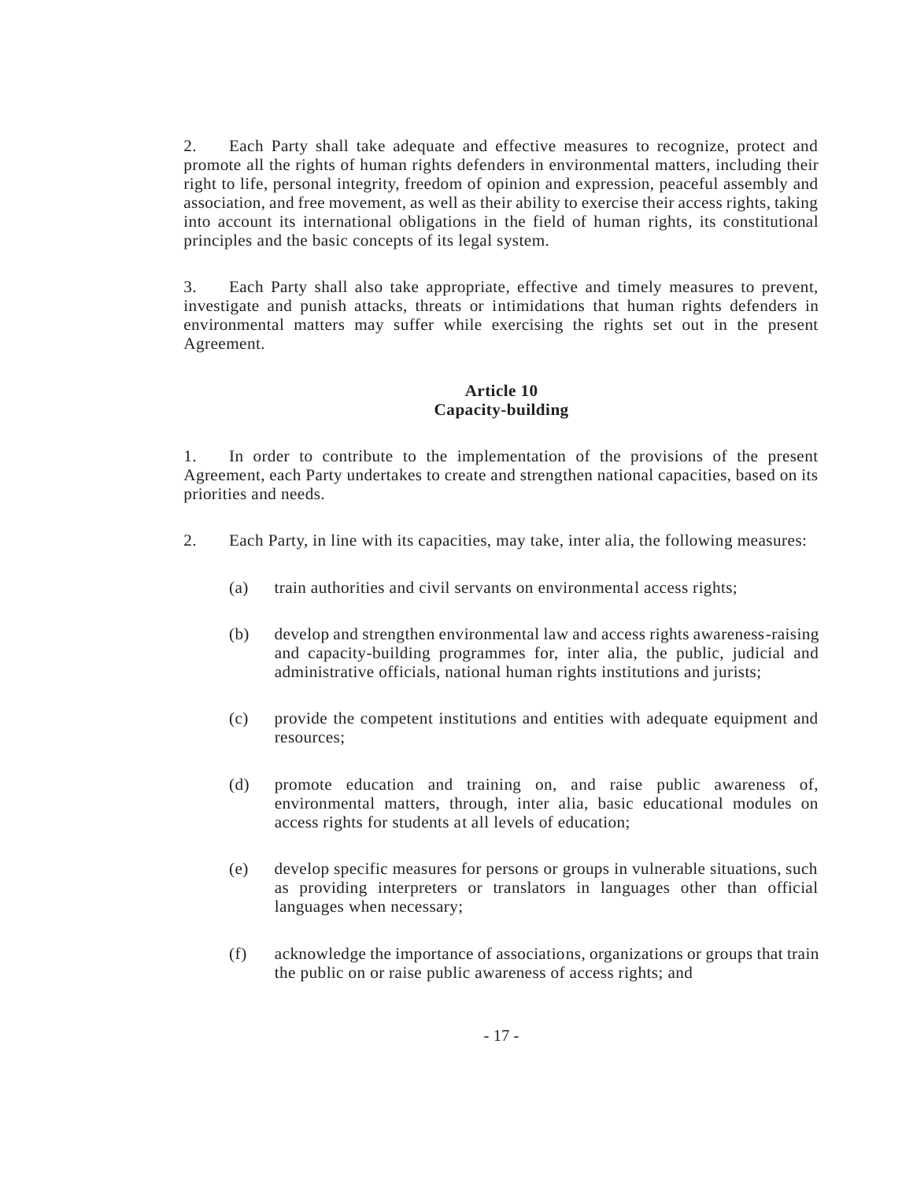2. Each Party shall take adequate and effective measures to recognize, protect and promote all the rights of human rights defenders in environmental matters, including their right to life, personal integrity, freedom of opinion and expression, peaceful assembly and association, and free movement, as well as their ability to exercise their access rights, taking into account its international obligations in the field of human rights, its constitutional principles and the basic concepts of its legal system.

3. Each Party shall also take appropriate, effective and timely measures to prevent, investigate and punish attacks, threats or intimidations that human rights defenders in environmental matters may suffer while exercising the rights set out in the present Agreement.

## Article 10
## Capacity-building

1. In order to contribute to the implementation of the provisions of the present Agreement, each Party undertakes to create and strengthen national capacities, based on its priorities and needs.

2. Each Party, in line with its capacities, may take, inter alia, the following measures:

(a) train authorities and civil servants on environmental access rights;

(b) develop and strengthen environmental law and access rights awareness-raising and capacity-building programmes for, inter alia, the public, judicial and administrative officials, national human rights institutions and jurists;

(c) provide the competent institutions and entities with adequate equipment and resources;

(d) promote education and training on, and raise public awareness of, environmental matters, through, inter alia, basic educational modules on access rights for students at all levels of education;

(e) develop specific measures for persons or groups in vulnerable situations, such as providing interpreters or translators in languages other than official languages when necessary;

(f) acknowledge the importance of associations, organizations or groups that train the public on or raise public awareness of access rights; and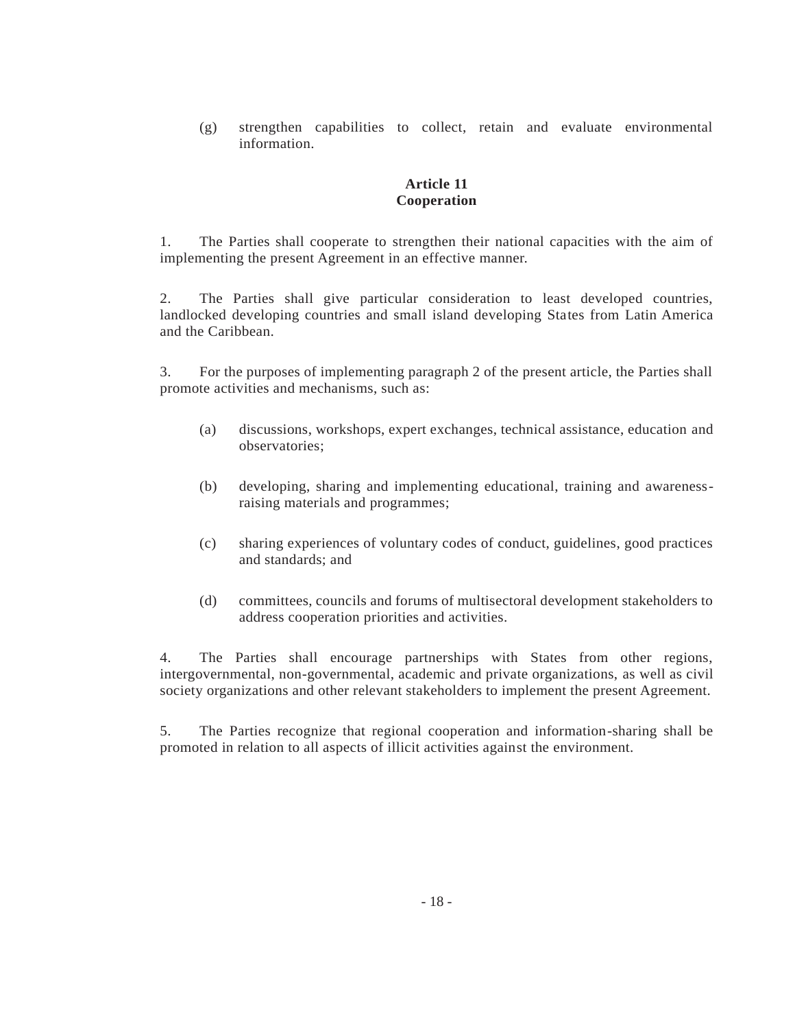(g) strengthen capabilities to collect, retain and evaluate environmental information.

## Article 11
## Cooperation

1. The Parties shall cooperate to strengthen their national capacities with the aim of implementing the present Agreement in an effective manner.

2. The Parties shall give particular consideration to least developed countries, landlocked developing countries and small island developing States from Latin America and the Caribbean.

3. For the purposes of implementing paragraph 2 of the present article, the Parties shall promote activities and mechanisms, such as:

(a) discussions, workshops, expert exchanges, technical assistance, education and observatories;

(b) developing, sharing and implementing educational, training and awareness-raising materials and programmes;

(c) sharing experiences of voluntary codes of conduct, guidelines, good practices and standards; and

(d) committees, councils and forums of multisectoral development stakeholders to address cooperation priorities and activities.

4. The Parties shall encourage partnerships with States from other regions, intergovernmental, non-governmental, academic and private organizations, as well as civil society organizations and other relevant stakeholders to implement the present Agreement.

5. The Parties recognize that regional cooperation and information-sharing shall be promoted in relation to all aspects of illicit activities against the environment.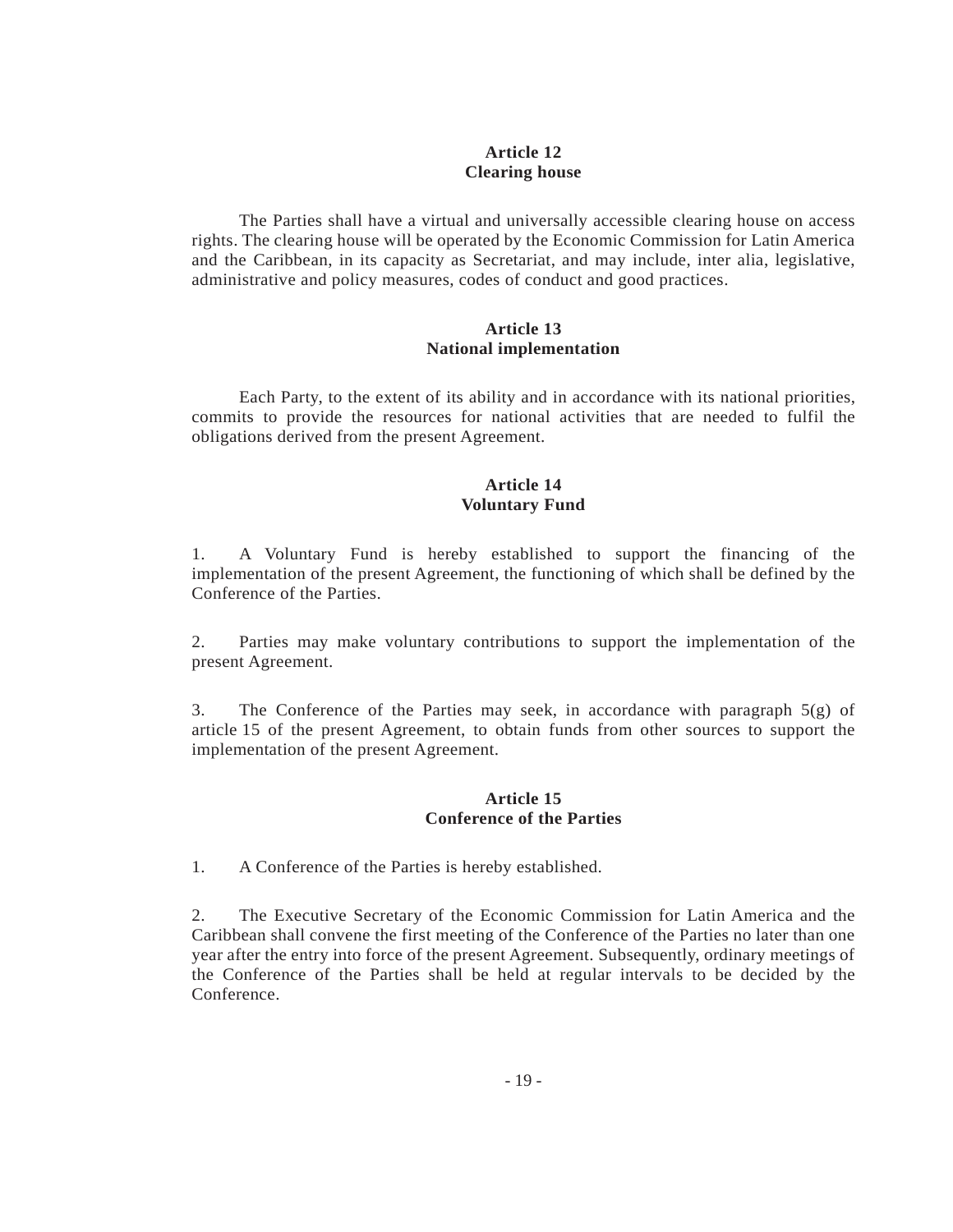**Article 12**
**Clearing house**

The Parties shall have a virtual and universally accessible clearing house on access rights. The clearing house will be operated by the Economic Commission for Latin America and the Caribbean, in its capacity as Secretariat, and may include, inter alia, legislative, administrative and policy measures, codes of conduct and good practices.

**Article 13**
**National implementation**

Each Party, to the extent of its ability and in accordance with its national priorities, commits to provide the resources for national activities that are needed to fulfil the obligations derived from the present Agreement.

**Article 14**
**Voluntary Fund**

1. A Voluntary Fund is hereby established to support the financing of the implementation of the present Agreement, the functioning of which shall be defined by the Conference of the Parties.

2. Parties may make voluntary contributions to support the implementation of the present Agreement.

3. The Conference of the Parties may seek, in accordance with paragraph 5(g) of article 15 of the present Agreement, to obtain funds from other sources to support the implementation of the present Agreement.

**Article 15**
**Conference of the Parties**

1. A Conference of the Parties is hereby established.

2. The Executive Secretary of the Economic Commission for Latin America and the Caribbean shall convene the first meeting of the Conference of the Parties no later than one year after the entry into force of the present Agreement. Subsequently, ordinary meetings of the Conference of the Parties shall be held at regular intervals to be decided by the Conference.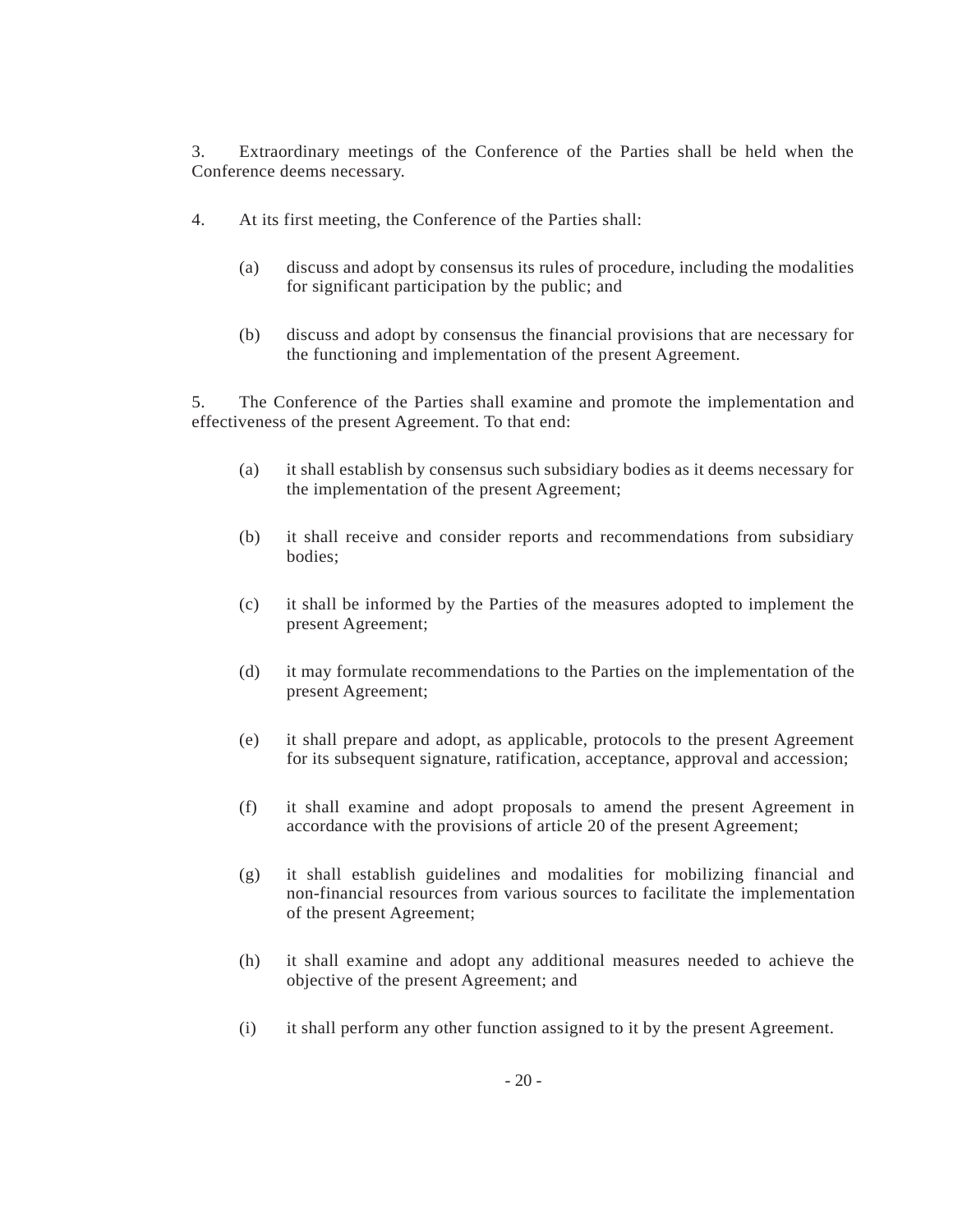3. Extraordinary meetings of the Conference of the Parties shall be held when the Conference deems necessary.

4. At its first meeting, the Conference of the Parties shall:

   (a) discuss and adopt by consensus its rules of procedure, including the modalities for significant participation by the public; and

   (b) discuss and adopt by consensus the financial provisions that are necessary for the functioning and implementation of the present Agreement.

5. The Conference of the Parties shall examine and promote the implementation and effectiveness of the present Agreement. To that end:

   (a) it shall establish by consensus such subsidiary bodies as it deems necessary for the implementation of the present Agreement;

   (b) it shall receive and consider reports and recommendations from subsidiary bodies;

   (c) it shall be informed by the Parties of the measures adopted to implement the present Agreement;

   (d) it may formulate recommendations to the Parties on the implementation of the present Agreement;

   (e) it shall prepare and adopt, as applicable, protocols to the present Agreement for its subsequent signature, ratification, acceptance, approval and accession;

   (f) it shall examine and adopt proposals to amend the present Agreement in accordance with the provisions of article 20 of the present Agreement;

   (g) it shall establish guidelines and modalities for mobilizing financial and non-financial resources from various sources to facilitate the implementation of the present Agreement;

   (h) it shall examine and adopt any additional measures needed to achieve the objective of the present Agreement; and

   (i) it shall perform any other function assigned to it by the present Agreement.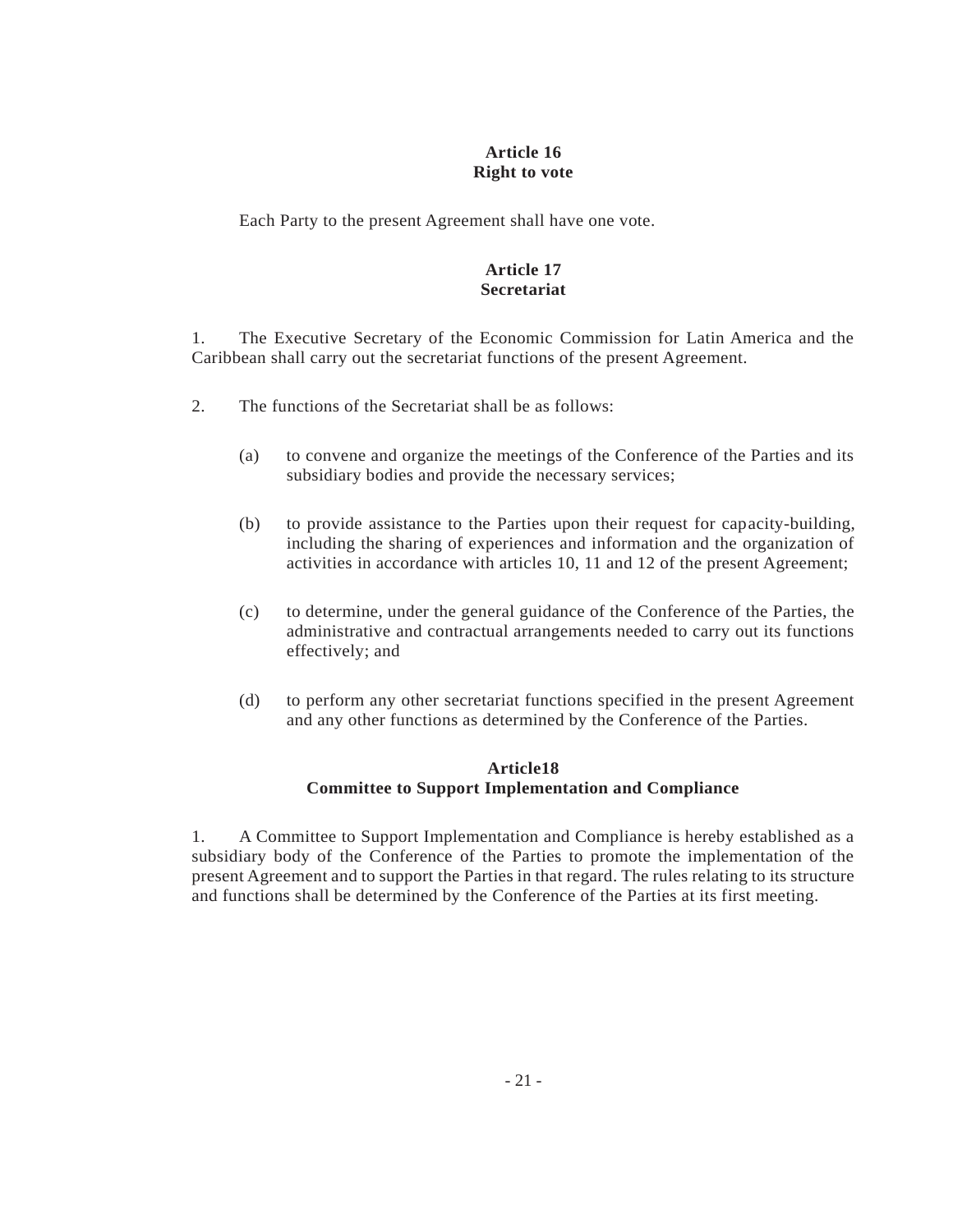### Article 16
### Right to vote

Each Party to the present Agreement shall have one vote.

### Article 17
### Secretariat

1. The Executive Secretary of the Economic Commission for Latin America and the Caribbean shall carry out the secretariat functions of the present Agreement.

2. The functions of the Secretariat shall be as follows:

   (a) to convene and organize the meetings of the Conference of the Parties and its subsidiary bodies and provide the necessary services;

   (b) to provide assistance to the Parties upon their request for capacity-building, including the sharing of experiences and information and the organization of activities in accordance with articles 10, 11 and 12 of the present Agreement;

   (c) to determine, under the general guidance of the Conference of the Parties, the administrative and contractual arrangements needed to carry out its functions effectively; and

   (d) to perform any other secretariat functions specified in the present Agreement and any other functions as determined by the Conference of the Parties.

### Article18
### Committee to Support Implementation and Compliance

1. A Committee to Support Implementation and Compliance is hereby established as a subsidiary body of the Conference of the Parties to promote the implementation of the present Agreement and to support the Parties in that regard. The rules relating to its structure and functions shall be determined by the Conference of the Parties at its first meeting.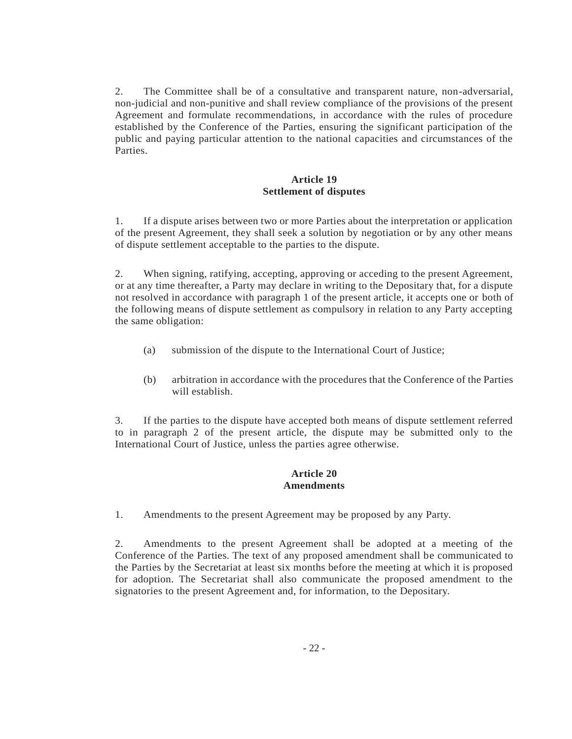2. The Committee shall be of a consultative and transparent nature, non-adversarial, non-judicial and non-punitive and shall review compliance of the provisions of the present Agreement and formulate recommendations, in accordance with the rules of procedure established by the Conference of the Parties, ensuring the significant participation of the public and paying particular attention to the national capacities and circumstances of the Parties.

## Article 19
## Settlement of disputes

1. If a dispute arises between two or more Parties about the interpretation or application of the present Agreement, they shall seek a solution by negotiation or by any other means of dispute settlement acceptable to the parties to the dispute.

2. When signing, ratifying, accepting, approving or acceding to the present Agreement, or at any time thereafter, a Party may declare in writing to the Depositary that, for a dispute not resolved in accordance with paragraph 1 of the present article, it accepts one or both of the following means of dispute settlement as compulsory in relation to any Party accepting the same obligation:

(a) submission of the dispute to the International Court of Justice;

(b) arbitration in accordance with the procedures that the Conference of the Parties will establish.

3. If the parties to the dispute have accepted both means of dispute settlement referred to in paragraph 2 of the present article, the dispute may be submitted only to the International Court of Justice, unless the parties agree otherwise.

## Article 20
## Amendments

1. Amendments to the present Agreement may be proposed by any Party.

2. Amendments to the present Agreement shall be adopted at a meeting of the Conference of the Parties. The text of any proposed amendment shall be communicated to the Parties by the Secretariat at least six months before the meeting at which it is proposed for adoption. The Secretariat shall also communicate the proposed amendment to the signatories to the present Agreement and, for information, to the Depositary.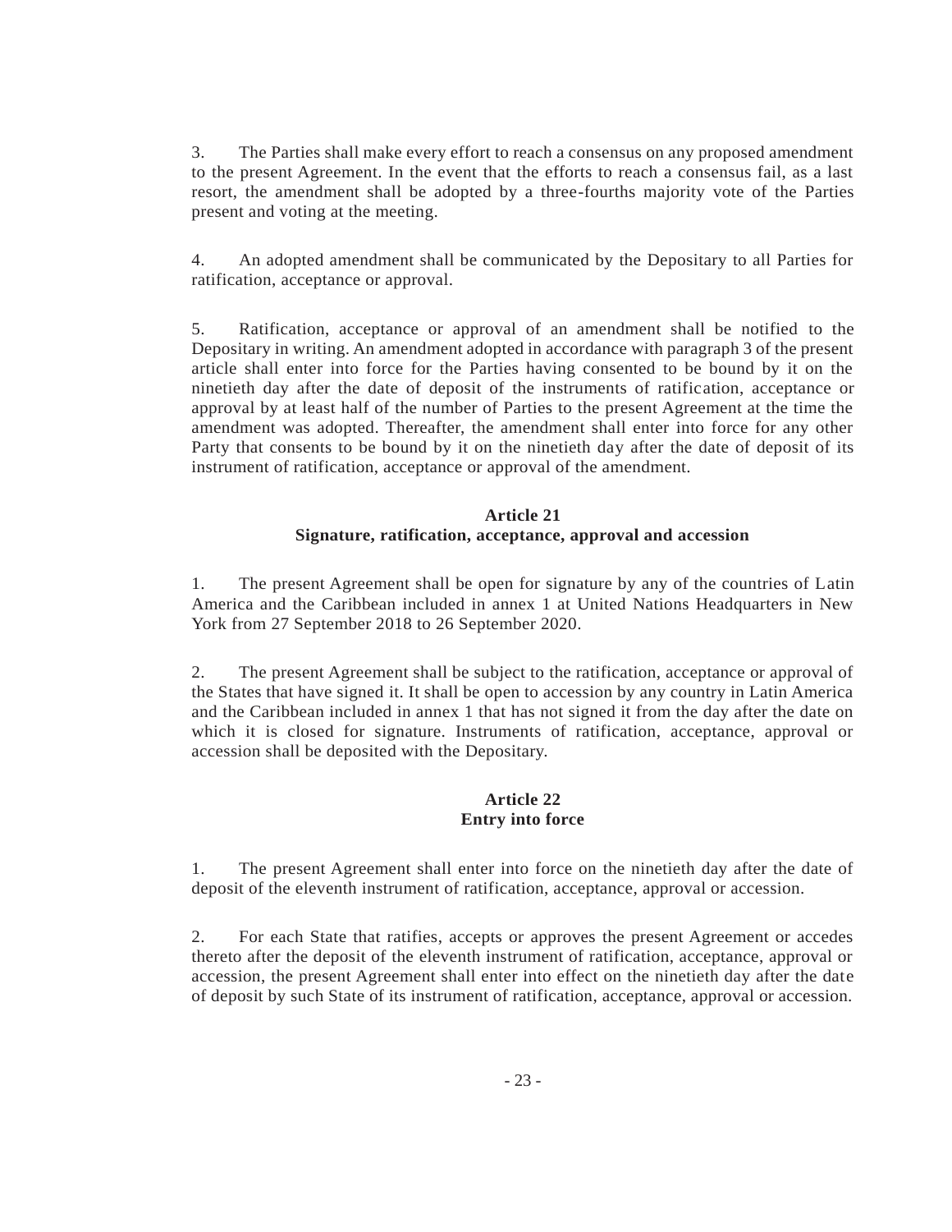3. The Parties shall make every effort to reach a consensus on any proposed amendment to the present Agreement. In the event that the efforts to reach a consensus fail, as a last resort, the amendment shall be adopted by a three-fourths majority vote of the Parties present and voting at the meeting.

4. An adopted amendment shall be communicated by the Depositary to all Parties for ratification, acceptance or approval.

5. Ratification, acceptance or approval of an amendment shall be notified to the Depositary in writing. An amendment adopted in accordance with paragraph 3 of the present article shall enter into force for the Parties having consented to be bound by it on the ninetieth day after the date of deposit of the instruments of ratification, acceptance or approval by at least half of the number of Parties to the present Agreement at the time the amendment was adopted. Thereafter, the amendment shall enter into force for any other Party that consents to be bound by it on the ninetieth day after the date of deposit of its instrument of ratification, acceptance or approval of the amendment.

### Article 21
### Signature, ratification, acceptance, approval and accession

1. The present Agreement shall be open for signature by any of the countries of Latin America and the Caribbean included in annex 1 at United Nations Headquarters in New York from 27 September 2018 to 26 September 2020.

2. The present Agreement shall be subject to the ratification, acceptance or approval of the States that have signed it. It shall be open to accession by any country in Latin America and the Caribbean included in annex 1 that has not signed it from the day after the date on which it is closed for signature. Instruments of ratification, acceptance, approval or accession shall be deposited with the Depositary.

### Article 22
### Entry into force

1. The present Agreement shall enter into force on the ninetieth day after the date of deposit of the eleventh instrument of ratification, acceptance, approval or accession.

2. For each State that ratifies, accepts or approves the present Agreement or accedes thereto after the deposit of the eleventh instrument of ratification, acceptance, approval or accession, the present Agreement shall enter into effect on the ninetieth day after the date of deposit by such State of its instrument of ratification, acceptance, approval or accession.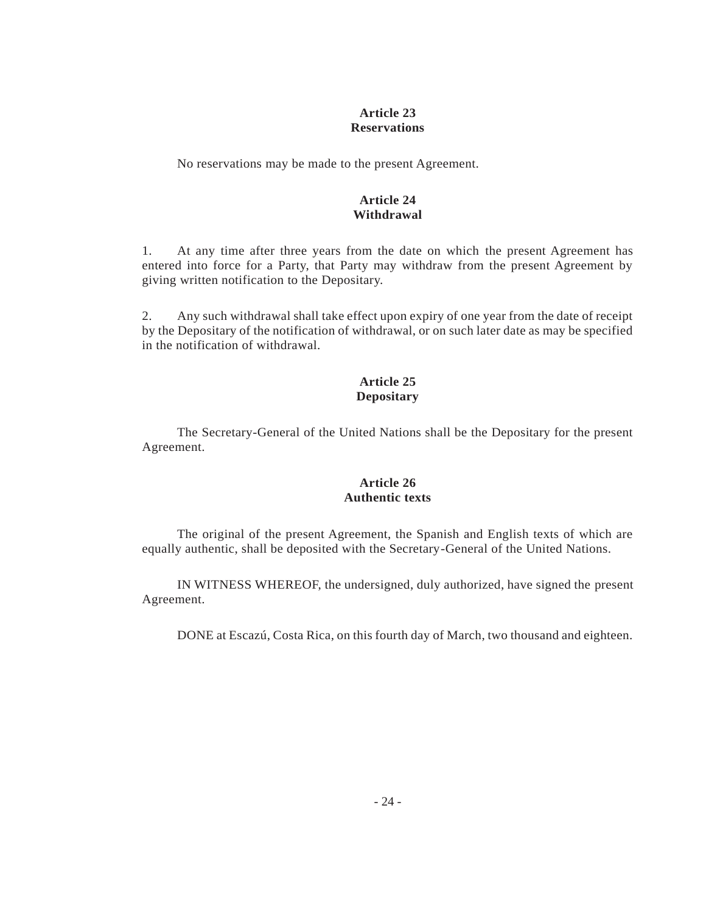## Article 23
## Reservations

No reservations may be made to the present Agreement.

## Article 24
## Withdrawal

1. At any time after three years from the date on which the present Agreement has entered into force for a Party, that Party may withdraw from the present Agreement by giving written notification to the Depositary.

2. Any such withdrawal shall take effect upon expiry of one year from the date of receipt by the Depositary of the notification of withdrawal, or on such later date as may be specified in the notification of withdrawal.

## Article 25
## Depositary

The Secretary-General of the United Nations shall be the Depositary for the present Agreement.

## Article 26
## Authentic texts

The original of the present Agreement, the Spanish and English texts of which are equally authentic, shall be deposited with the Secretary-General of the United Nations.

IN WITNESS WHEREOF, the undersigned, duly authorized, have signed the present Agreement.

DONE at Escazú, Costa Rica, on this fourth day of March, two thousand and eighteen.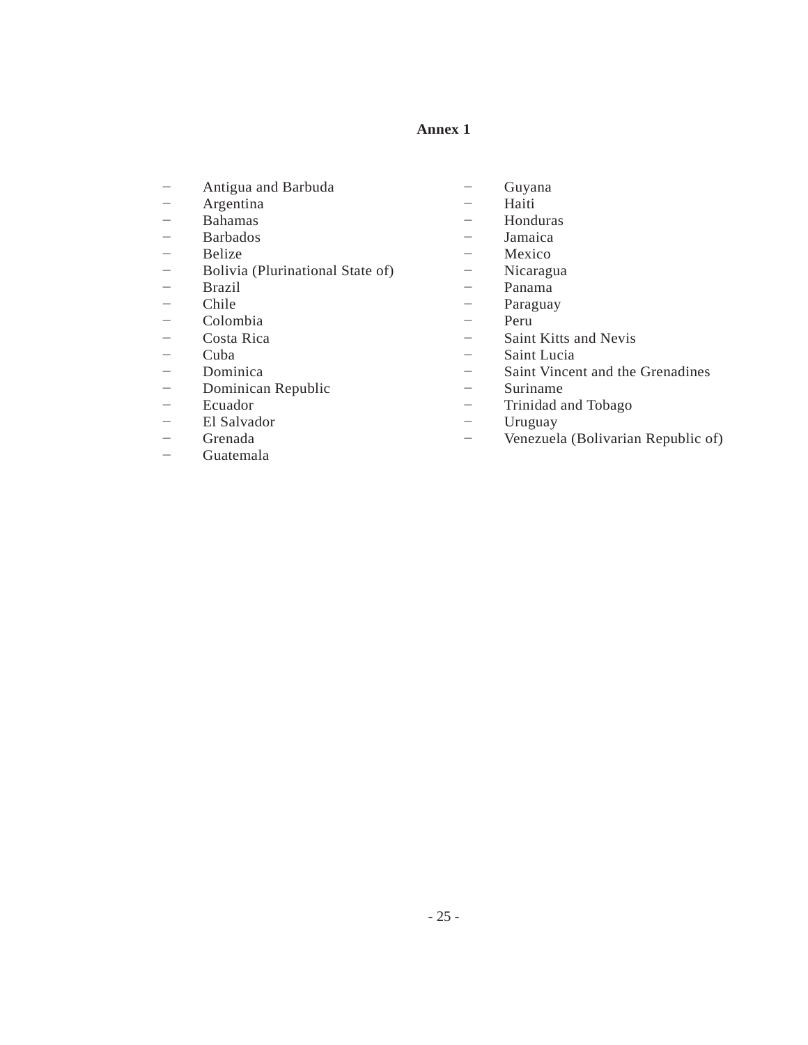**Annex 1**

- Antigua and Barbuda
- Argentina
- Bahamas
- Barbados
- Belize
- Bolivia (Plurinational State of)
- Brazil
- Chile
- Colombia
- Costa Rica
- Cuba
- Dominica
- Dominican Republic
- Ecuador
- El Salvador
- Grenada
- Guatemala
- Guyana
- Haiti
- Honduras
- Jamaica
- Mexico
- Nicaragua
- Panama
- Paraguay
- Peru
- Saint Kitts and Nevis
- Saint Lucia
- Saint Vincent and the Grenadines
- Suriname
- Trinidad and Tobago
- Uruguay
- Venezuela (Bolivarian Republic of)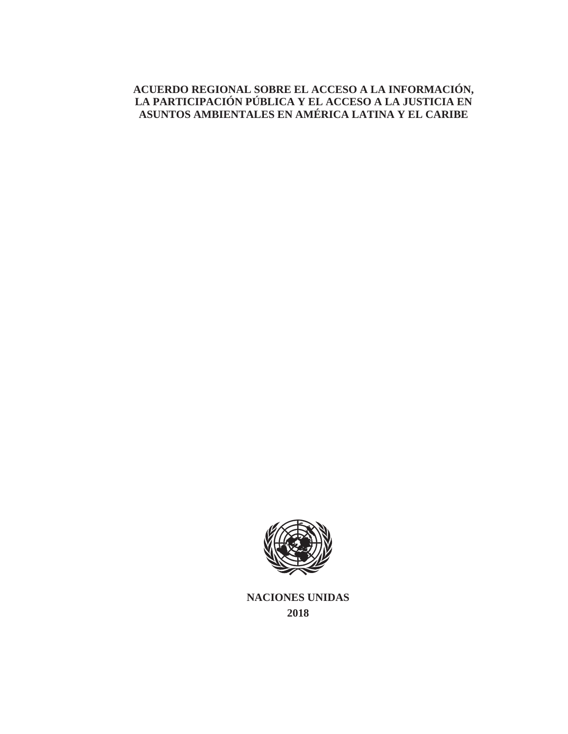# ACUERDO REGIONAL SOBRE EL ACCESO A LA INFORMACIÓN, LA PARTICIPACIÓN PÚBLICA Y EL ACCESO A LA JUSTICIA EN ASUNTOS AMBIENTALES EN AMÉRICA LATINA Y EL CARIBE

**NACIONES UNIDAS**

**2018**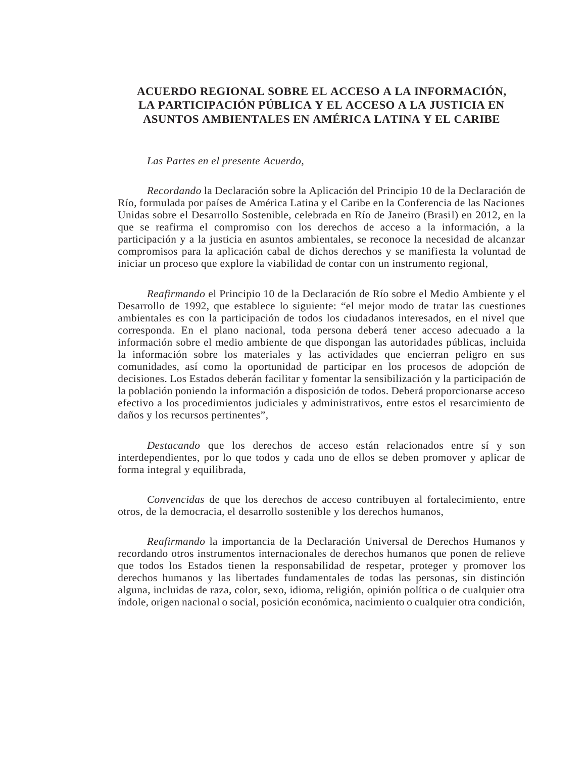# ACUERDO REGIONAL SOBRE EL ACCESO A LA INFORMACIÓN, LA PARTICIPACIÓN PÚBLICA Y EL ACCESO A LA JUSTICIA EN ASUNTOS AMBIENTALES EN AMÉRICA LATINA Y EL CARIBE

*Las Partes en el presente Acuerdo*,

*Recordando* la Declaración sobre la Aplicación del Principio 10 de la Declaración de Río, formulada por países de América Latina y el Caribe en la Conferencia de las Naciones Unidas sobre el Desarrollo Sostenible, celebrada en Río de Janeiro (Brasil) en 2012, en la que se reafirma el compromiso con los derechos de acceso a la información, a la participación y a la justicia en asuntos ambientales, se reconoce la necesidad de alcanzar compromisos para la aplicación cabal de dichos derechos y se manifiesta la voluntad de iniciar un proceso que explore la viabilidad de contar con un instrumento regional,

*Reafirmando* el Principio 10 de la Declaración de Río sobre el Medio Ambiente y el Desarrollo de 1992, que establece lo siguiente: "el mejor modo de tratar las cuestiones ambientales es con la participación de todos los ciudadanos interesados, en el nivel que corresponda. En el plano nacional, toda persona deberá tener acceso adecuado a la información sobre el medio ambiente de que dispongan las autoridades públicas, incluida la información sobre los materiales y las actividades que encierran peligro en sus comunidades, así como la oportunidad de participar en los procesos de adopción de decisiones. Los Estados deberán facilitar y fomentar la sensibilización y la participación de la población poniendo la información a disposición de todos. Deberá proporcionarse acceso efectivo a los procedimientos judiciales y administrativos, entre estos el resarcimiento de daños y los recursos pertinentes",

*Destacando* que los derechos de acceso están relacionados entre sí y son interdependientes, por lo que todos y cada uno de ellos se deben promover y aplicar de forma integral y equilibrada,

*Convencidas* de que los derechos de acceso contribuyen al fortalecimiento, entre otros, de la democracia, el desarrollo sostenible y los derechos humanos,

*Reafirmando* la importancia de la Declaración Universal de Derechos Humanos y recordando otros instrumentos internacionales de derechos humanos que ponen de relieve que todos los Estados tienen la responsabilidad de respetar, proteger y promover los derechos humanos y las libertades fundamentales de todas las personas, sin distinción alguna, incluidas de raza, color, sexo, idioma, religión, opinión política o de cualquier otra índole, origen nacional o social, posición económica, nacimiento o cualquier otra condición,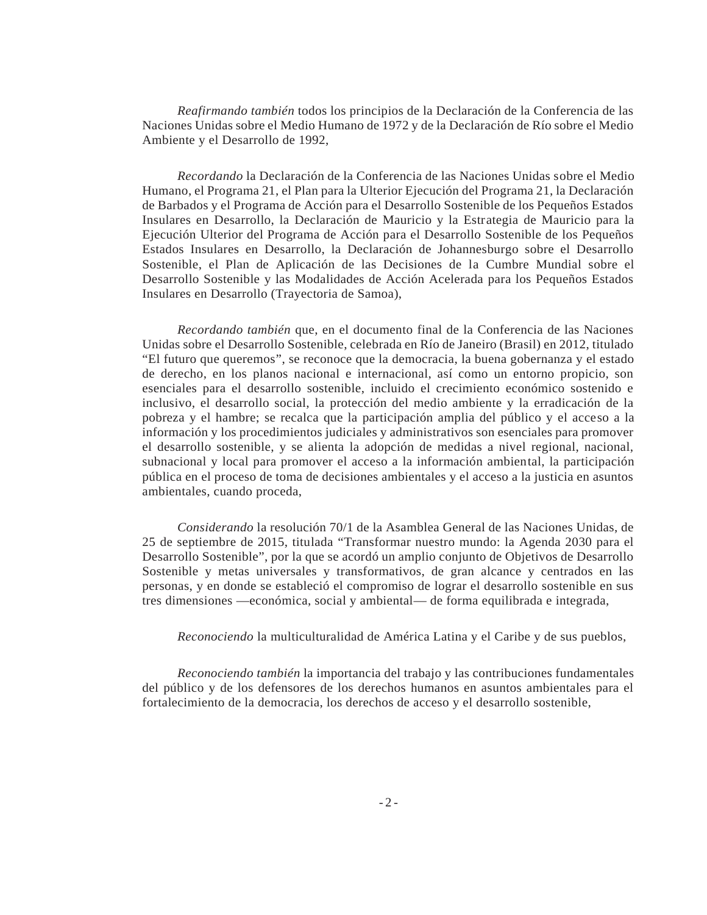*Reafirmando también* todos los principios de la Declaración de la Conferencia de las Naciones Unidas sobre el Medio Humano de 1972 y de la Declaración de Río sobre el Medio Ambiente y el Desarrollo de 1992,

*Recordando* la Declaración de la Conferencia de las Naciones Unidas sobre el Medio Humano, el Programa 21, el Plan para la Ulterior Ejecución del Programa 21, la Declaración de Barbados y el Programa de Acción para el Desarrollo Sostenible de los Pequeños Estados Insulares en Desarrollo, la Declaración de Mauricio y la Estrategia de Mauricio para la Ejecución Ulterior del Programa de Acción para el Desarrollo Sostenible de los Pequeños Estados Insulares en Desarrollo, la Declaración de Johannesburgo sobre el Desarrollo Sostenible, el Plan de Aplicación de las Decisiones de la Cumbre Mundial sobre el Desarrollo Sostenible y las Modalidades de Acción Acelerada para los Pequeños Estados Insulares en Desarrollo (Trayectoria de Samoa),

*Recordando también* que, en el documento final de la Conferencia de las Naciones Unidas sobre el Desarrollo Sostenible, celebrada en Río de Janeiro (Brasil) en 2012, titulado "El futuro que queremos", se reconoce que la democracia, la buena gobernanza y el estado de derecho, en los planos nacional e internacional, así como un entorno propicio, son esenciales para el desarrollo sostenible, incluido el crecimiento económico sostenido e inclusivo, el desarrollo social, la protección del medio ambiente y la erradicación de la pobreza y el hambre; se recalca que la participación amplia del público y el acceso a la información y los procedimientos judiciales y administrativos son esenciales para promover el desarrollo sostenible, y se alienta la adopción de medidas a nivel regional, nacional, subnacional y local para promover el acceso a la información ambiental, la participación pública en el proceso de toma de decisiones ambientales y el acceso a la justicia en asuntos ambientales, cuando proceda,

*Considerando* la resolución 70/1 de la Asamblea General de las Naciones Unidas, de 25 de septiembre de 2015, titulada "Transformar nuestro mundo: la Agenda 2030 para el Desarrollo Sostenible", por la que se acordó un amplio conjunto de Objetivos de Desarrollo Sostenible y metas universales y transformativos, de gran alcance y centrados en las personas, y en donde se estableció el compromiso de lograr el desarrollo sostenible en sus tres dimensiones —económica, social y ambiental— de forma equilibrada e integrada,

*Reconociendo* la multiculturalidad de América Latina y el Caribe y de sus pueblos,

*Reconociendo también* la importancia del trabajo y las contribuciones fundamentales del público y de los defensores de los derechos humanos en asuntos ambientales para el fortalecimiento de la democracia, los derechos de acceso y el desarrollo sostenible,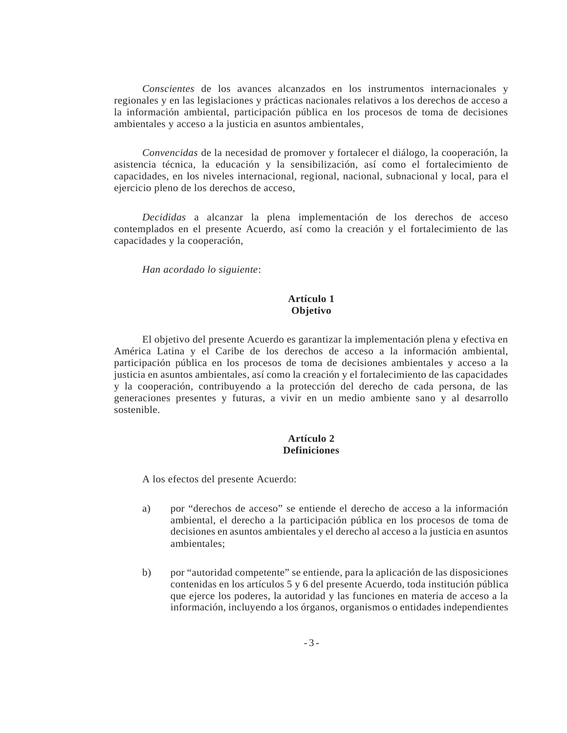*Conscientes* de los avances alcanzados en los instrumentos internacionales y regionales y en las legislaciones y prácticas nacionales relativos a los derechos de acceso a la información ambiental, participación pública en los procesos de toma de decisiones ambientales y acceso a la justicia en asuntos ambientales,

*Convencidas* de la necesidad de promover y fortalecer el diálogo, la cooperación, la asistencia técnica, la educación y la sensibilización, así como el fortalecimiento de capacidades, en los niveles internacional, regional, nacional, subnacional y local, para el ejercicio pleno de los derechos de acceso,

*Decididas* a alcanzar la plena implementación de los derechos de acceso contemplados en el presente Acuerdo, así como la creación y el fortalecimiento de las capacidades y la cooperación,

*Han acordado lo siguiente*:

## Artículo 1
## Objetivo

El objetivo del presente Acuerdo es garantizar la implementación plena y efectiva en América Latina y el Caribe de los derechos de acceso a la información ambiental, participación pública en los procesos de toma de decisiones ambientales y acceso a la justicia en asuntos ambientales, así como la creación y el fortalecimiento de las capacidades y la cooperación, contribuyendo a la protección del derecho de cada persona, de las generaciones presentes y futuras, a vivir en un medio ambiente sano y al desarrollo sostenible.

## Artículo 2
## Definiciones

A los efectos del presente Acuerdo:

a) por "derechos de acceso" se entiende el derecho de acceso a la información ambiental, el derecho a la participación pública en los procesos de toma de decisiones en asuntos ambientales y el derecho al acceso a la justicia en asuntos ambientales;

b) por "autoridad competente" se entiende, para la aplicación de las disposiciones contenidas en los artículos 5 y 6 del presente Acuerdo, toda institución pública que ejerce los poderes, la autoridad y las funciones en materia de acceso a la información, incluyendo a los órganos, organismos o entidades independientes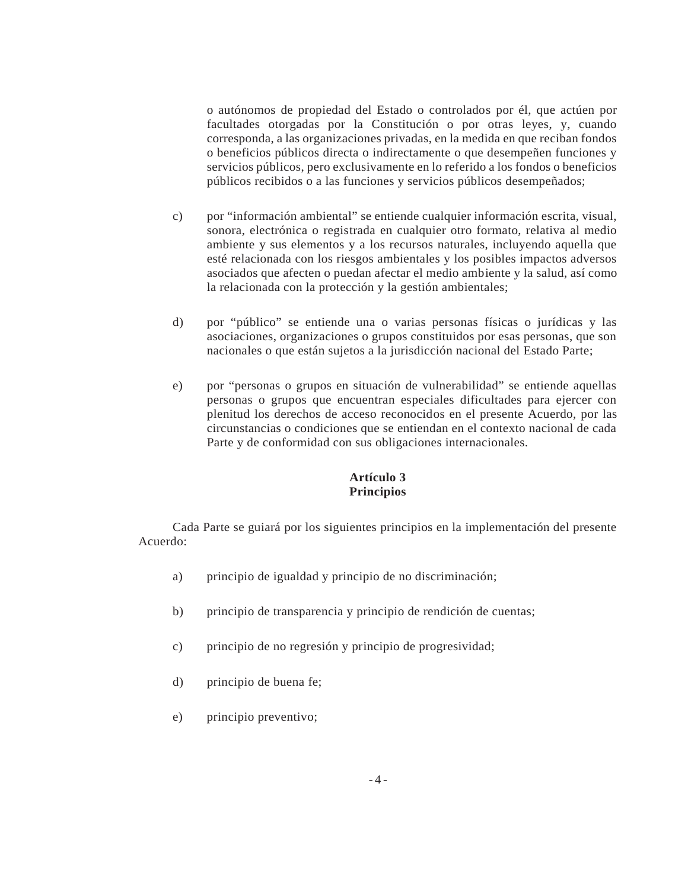o autónomos de propiedad del Estado o controlados por él, que actúen por facultades otorgadas por la Constitución o por otras leyes, y, cuando corresponda, a las organizaciones privadas, en la medida en que reciban fondos o beneficios públicos directa o indirectamente o que desempeñen funciones y servicios públicos, pero exclusivamente en lo referido a los fondos o beneficios públicos recibidos o a las funciones y servicios públicos desempeñados;

c) por "información ambiental" se entiende cualquier información escrita, visual, sonora, electrónica o registrada en cualquier otro formato, relativa al medio ambiente y sus elementos y a los recursos naturales, incluyendo aquella que esté relacionada con los riesgos ambientales y los posibles impactos adversos asociados que afecten o puedan afectar el medio ambiente y la salud, así como la relacionada con la protección y la gestión ambientales;

d) por "público" se entiende una o varias personas físicas o jurídicas y las asociaciones, organizaciones o grupos constituidos por esas personas, que son nacionales o que están sujetos a la jurisdicción nacional del Estado Parte;

e) por "personas o grupos en situación de vulnerabilidad" se entiende aquellas personas o grupos que encuentran especiales dificultades para ejercer con plenitud los derechos de acceso reconocidos en el presente Acuerdo, por las circunstancias o condiciones que se entiendan en el contexto nacional de cada Parte y de conformidad con sus obligaciones internacionales.

**Artículo 3**
**Principios**

Cada Parte se guiará por los siguientes principios en la implementación del presente Acuerdo:

a) principio de igualdad y principio de no discriminación;

b) principio de transparencia y principio de rendición de cuentas;

c) principio de no regresión y principio de progresividad;

d) principio de buena fe;

e) principio preventivo;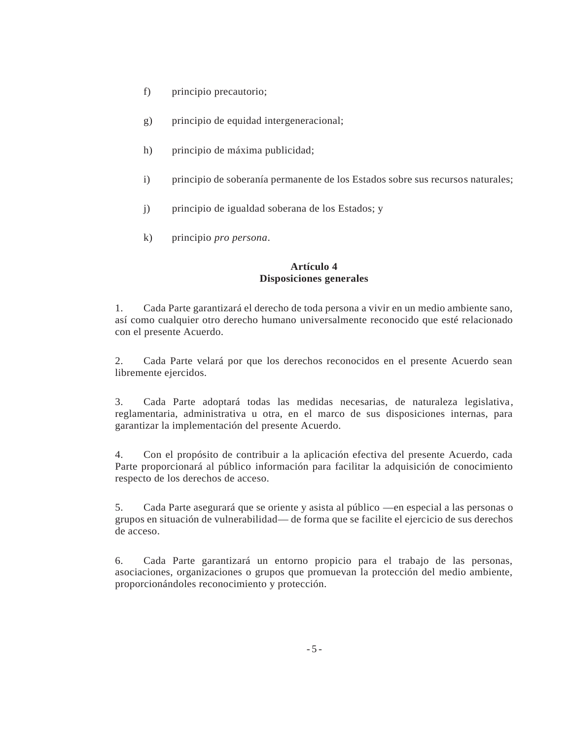f) principio precautorio;

g) principio de equidad intergeneracional;

h) principio de máxima publicidad;

i) principio de soberanía permanente de los Estados sobre sus recursos naturales;

j) principio de igualdad soberana de los Estados; y

k) principio *pro persona*.

**Artículo 4**
**Disposiciones generales**

1. Cada Parte garantizará el derecho de toda persona a vivir en un medio ambiente sano, así como cualquier otro derecho humano universalmente reconocido que esté relacionado con el presente Acuerdo.

2. Cada Parte velará por que los derechos reconocidos en el presente Acuerdo sean libremente ejercidos.

3. Cada Parte adoptará todas las medidas necesarias, de naturaleza legislativa, reglamentaria, administrativa u otra, en el marco de sus disposiciones internas, para garantizar la implementación del presente Acuerdo.

4. Con el propósito de contribuir a la aplicación efectiva del presente Acuerdo, cada Parte proporcionará al público información para facilitar la adquisición de conocimiento respecto de los derechos de acceso.

5. Cada Parte asegurará que se oriente y asista al público —en especial a las personas o grupos en situación de vulnerabilidad— de forma que se facilite el ejercicio de sus derechos de acceso.

6. Cada Parte garantizará un entorno propicio para el trabajo de las personas, asociaciones, organizaciones o grupos que promuevan la protección del medio ambiente, proporcionándoles reconocimiento y protección.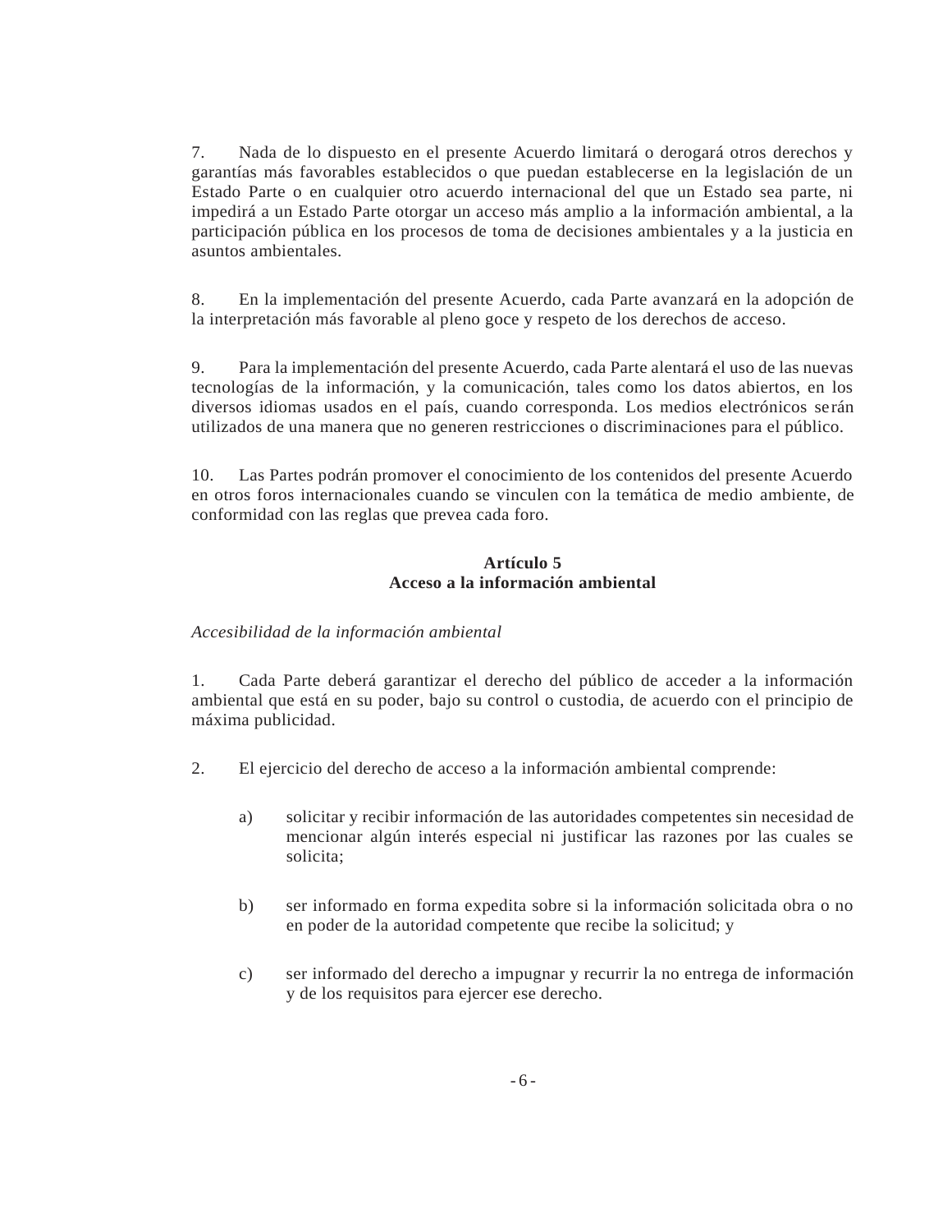7. Nada de lo dispuesto en el presente Acuerdo limitará o derogará otros derechos y garantías más favorables establecidos o que puedan establecerse en la legislación de un Estado Parte o en cualquier otro acuerdo internacional del que un Estado sea parte, ni impedirá a un Estado Parte otorgar un acceso más amplio a la información ambiental, a la participación pública en los procesos de toma de decisiones ambientales y a la justicia en asuntos ambientales.

8. En la implementación del presente Acuerdo, cada Parte avanzará en la adopción de la interpretación más favorable al pleno goce y respeto de los derechos de acceso.

9. Para la implementación del presente Acuerdo, cada Parte alentará el uso de las nuevas tecnologías de la información, y la comunicación, tales como los datos abiertos, en los diversos idiomas usados en el país, cuando corresponda. Los medios electrónicos serán utilizados de una manera que no generen restricciones o discriminaciones para el público.

10. Las Partes podrán promover el conocimiento de los contenidos del presente Acuerdo en otros foros internacionales cuando se vinculen con la temática de medio ambiente, de conformidad con las reglas que prevea cada foro.

## Artículo 5
## Acceso a la información ambiental

*Accesibilidad de la información ambiental*

1. Cada Parte deberá garantizar el derecho del público de acceder a la información ambiental que está en su poder, bajo su control o custodia, de acuerdo con el principio de máxima publicidad.

2. El ejercicio del derecho de acceso a la información ambiental comprende:

   a) solicitar y recibir información de las autoridades competentes sin necesidad de mencionar algún interés especial ni justificar las razones por las cuales se solicita;

   b) ser informado en forma expedita sobre si la información solicitada obra o no en poder de la autoridad competente que recibe la solicitud; y

   c) ser informado del derecho a impugnar y recurrir la no entrega de información y de los requisitos para ejercer ese derecho.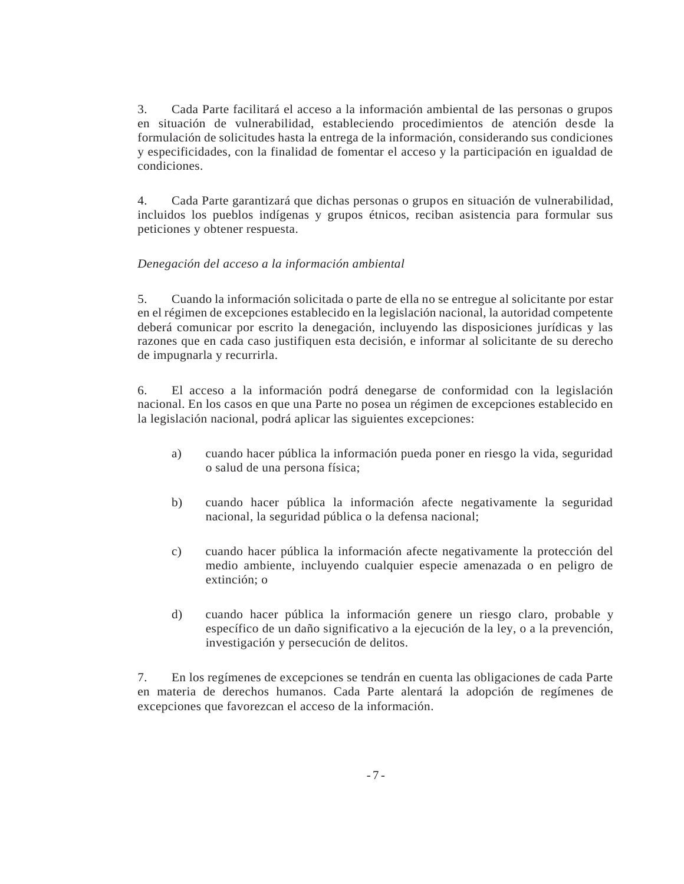3. Cada Parte facilitará el acceso a la información ambiental de las personas o grupos en situación de vulnerabilidad, estableciendo procedimientos de atención desde la formulación de solicitudes hasta la entrega de la información, considerando sus condiciones y especificidades, con la finalidad de fomentar el acceso y la participación en igualdad de condiciones.

4. Cada Parte garantizará que dichas personas o grupos en situación de vulnerabilidad, incluidos los pueblos indígenas y grupos étnicos, reciban asistencia para formular sus peticiones y obtener respuesta.

*Denegación del acceso a la información ambiental*

5. Cuando la información solicitada o parte de ella no se entregue al solicitante por estar en el régimen de excepciones establecido en la legislación nacional, la autoridad competente deberá comunicar por escrito la denegación, incluyendo las disposiciones jurídicas y las razones que en cada caso justifiquen esta decisión, e informar al solicitante de su derecho de impugnarla y recurrirla.

6. El acceso a la información podrá denegarse de conformidad con la legislación nacional. En los casos en que una Parte no posea un régimen de excepciones establecido en la legislación nacional, podrá aplicar las siguientes excepciones:

   a) cuando hacer pública la información pueda poner en riesgo la vida, seguridad o salud de una persona física;

   b) cuando hacer pública la información afecte negativamente la seguridad nacional, la seguridad pública o la defensa nacional;

   c) cuando hacer pública la información afecte negativamente la protección del medio ambiente, incluyendo cualquier especie amenazada o en peligro de extinción; o

   d) cuando hacer pública la información genere un riesgo claro, probable y específico de un daño significativo a la ejecución de la ley, o a la prevención, investigación y persecución de delitos.

7. En los regímenes de excepciones se tendrán en cuenta las obligaciones de cada Parte en materia de derechos humanos. Cada Parte alentará la adopción de regímenes de excepciones que favorezcan el acceso de la información.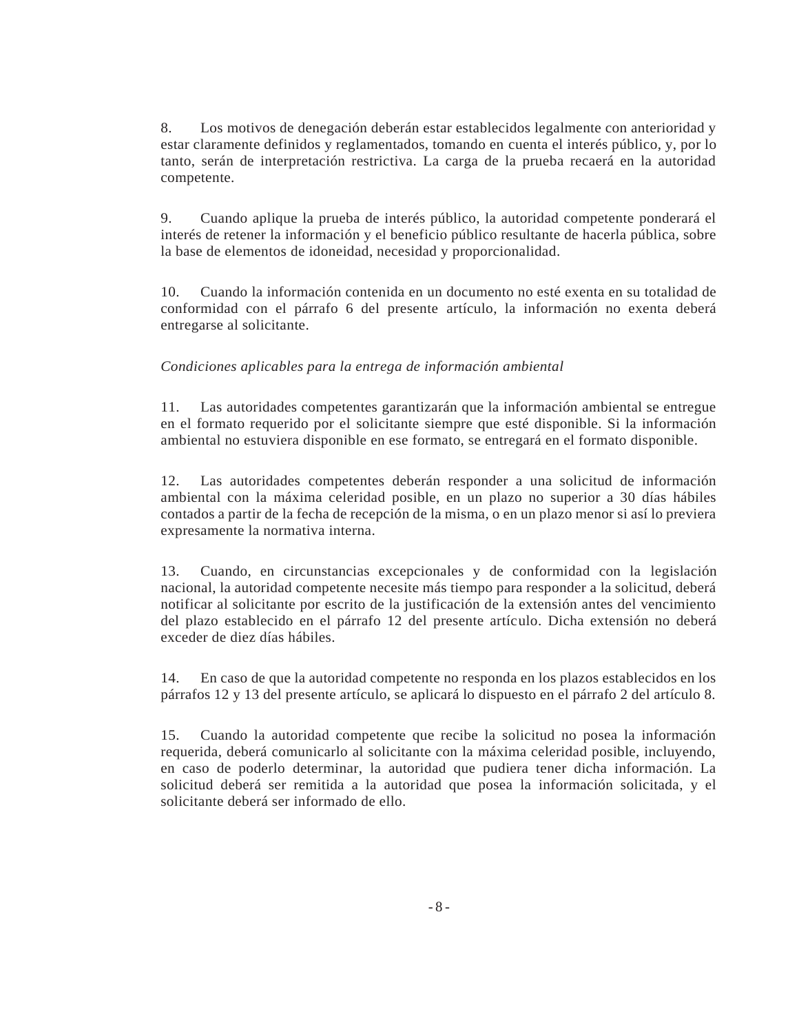8. Los motivos de denegación deberán estar establecidos legalmente con anterioridad y estar claramente definidos y reglamentados, tomando en cuenta el interés público, y, por lo tanto, serán de interpretación restrictiva. La carga de la prueba recaerá en la autoridad competente.

9. Cuando aplique la prueba de interés público, la autoridad competente ponderará el interés de retener la información y el beneficio público resultante de hacerla pública, sobre la base de elementos de idoneidad, necesidad y proporcionalidad.

10. Cuando la información contenida en un documento no esté exenta en su totalidad de conformidad con el párrafo 6 del presente artículo, la información no exenta deberá entregarse al solicitante.

*Condiciones aplicables para la entrega de información ambiental*

11. Las autoridades competentes garantizarán que la información ambiental se entregue en el formato requerido por el solicitante siempre que esté disponible. Si la información ambiental no estuviera disponible en ese formato, se entregará en el formato disponible.

12. Las autoridades competentes deberán responder a una solicitud de información ambiental con la máxima celeridad posible, en un plazo no superior a 30 días hábiles contados a partir de la fecha de recepción de la misma, o en un plazo menor si así lo previera expresamente la normativa interna.

13. Cuando, en circunstancias excepcionales y de conformidad con la legislación nacional, la autoridad competente necesite más tiempo para responder a la solicitud, deberá notificar al solicitante por escrito de la justificación de la extensión antes del vencimiento del plazo establecido en el párrafo 12 del presente artículo. Dicha extensión no deberá exceder de diez días hábiles.

14. En caso de que la autoridad competente no responda en los plazos establecidos en los párrafos 12 y 13 del presente artículo, se aplicará lo dispuesto en el párrafo 2 del artículo 8.

15. Cuando la autoridad competente que recibe la solicitud no posea la información requerida, deberá comunicarlo al solicitante con la máxima celeridad posible, incluyendo, en caso de poderlo determinar, la autoridad que pudiera tener dicha información. La solicitud deberá ser remitida a la autoridad que posea la información solicitada, y el solicitante deberá ser informado de ello.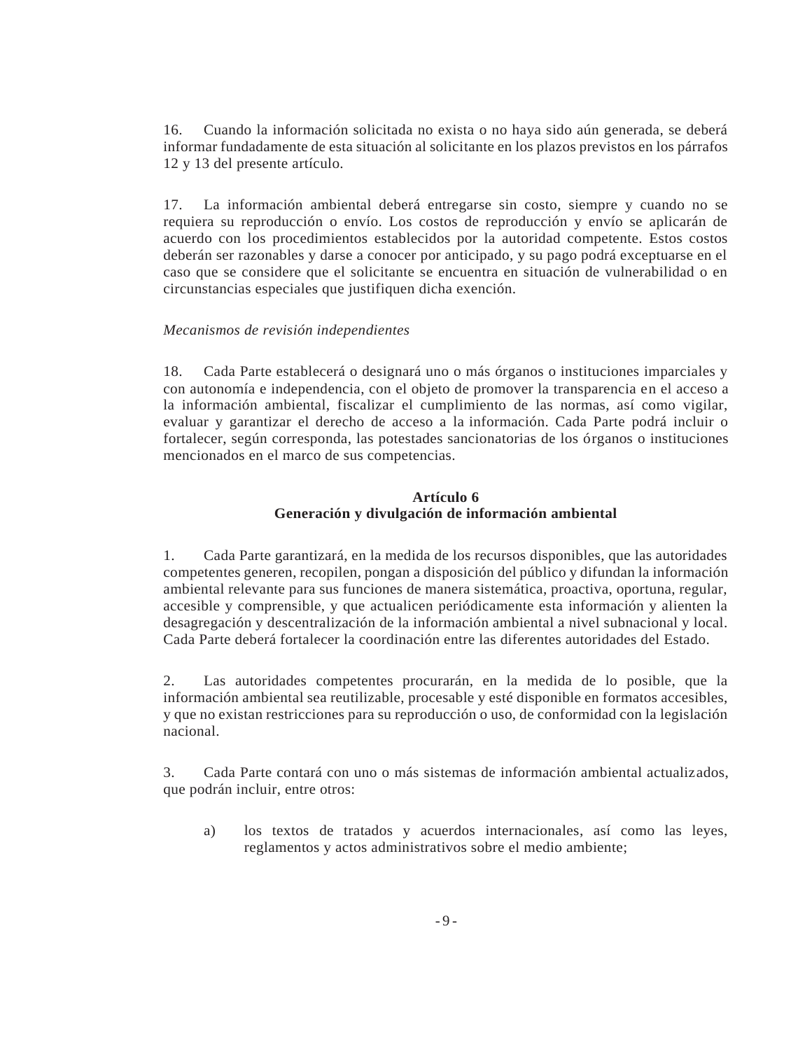16. Cuando la información solicitada no exista o no haya sido aún generada, se deberá informar fundadamente de esta situación al solicitante en los plazos previstos en los párrafos 12 y 13 del presente artículo.

17. La información ambiental deberá entregarse sin costo, siempre y cuando no se requiera su reproducción o envío. Los costos de reproducción y envío se aplicarán de acuerdo con los procedimientos establecidos por la autoridad competente. Estos costos deberán ser razonables y darse a conocer por anticipado, y su pago podrá exceptuarse en el caso que se considere que el solicitante se encuentra en situación de vulnerabilidad o en circunstancias especiales que justifiquen dicha exención.

*Mecanismos de revisión independientes*

18. Cada Parte establecerá o designará uno o más órganos o instituciones imparciales y con autonomía e independencia, con el objeto de promover la transparencia en el acceso a la información ambiental, fiscalizar el cumplimiento de las normas, así como vigilar, evaluar y garantizar el derecho de acceso a la información. Cada Parte podrá incluir o fortalecer, según corresponda, las potestades sancionatorias de los órganos o instituciones mencionados en el marco de sus competencias.

## Artículo 6
## Generación y divulgación de información ambiental

1. Cada Parte garantizará, en la medida de los recursos disponibles, que las autoridades competentes generen, recopilen, pongan a disposición del público y difundan la información ambiental relevante para sus funciones de manera sistemática, proactiva, oportuna, regular, accesible y comprensible, y que actualicen periódicamente esta información y alienten la desagregación y descentralización de la información ambiental a nivel subnacional y local. Cada Parte deberá fortalecer la coordinación entre las diferentes autoridades del Estado.

2. Las autoridades competentes procurarán, en la medida de lo posible, que la información ambiental sea reutilizable, procesable y esté disponible en formatos accesibles, y que no existan restricciones para su reproducción o uso, de conformidad con la legislación nacional.

3. Cada Parte contará con uno o más sistemas de información ambiental actualizados, que podrán incluir, entre otros:

a) los textos de tratados y acuerdos internacionales, así como las leyes, reglamentos y actos administrativos sobre el medio ambiente;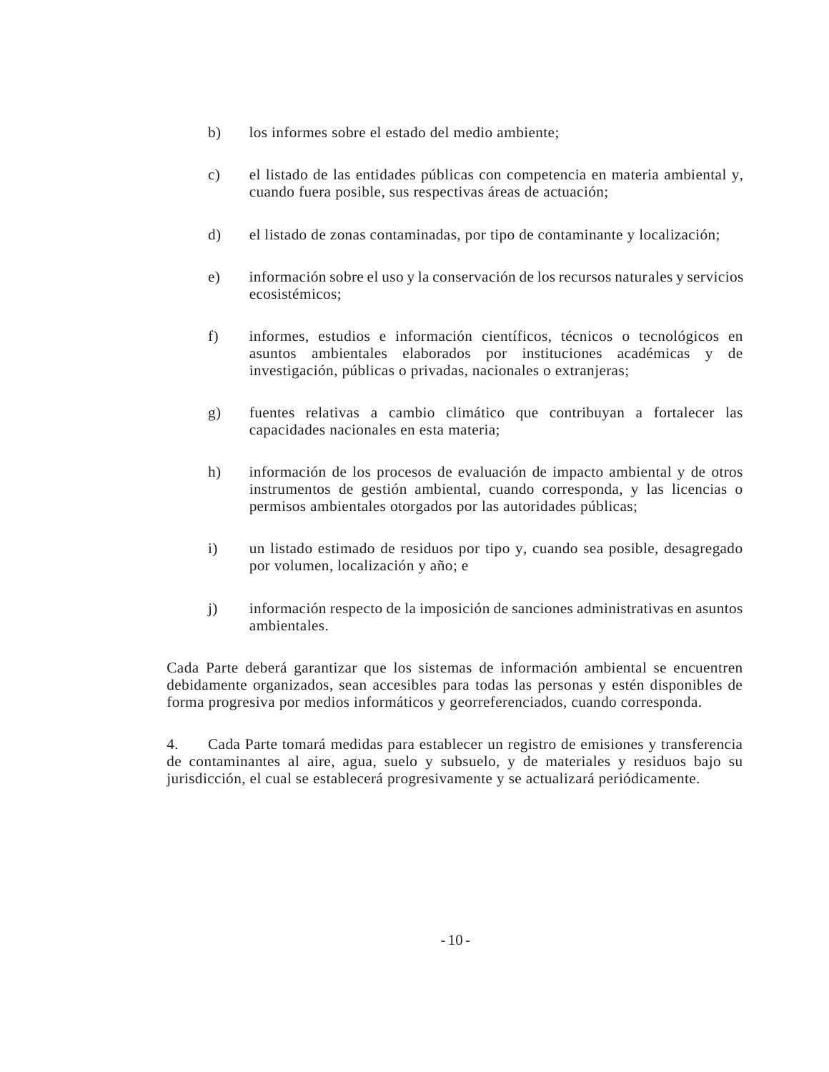b) los informes sobre el estado del medio ambiente;

c) el listado de las entidades públicas con competencia en materia ambiental y, cuando fuera posible, sus respectivas áreas de actuación;

d) el listado de zonas contaminadas, por tipo de contaminante y localización;

e) información sobre el uso y la conservación de los recursos naturales y servicios ecosistémicos;

f) informes, estudios e información científicos, técnicos o tecnológicos en asuntos ambientales elaborados por instituciones académicas y de investigación, públicas o privadas, nacionales o extranjeras;

g) fuentes relativas a cambio climático que contribuyan a fortalecer las capacidades nacionales en esta materia;

h) información de los procesos de evaluación de impacto ambiental y de otros instrumentos de gestión ambiental, cuando corresponda, y las licencias o permisos ambientales otorgados por las autoridades públicas;

i) un listado estimado de residuos por tipo y, cuando sea posible, desagregado por volumen, localización y año; e

j) información respecto de la imposición de sanciones administrativas en asuntos ambientales.

Cada Parte deberá garantizar que los sistemas de información ambiental se encuentren debidamente organizados, sean accesibles para todas las personas y estén disponibles de forma progresiva por medios informáticos y georreferenciados, cuando corresponda.

4. Cada Parte tomará medidas para establecer un registro de emisiones y transferencia de contaminantes al aire, agua, suelo y subsuelo, y de materiales y residuos bajo su jurisdicción, el cual se establecerá progresivamente y se actualizará periódicamente.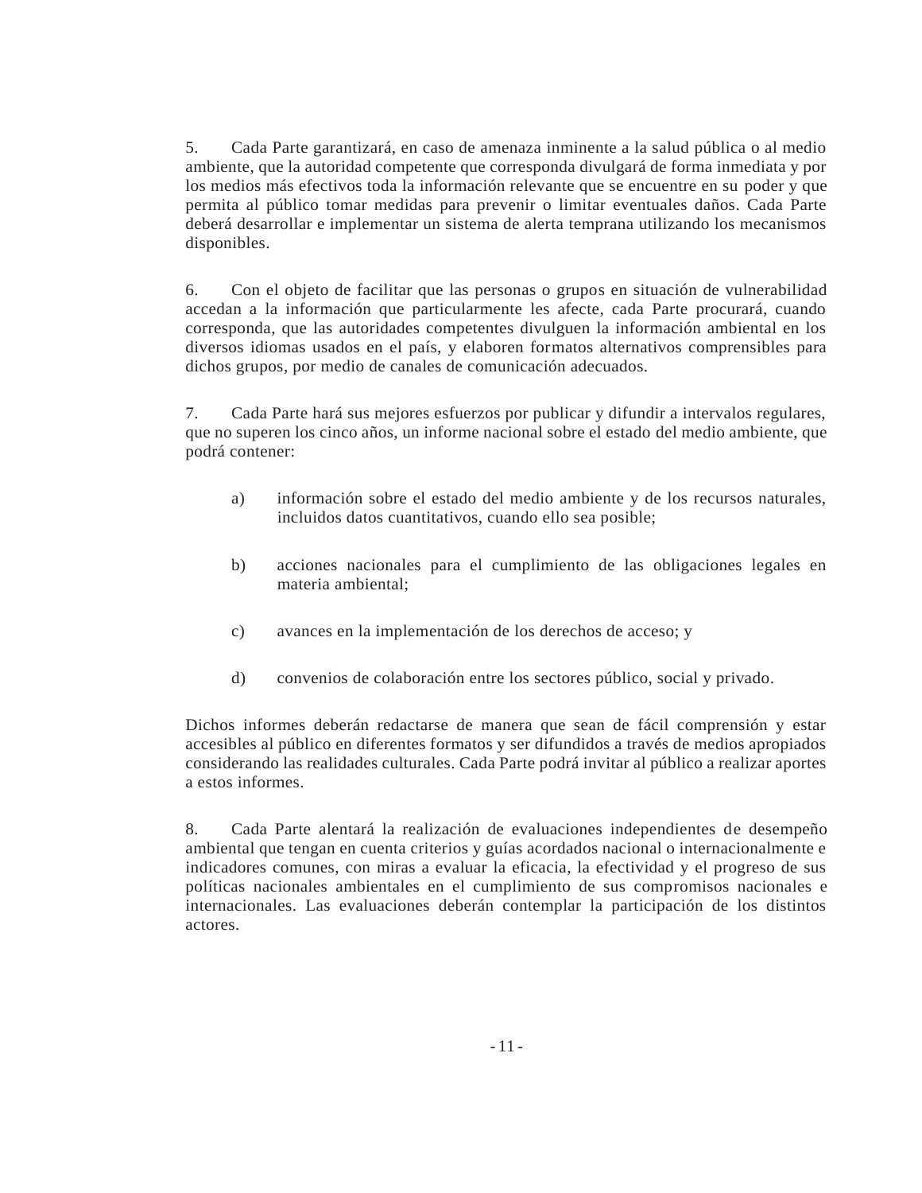5. Cada Parte garantizará, en caso de amenaza inminente a la salud pública o al medio ambiente, que la autoridad competente que corresponda divulgará de forma inmediata y por los medios más efectivos toda la información relevante que se encuentre en su poder y que permita al público tomar medidas para prevenir o limitar eventuales daños. Cada Parte deberá desarrollar e implementar un sistema de alerta temprana utilizando los mecanismos disponibles.

6. Con el objeto de facilitar que las personas o grupos en situación de vulnerabilidad accedan a la información que particularmente les afecte, cada Parte procurará, cuando corresponda, que las autoridades competentes divulguen la información ambiental en los diversos idiomas usados en el país, y elaboren formatos alternativos comprensibles para dichos grupos, por medio de canales de comunicación adecuados.

7. Cada Parte hará sus mejores esfuerzos por publicar y difundir a intervalos regulares, que no superen los cinco años, un informe nacional sobre el estado del medio ambiente, que podrá contener:

a) información sobre el estado del medio ambiente y de los recursos naturales, incluidos datos cuantitativos, cuando ello sea posible;

b) acciones nacionales para el cumplimiento de las obligaciones legales en materia ambiental;

c) avances en la implementación de los derechos de acceso; y

d) convenios de colaboración entre los sectores público, social y privado.

Dichos informes deberán redactarse de manera que sean de fácil comprensión y estar accesibles al público en diferentes formatos y ser difundidos a través de medios apropiados considerando las realidades culturales. Cada Parte podrá invitar al público a realizar aportes a estos informes.

8. Cada Parte alentará la realización de evaluaciones independientes de desempeño ambiental que tengan en cuenta criterios y guías acordados nacional o internacionalmente e indicadores comunes, con miras a evaluar la eficacia, la efectividad y el progreso de sus políticas nacionales ambientales en el cumplimiento de sus compromisos nacionales e internacionales. Las evaluaciones deberán contemplar la participación de los distintos actores.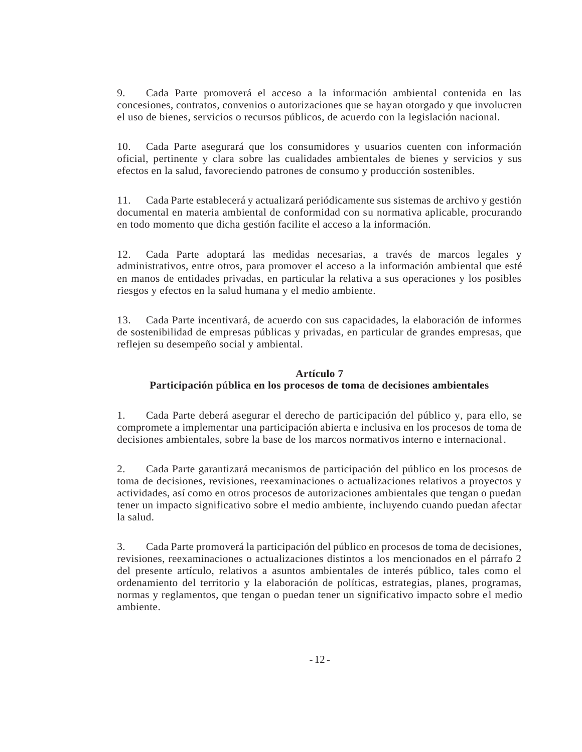9. Cada Parte promoverá el acceso a la información ambiental contenida en las concesiones, contratos, convenios o autorizaciones que se hayan otorgado y que involucren el uso de bienes, servicios o recursos públicos, de acuerdo con la legislación nacional.

10. Cada Parte asegurará que los consumidores y usuarios cuenten con información oficial, pertinente y clara sobre las cualidades ambientales de bienes y servicios y sus efectos en la salud, favoreciendo patrones de consumo y producción sostenibles.

11. Cada Parte establecerá y actualizará periódicamente sus sistemas de archivo y gestión documental en materia ambiental de conformidad con su normativa aplicable, procurando en todo momento que dicha gestión facilite el acceso a la información.

12. Cada Parte adoptará las medidas necesarias, a través de marcos legales y administrativos, entre otros, para promover el acceso a la información ambiental que esté en manos de entidades privadas, en particular la relativa a sus operaciones y los posibles riesgos y efectos en la salud humana y el medio ambiente.

13. Cada Parte incentivará, de acuerdo con sus capacidades, la elaboración de informes de sostenibilidad de empresas públicas y privadas, en particular de grandes empresas, que reflejen su desempeño social y ambiental.

## Artículo 7
## Participación pública en los procesos de toma de decisiones ambientales

1. Cada Parte deberá asegurar el derecho de participación del público y, para ello, se compromete a implementar una participación abierta e inclusiva en los procesos de toma de decisiones ambientales, sobre la base de los marcos normativos interno e internacional.

2. Cada Parte garantizará mecanismos de participación del público en los procesos de toma de decisiones, revisiones, reexaminaciones o actualizaciones relativos a proyectos y actividades, así como en otros procesos de autorizaciones ambientales que tengan o puedan tener un impacto significativo sobre el medio ambiente, incluyendo cuando puedan afectar la salud.

3. Cada Parte promoverá la participación del público en procesos de toma de decisiones, revisiones, reexaminaciones o actualizaciones distintos a los mencionados en el párrafo 2 del presente artículo, relativos a asuntos ambientales de interés público, tales como el ordenamiento del territorio y la elaboración de políticas, estrategias, planes, programas, normas y reglamentos, que tengan o puedan tener un significativo impacto sobre el medio ambiente.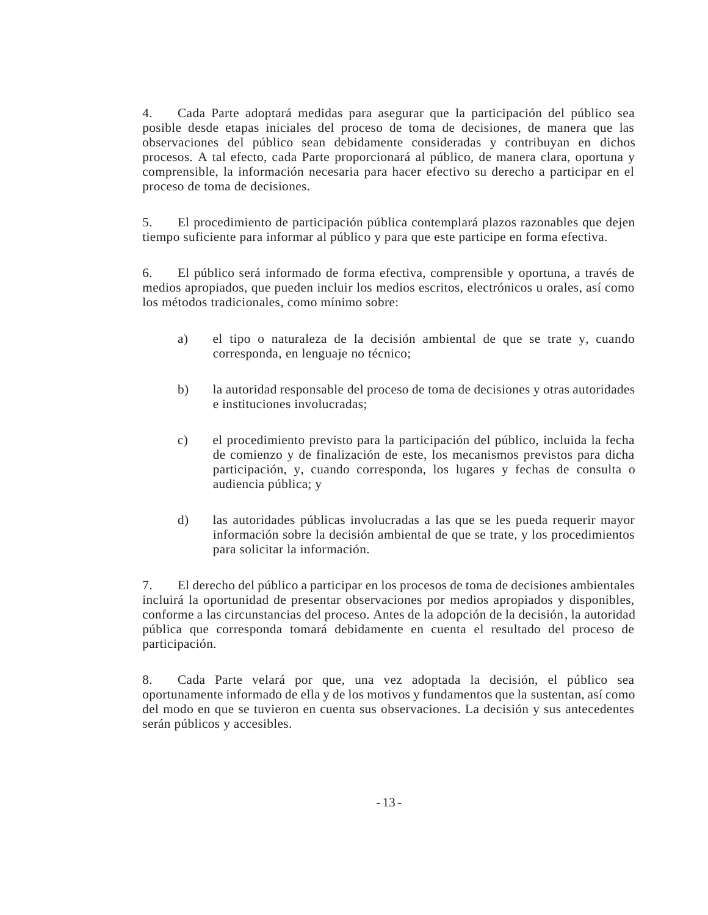4. Cada Parte adoptará medidas para asegurar que la participación del público sea posible desde etapas iniciales del proceso de toma de decisiones, de manera que las observaciones del público sean debidamente consideradas y contribuyan en dichos procesos. A tal efecto, cada Parte proporcionará al público, de manera clara, oportuna y comprensible, la información necesaria para hacer efectivo su derecho a participar en el proceso de toma de decisiones.

5. El procedimiento de participación pública contemplará plazos razonables que dejen tiempo suficiente para informar al público y para que este participe en forma efectiva.

6. El público será informado de forma efectiva, comprensible y oportuna, a través de medios apropiados, que pueden incluir los medios escritos, electrónicos u orales, así como los métodos tradicionales, como mínimo sobre:

a) el tipo o naturaleza de la decisión ambiental de que se trate y, cuando corresponda, en lenguaje no técnico;

b) la autoridad responsable del proceso de toma de decisiones y otras autoridades e instituciones involucradas;

c) el procedimiento previsto para la participación del público, incluida la fecha de comienzo y de finalización de este, los mecanismos previstos para dicha participación, y, cuando corresponda, los lugares y fechas de consulta o audiencia pública; y

d) las autoridades públicas involucradas a las que se les pueda requerir mayor información sobre la decisión ambiental de que se trate, y los procedimientos para solicitar la información.

7. El derecho del público a participar en los procesos de toma de decisiones ambientales incluirá la oportunidad de presentar observaciones por medios apropiados y disponibles, conforme a las circunstancias del proceso. Antes de la adopción de la decisión, la autoridad pública que corresponda tomará debidamente en cuenta el resultado del proceso de participación.

8. Cada Parte velará por que, una vez adoptada la decisión, el público sea oportunamente informado de ella y de los motivos y fundamentos que la sustentan, así como del modo en que se tuvieron en cuenta sus observaciones. La decisión y sus antecedentes serán públicos y accesibles.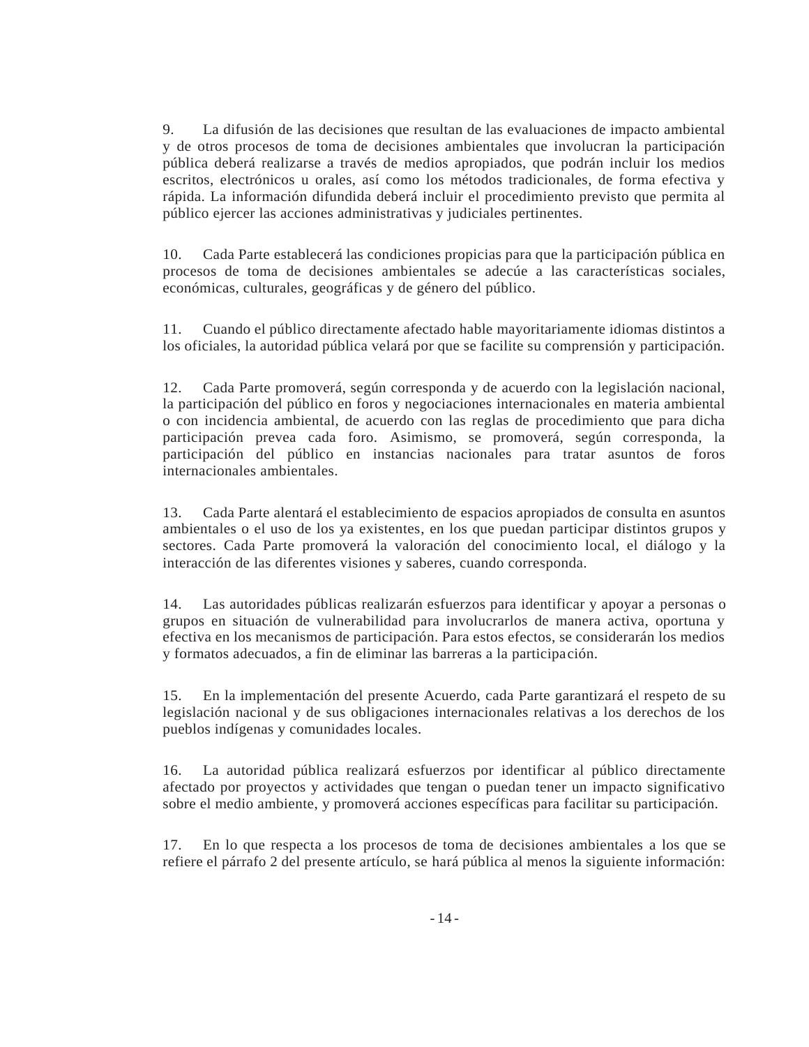9. La difusión de las decisiones que resultan de las evaluaciones de impacto ambiental y de otros procesos de toma de decisiones ambientales que involucran la participación pública deberá realizarse a través de medios apropiados, que podrán incluir los medios escritos, electrónicos u orales, así como los métodos tradicionales, de forma efectiva y rápida. La información difundida deberá incluir el procedimiento previsto que permita al público ejercer las acciones administrativas y judiciales pertinentes.

10. Cada Parte establecerá las condiciones propicias para que la participación pública en procesos de toma de decisiones ambientales se adecúe a las características sociales, económicas, culturales, geográficas y de género del público.

11. Cuando el público directamente afectado hable mayoritariamente idiomas distintos a los oficiales, la autoridad pública velará por que se facilite su comprensión y participación.

12. Cada Parte promoverá, según corresponda y de acuerdo con la legislación nacional, la participación del público en foros y negociaciones internacionales en materia ambiental o con incidencia ambiental, de acuerdo con las reglas de procedimiento que para dicha participación prevea cada foro. Asimismo, se promoverá, según corresponda, la participación del público en instancias nacionales para tratar asuntos de foros internacionales ambientales.

13. Cada Parte alentará el establecimiento de espacios apropiados de consulta en asuntos ambientales o el uso de los ya existentes, en los que puedan participar distintos grupos y sectores. Cada Parte promoverá la valoración del conocimiento local, el diálogo y la interacción de las diferentes visiones y saberes, cuando corresponda.

14. Las autoridades públicas realizarán esfuerzos para identificar y apoyar a personas o grupos en situación de vulnerabilidad para involucrarlos de manera activa, oportuna y efectiva en los mecanismos de participación. Para estos efectos, se considerarán los medios y formatos adecuados, a fin de eliminar las barreras a la participación.

15. En la implementación del presente Acuerdo, cada Parte garantizará el respeto de su legislación nacional y de sus obligaciones internacionales relativas a los derechos de los pueblos indígenas y comunidades locales.

16. La autoridad pública realizará esfuerzos por identificar al público directamente afectado por proyectos y actividades que tengan o puedan tener un impacto significativo sobre el medio ambiente, y promoverá acciones específicas para facilitar su participación.

17. En lo que respecta a los procesos de toma de decisiones ambientales a los que se refiere el párrafo 2 del presente artículo, se hará pública al menos la siguiente información: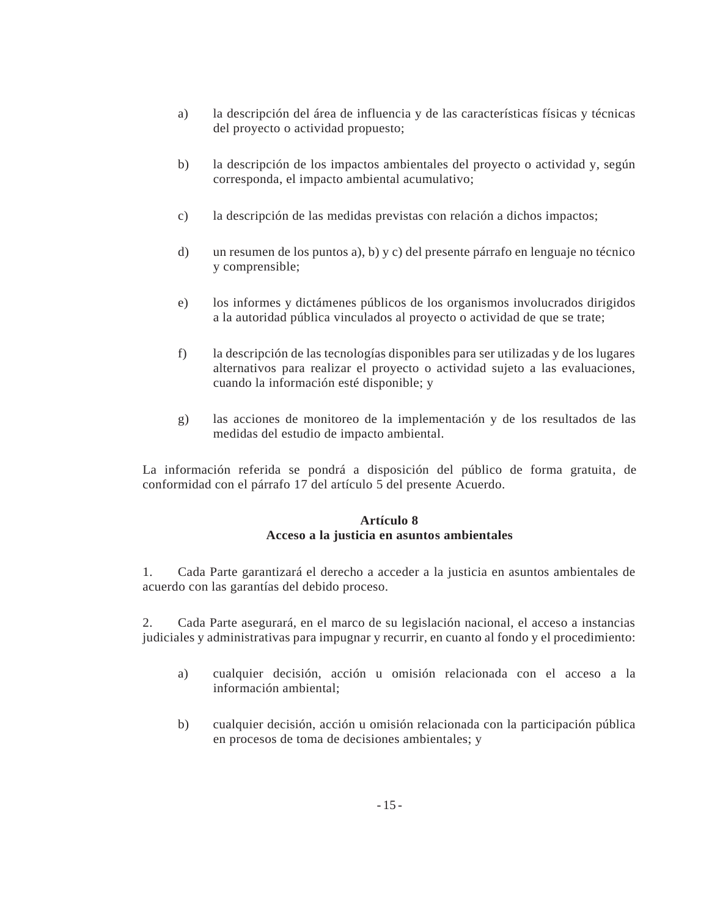a) la descripción del área de influencia y de las características físicas y técnicas del proyecto o actividad propuesto;

b) la descripción de los impactos ambientales del proyecto o actividad y, según corresponda, el impacto ambiental acumulativo;

c) la descripción de las medidas previstas con relación a dichos impactos;

d) un resumen de los puntos a), b) y c) del presente párrafo en lenguaje no técnico y comprensible;

e) los informes y dictámenes públicos de los organismos involucrados dirigidos a la autoridad pública vinculados al proyecto o actividad de que se trate;

f) la descripción de las tecnologías disponibles para ser utilizadas y de los lugares alternativos para realizar el proyecto o actividad sujeto a las evaluaciones, cuando la información esté disponible; y

g) las acciones de monitoreo de la implementación y de los resultados de las medidas del estudio de impacto ambiental.

La información referida se pondrá a disposición del público de forma gratuita, de conformidad con el párrafo 17 del artículo 5 del presente Acuerdo.

## Artículo 8
## Acceso a la justicia en asuntos ambientales

1. Cada Parte garantizará el derecho a acceder a la justicia en asuntos ambientales de acuerdo con las garantías del debido proceso.

2. Cada Parte asegurará, en el marco de su legislación nacional, el acceso a instancias judiciales y administrativas para impugnar y recurrir, en cuanto al fondo y el procedimiento:

a) cualquier decisión, acción u omisión relacionada con el acceso a la información ambiental;

b) cualquier decisión, acción u omisión relacionada con la participación pública en procesos de toma de decisiones ambientales; y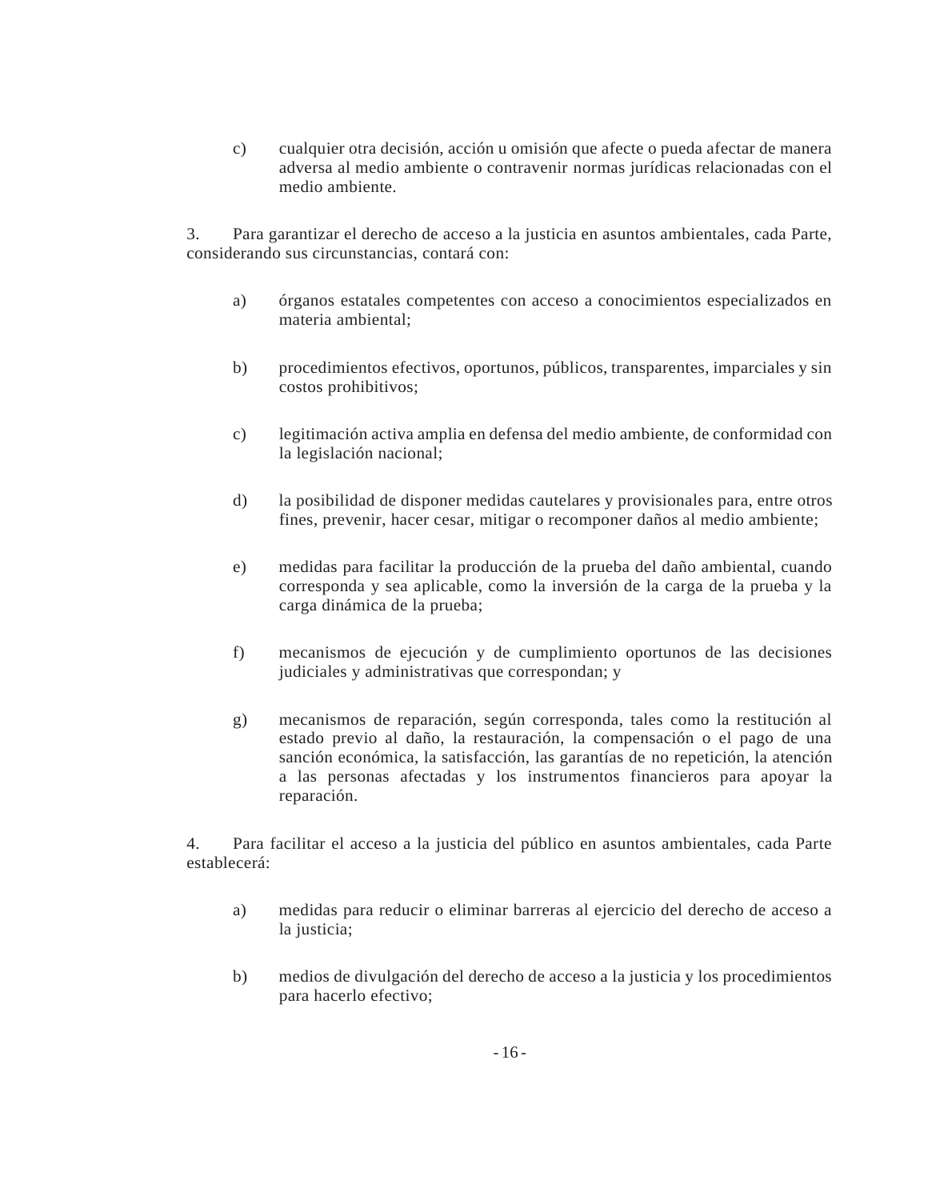c) cualquier otra decisión, acción u omisión que afecte o pueda afectar de manera adversa al medio ambiente o contravenir normas jurídicas relacionadas con el medio ambiente.

3. Para garantizar el derecho de acceso a la justicia en asuntos ambientales, cada Parte, considerando sus circunstancias, contará con:

a) órganos estatales competentes con acceso a conocimientos especializados en materia ambiental;

b) procedimientos efectivos, oportunos, públicos, transparentes, imparciales y sin costos prohibitivos;

c) legitimación activa amplia en defensa del medio ambiente, de conformidad con la legislación nacional;

d) la posibilidad de disponer medidas cautelares y provisionales para, entre otros fines, prevenir, hacer cesar, mitigar o recomponer daños al medio ambiente;

e) medidas para facilitar la producción de la prueba del daño ambiental, cuando corresponda y sea aplicable, como la inversión de la carga de la prueba y la carga dinámica de la prueba;

f) mecanismos de ejecución y de cumplimiento oportunos de las decisiones judiciales y administrativas que correspondan; y

g) mecanismos de reparación, según corresponda, tales como la restitución al estado previo al daño, la restauración, la compensación o el pago de una sanción económica, la satisfacción, las garantías de no repetición, la atención a las personas afectadas y los instrumentos financieros para apoyar la reparación.

4. Para facilitar el acceso a la justicia del público en asuntos ambientales, cada Parte establecerá:

a) medidas para reducir o eliminar barreras al ejercicio del derecho de acceso a la justicia;

b) medios de divulgación del derecho de acceso a la justicia y los procedimientos para hacerlo efectivo;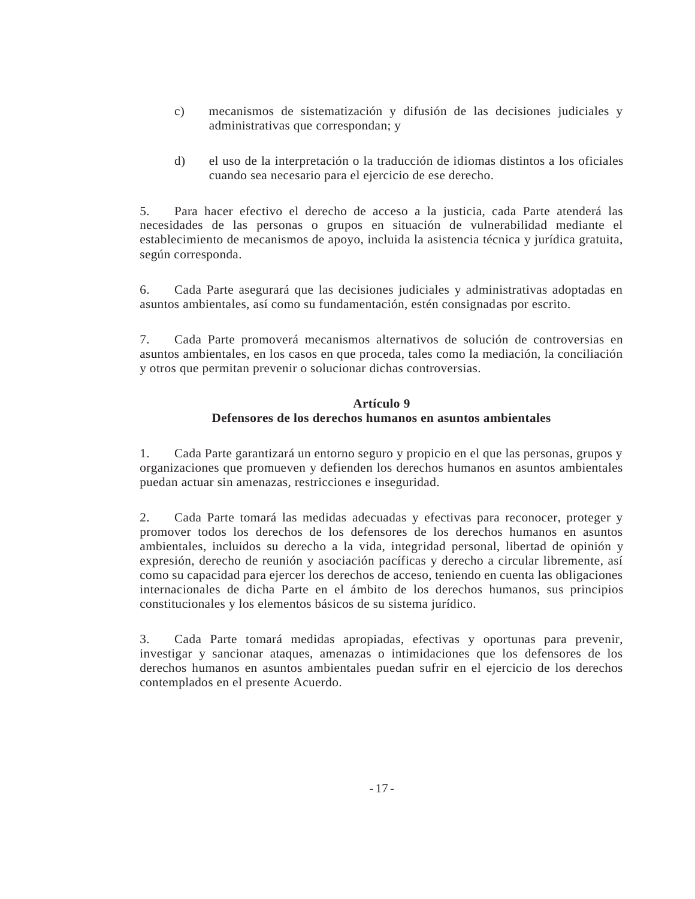c) mecanismos de sistematización y difusión de las decisiones judiciales y administrativas que correspondan; y

d) el uso de la interpretación o la traducción de idiomas distintos a los oficiales cuando sea necesario para el ejercicio de ese derecho.

5. Para hacer efectivo el derecho de acceso a la justicia, cada Parte atenderá las necesidades de las personas o grupos en situación de vulnerabilidad mediante el establecimiento de mecanismos de apoyo, incluida la asistencia técnica y jurídica gratuita, según corresponda.

6. Cada Parte asegurará que las decisiones judiciales y administrativas adoptadas en asuntos ambientales, así como su fundamentación, estén consignadas por escrito.

7. Cada Parte promoverá mecanismos alternativos de solución de controversias en asuntos ambientales, en los casos en que proceda, tales como la mediación, la conciliación y otros que permitan prevenir o solucionar dichas controversias.

## Artículo 9
## Defensores de los derechos humanos en asuntos ambientales

1. Cada Parte garantizará un entorno seguro y propicio en el que las personas, grupos y organizaciones que promueven y defienden los derechos humanos en asuntos ambientales puedan actuar sin amenazas, restricciones e inseguridad.

2. Cada Parte tomará las medidas adecuadas y efectivas para reconocer, proteger y promover todos los derechos de los defensores de los derechos humanos en asuntos ambientales, incluidos su derecho a la vida, integridad personal, libertad de opinión y expresión, derecho de reunión y asociación pacíficas y derecho a circular libremente, así como su capacidad para ejercer los derechos de acceso, teniendo en cuenta las obligaciones internacionales de dicha Parte en el ámbito de los derechos humanos, sus principios constitucionales y los elementos básicos de su sistema jurídico.

3. Cada Parte tomará medidas apropiadas, efectivas y oportunas para prevenir, investigar y sancionar ataques, amenazas o intimidaciones que los defensores de los derechos humanos en asuntos ambientales puedan sufrir en el ejercicio de los derechos contemplados en el presente Acuerdo.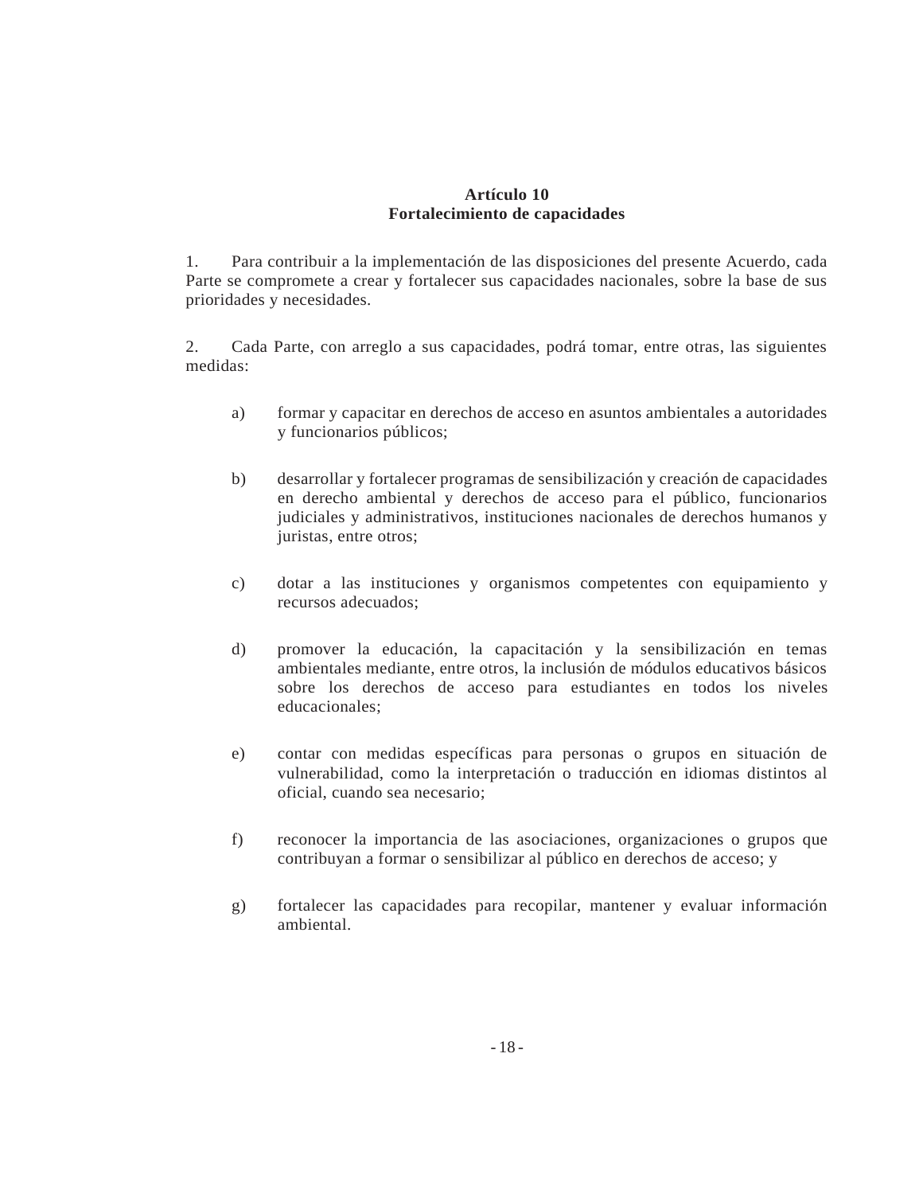## Artículo 10
## Fortalecimiento de capacidades

1. Para contribuir a la implementación de las disposiciones del presente Acuerdo, cada Parte se compromete a crear y fortalecer sus capacidades nacionales, sobre la base de sus prioridades y necesidades.

2. Cada Parte, con arreglo a sus capacidades, podrá tomar, entre otras, las siguientes medidas:

a) formar y capacitar en derechos de acceso en asuntos ambientales a autoridades y funcionarios públicos;

b) desarrollar y fortalecer programas de sensibilización y creación de capacidades en derecho ambiental y derechos de acceso para el público, funcionarios judiciales y administrativos, instituciones nacionales de derechos humanos y juristas, entre otros;

c) dotar a las instituciones y organismos competentes con equipamiento y recursos adecuados;

d) promover la educación, la capacitación y la sensibilización en temas ambientales mediante, entre otros, la inclusión de módulos educativos básicos sobre los derechos de acceso para estudiantes en todos los niveles educacionales;

e) contar con medidas específicas para personas o grupos en situación de vulnerabilidad, como la interpretación o traducción en idiomas distintos al oficial, cuando sea necesario;

f) reconocer la importancia de las asociaciones, organizaciones o grupos que contribuyan a formar o sensibilizar al público en derechos de acceso; y

g) fortalecer las capacidades para recopilar, mantener y evaluar información ambiental.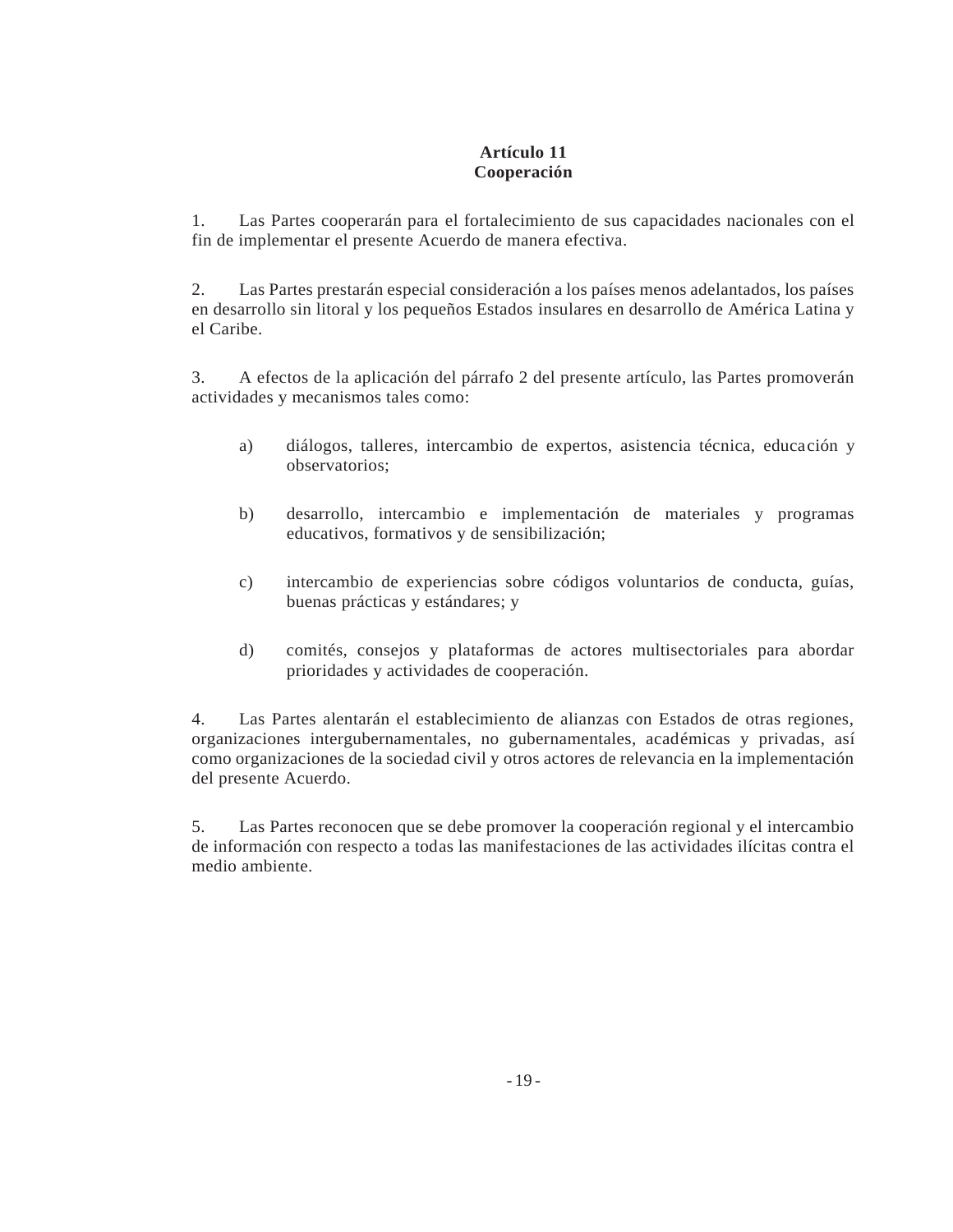## Artículo 11
## Cooperación

1. Las Partes cooperarán para el fortalecimiento de sus capacidades nacionales con el fin de implementar el presente Acuerdo de manera efectiva.

2. Las Partes prestarán especial consideración a los países menos adelantados, los países en desarrollo sin litoral y los pequeños Estados insulares en desarrollo de América Latina y el Caribe.

3. A efectos de la aplicación del párrafo 2 del presente artículo, las Partes promoverán actividades y mecanismos tales como:

   a) diálogos, talleres, intercambio de expertos, asistencia técnica, educación y observatorios;

   b) desarrollo, intercambio e implementación de materiales y programas educativos, formativos y de sensibilización;

   c) intercambio de experiencias sobre códigos voluntarios de conducta, guías, buenas prácticas y estándares; y

   d) comités, consejos y plataformas de actores multisectoriales para abordar prioridades y actividades de cooperación.

4. Las Partes alentarán el establecimiento de alianzas con Estados de otras regiones, organizaciones intergubernamentales, no gubernamentales, académicas y privadas, así como organizaciones de la sociedad civil y otros actores de relevancia en la implementación del presente Acuerdo.

5. Las Partes reconocen que se debe promover la cooperación regional y el intercambio de información con respecto a todas las manifestaciones de las actividades ilícitas contra el medio ambiente.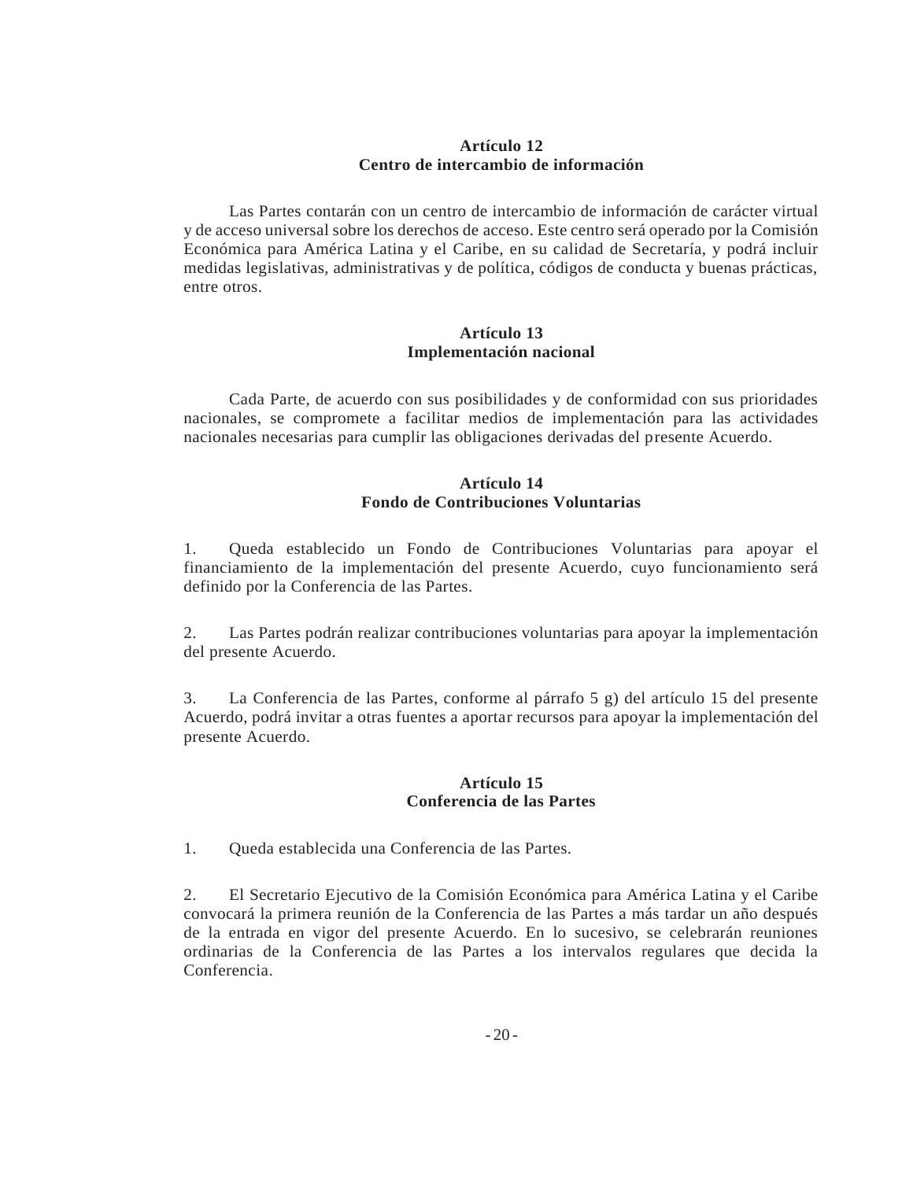**Artículo 12**
**Centro de intercambio de información**

Las Partes contarán con un centro de intercambio de información de carácter virtual y de acceso universal sobre los derechos de acceso. Este centro será operado por la Comisión Económica para América Latina y el Caribe, en su calidad de Secretaría, y podrá incluir medidas legislativas, administrativas y de política, códigos de conducta y buenas prácticas, entre otros.

**Artículo 13**
**Implementación nacional**

Cada Parte, de acuerdo con sus posibilidades y de conformidad con sus prioridades nacionales, se compromete a facilitar medios de implementación para las actividades nacionales necesarias para cumplir las obligaciones derivadas del presente Acuerdo.

**Artículo 14**
**Fondo de Contribuciones Voluntarias**

1. Queda establecido un Fondo de Contribuciones Voluntarias para apoyar el financiamiento de la implementación del presente Acuerdo, cuyo funcionamiento será definido por la Conferencia de las Partes.

2. Las Partes podrán realizar contribuciones voluntarias para apoyar la implementación del presente Acuerdo.

3. La Conferencia de las Partes, conforme al párrafo 5 g) del artículo 15 del presente Acuerdo, podrá invitar a otras fuentes a aportar recursos para apoyar la implementación del presente Acuerdo.

**Artículo 15**
**Conferencia de las Partes**

1. Queda establecida una Conferencia de las Partes.

2. El Secretario Ejecutivo de la Comisión Económica para América Latina y el Caribe convocará la primera reunión de la Conferencia de las Partes a más tardar un año después de la entrada en vigor del presente Acuerdo. En lo sucesivo, se celebrarán reuniones ordinarias de la Conferencia de las Partes a los intervalos regulares que decida la Conferencia.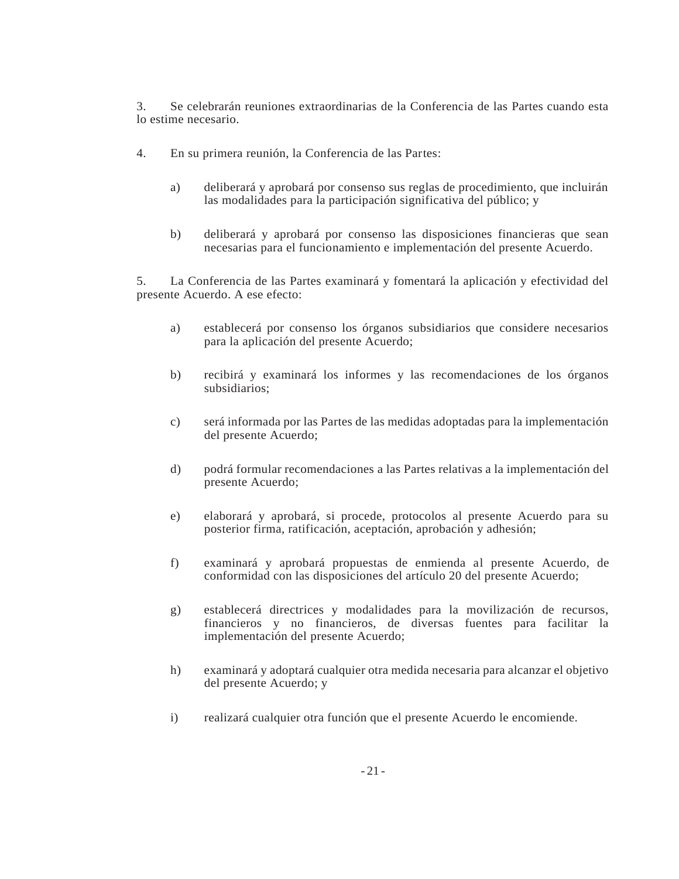3. Se celebrarán reuniones extraordinarias de la Conferencia de las Partes cuando esta lo estime necesario.

4. En su primera reunión, la Conferencia de las Partes:

   a) deliberará y aprobará por consenso sus reglas de procedimiento, que incluirán las modalidades para la participación significativa del público; y

   b) deliberará y aprobará por consenso las disposiciones financieras que sean necesarias para el funcionamiento e implementación del presente Acuerdo.

5. La Conferencia de las Partes examinará y fomentará la aplicación y efectividad del presente Acuerdo. A ese efecto:

   a) establecerá por consenso los órganos subsidiarios que considere necesarios para la aplicación del presente Acuerdo;

   b) recibirá y examinará los informes y las recomendaciones de los órganos subsidiarios;

   c) será informada por las Partes de las medidas adoptadas para la implementación del presente Acuerdo;

   d) podrá formular recomendaciones a las Partes relativas a la implementación del presente Acuerdo;

   e) elaborará y aprobará, si procede, protocolos al presente Acuerdo para su posterior firma, ratificación, aceptación, aprobación y adhesión;

   f) examinará y aprobará propuestas de enmienda al presente Acuerdo, de conformidad con las disposiciones del artículo 20 del presente Acuerdo;

   g) establecerá directrices y modalidades para la movilización de recursos, financieros y no financieros, de diversas fuentes para facilitar la implementación del presente Acuerdo;

   h) examinará y adoptará cualquier otra medida necesaria para alcanzar el objetivo del presente Acuerdo; y

   i) realizará cualquier otra función que el presente Acuerdo le encomiende.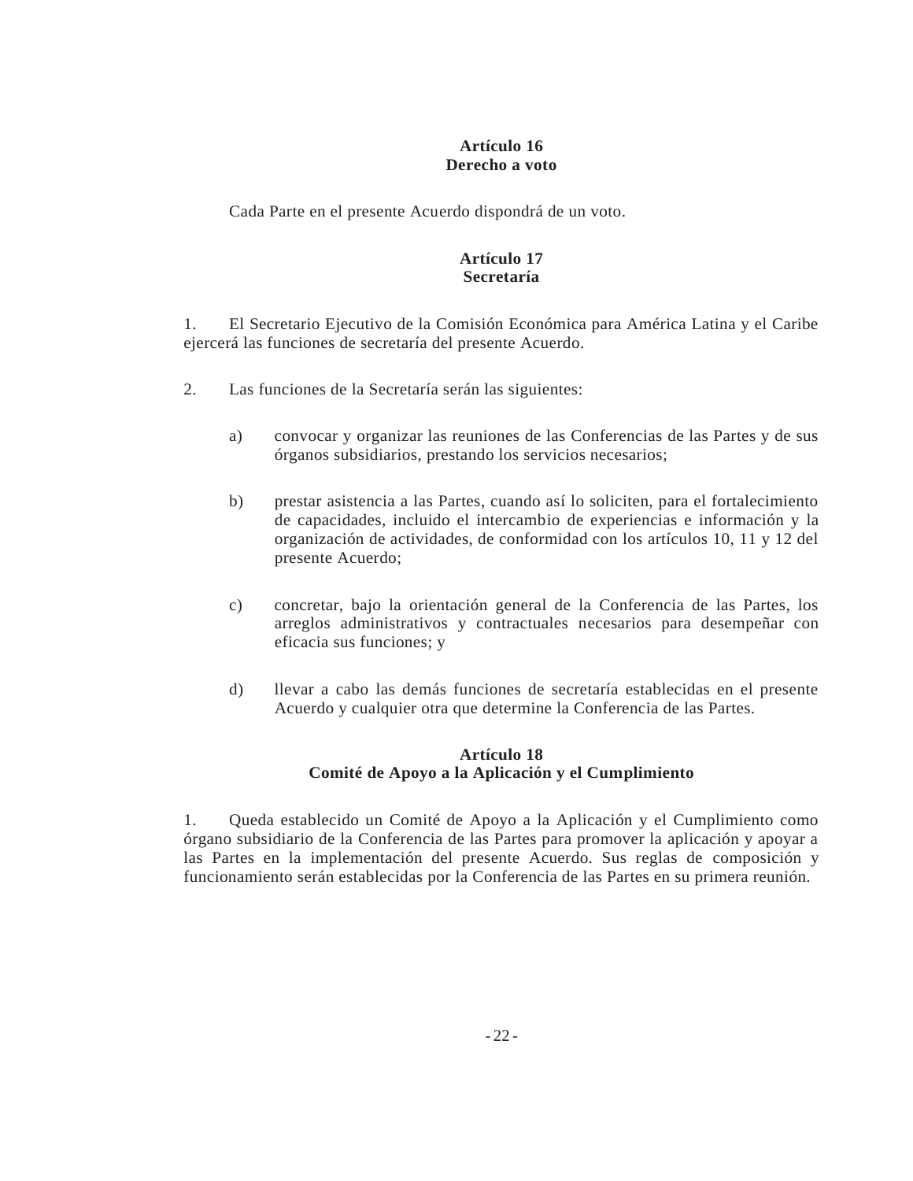**Artículo 16**
**Derecho a voto**

Cada Parte en el presente Acuerdo dispondrá de un voto.

**Artículo 17**
**Secretaría**

1. El Secretario Ejecutivo de la Comisión Económica para América Latina y el Caribe ejercerá las funciones de secretaría del presente Acuerdo.

2. Las funciones de la Secretaría serán las siguientes:

a) convocar y organizar las reuniones de las Conferencias de las Partes y de sus órganos subsidiarios, prestando los servicios necesarios;

b) prestar asistencia a las Partes, cuando así lo soliciten, para el fortalecimiento de capacidades, incluido el intercambio de experiencias e información y la organización de actividades, de conformidad con los artículos 10, 11 y 12 del presente Acuerdo;

c) concretar, bajo la orientación general de la Conferencia de las Partes, los arreglos administrativos y contractuales necesarios para desempeñar con eficacia sus funciones; y

d) llevar a cabo las demás funciones de secretaría establecidas en el presente Acuerdo y cualquier otra que determine la Conferencia de las Partes.

**Artículo 18**
**Comité de Apoyo a la Aplicación y el Cumplimiento**

1. Queda establecido un Comité de Apoyo a la Aplicación y el Cumplimiento como órgano subsidiario de la Conferencia de las Partes para promover la aplicación y apoyar a las Partes en la implementación del presente Acuerdo. Sus reglas de composición y funcionamiento serán establecidas por la Conferencia de las Partes en su primera reunión.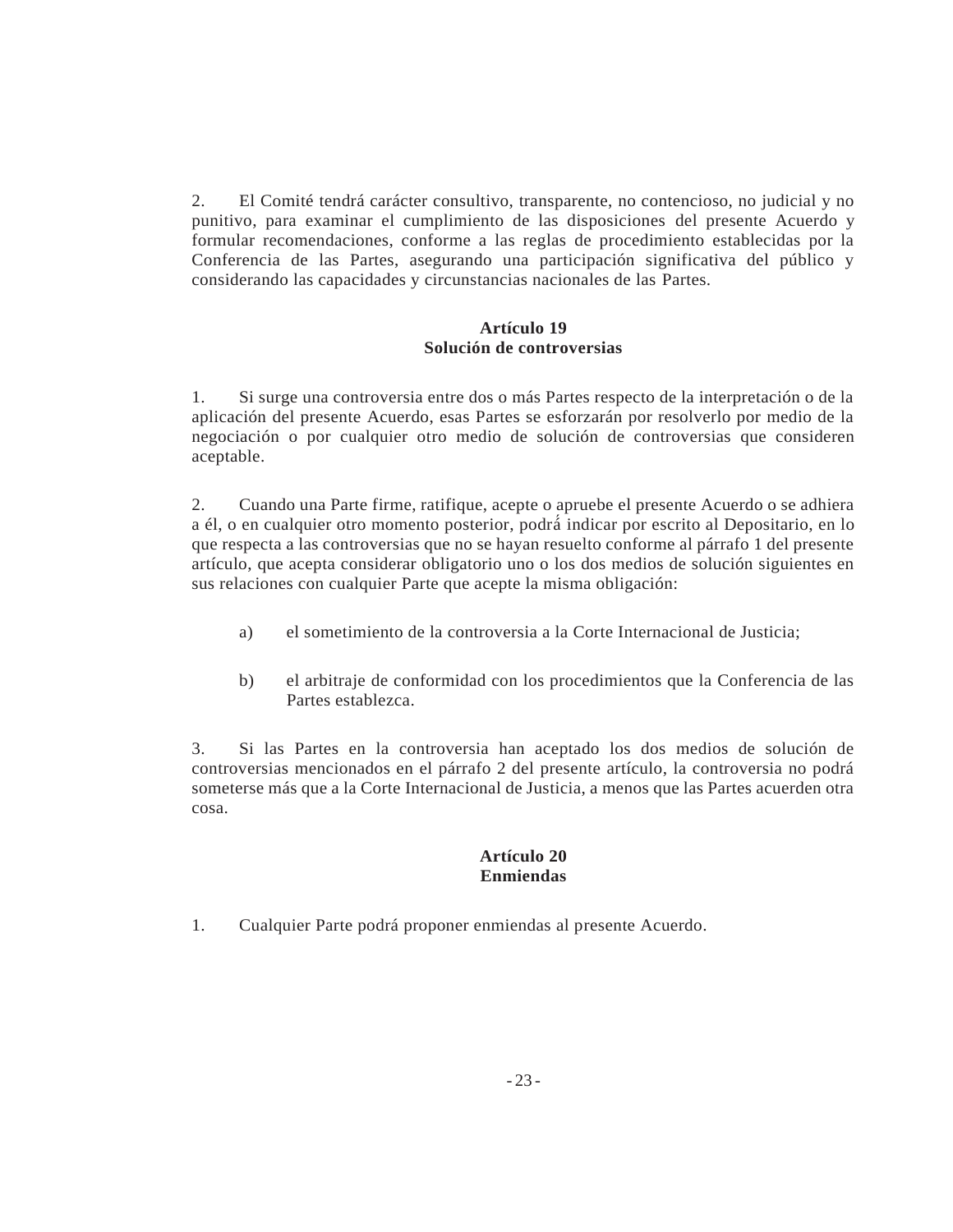2. El Comité tendrá carácter consultivo, transparente, no contencioso, no judicial y no punitivo, para examinar el cumplimiento de las disposiciones del presente Acuerdo y formular recomendaciones, conforme a las reglas de procedimiento establecidas por la Conferencia de las Partes, asegurando una participación significativa del público y considerando las capacidades y circunstancias nacionales de las Partes.

**Artículo 19**
**Solución de controversias**

1. Si surge una controversia entre dos o más Partes respecto de la interpretación o de la aplicación del presente Acuerdo, esas Partes se esforzarán por resolverlo por medio de la negociación o por cualquier otro medio de solución de controversias que consideren aceptable.

2. Cuando una Parte firme, ratifique, acepte o apruebe el presente Acuerdo o se adhiera a él, o en cualquier otro momento posterior, podrá indicar por escrito al Depositario, en lo que respecta a las controversias que no se hayan resuelto conforme al párrafo 1 del presente artículo, que acepta considerar obligatorio uno o los dos medios de solución siguientes en sus relaciones con cualquier Parte que acepte la misma obligación:

a) el sometimiento de la controversia a la Corte Internacional de Justicia;

b) el arbitraje de conformidad con los procedimientos que la Conferencia de las Partes establezca.

3. Si las Partes en la controversia han aceptado los dos medios de solución de controversias mencionados en el párrafo 2 del presente artículo, la controversia no podrá someterse más que a la Corte Internacional de Justicia, a menos que las Partes acuerden otra cosa.

**Artículo 20**
**Enmiendas**

1. Cualquier Parte podrá proponer enmiendas al presente Acuerdo.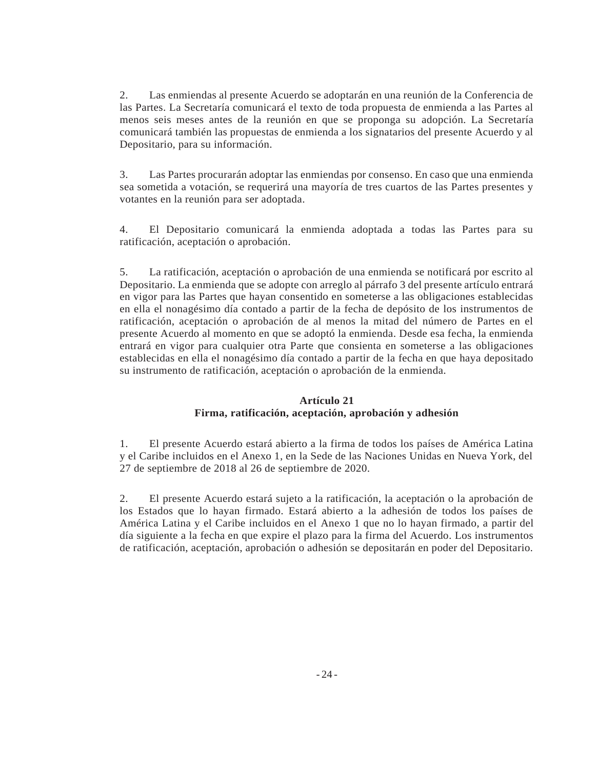2. Las enmiendas al presente Acuerdo se adoptarán en una reunión de la Conferencia de las Partes. La Secretaría comunicará el texto de toda propuesta de enmienda a las Partes al menos seis meses antes de la reunión en que se proponga su adopción. La Secretaría comunicará también las propuestas de enmienda a los signatarios del presente Acuerdo y al Depositario, para su información.

3. Las Partes procurarán adoptar las enmiendas por consenso. En caso que una enmienda sea sometida a votación, se requerirá una mayoría de tres cuartos de las Partes presentes y votantes en la reunión para ser adoptada.

4. El Depositario comunicará la enmienda adoptada a todas las Partes para su ratificación, aceptación o aprobación.

5. La ratificación, aceptación o aprobación de una enmienda se notificará por escrito al Depositario. La enmienda que se adopte con arreglo al párrafo 3 del presente artículo entrará en vigor para las Partes que hayan consentido en someterse a las obligaciones establecidas en ella el nonagésimo día contado a partir de la fecha de depósito de los instrumentos de ratificación, aceptación o aprobación de al menos la mitad del número de Partes en el presente Acuerdo al momento en que se adoptó la enmienda. Desde esa fecha, la enmienda entrará en vigor para cualquier otra Parte que consienta en someterse a las obligaciones establecidas en ella el nonagésimo día contado a partir de la fecha en que haya depositado su instrumento de ratificación, aceptación o aprobación de la enmienda.

## Artículo 21
## Firma, ratificación, aceptación, aprobación y adhesión

1. El presente Acuerdo estará abierto a la firma de todos los países de América Latina y el Caribe incluidos en el Anexo 1, en la Sede de las Naciones Unidas en Nueva York, del 27 de septiembre de 2018 al 26 de septiembre de 2020.

2. El presente Acuerdo estará sujeto a la ratificación, la aceptación o la aprobación de los Estados que lo hayan firmado. Estará abierto a la adhesión de todos los países de América Latina y el Caribe incluidos en el Anexo 1 que no lo hayan firmado, a partir del día siguiente a la fecha en que expire el plazo para la firma del Acuerdo. Los instrumentos de ratificación, aceptación, aprobación o adhesión se depositarán en poder del Depositario.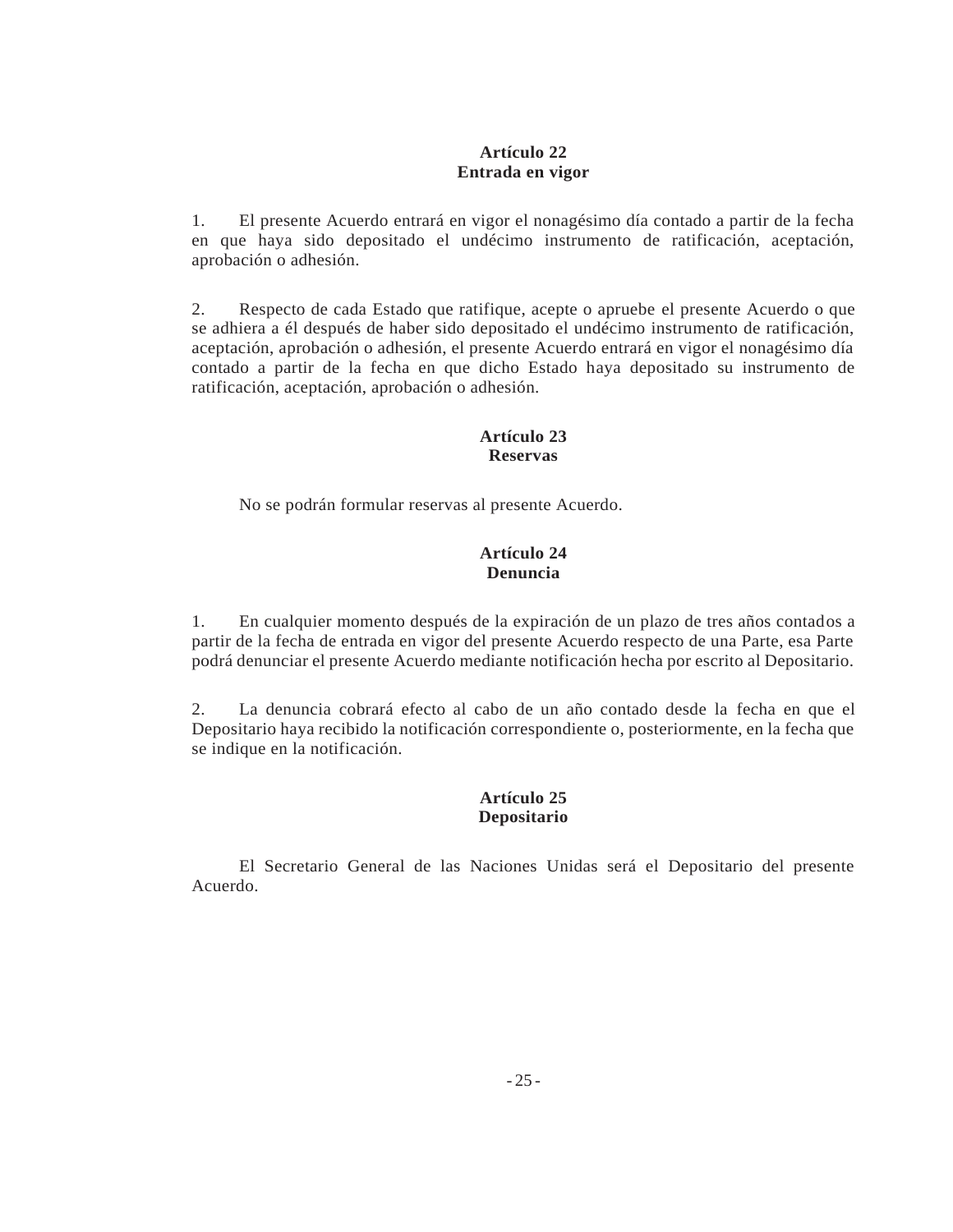## Artículo 22
## Entrada en vigor

1. El presente Acuerdo entrará en vigor el nonagésimo día contado a partir de la fecha en que haya sido depositado el undécimo instrumento de ratificación, aceptación, aprobación o adhesión.

2. Respecto de cada Estado que ratifique, acepte o apruebe el presente Acuerdo o que se adhiera a él después de haber sido depositado el undécimo instrumento de ratificación, aceptación, aprobación o adhesión, el presente Acuerdo entrará en vigor el nonagésimo día contado a partir de la fecha en que dicho Estado haya depositado su instrumento de ratificación, aceptación, aprobación o adhesión.

## Artículo 23
## Reservas

No se podrán formular reservas al presente Acuerdo.

## Artículo 24
## Denuncia

1. En cualquier momento después de la expiración de un plazo de tres años contados a partir de la fecha de entrada en vigor del presente Acuerdo respecto de una Parte, esa Parte podrá denunciar el presente Acuerdo mediante notificación hecha por escrito al Depositario.

2. La denuncia cobrará efecto al cabo de un año contado desde la fecha en que el Depositario haya recibido la notificación correspondiente o, posteriormente, en la fecha que se indique en la notificación.

## Artículo 25
## Depositario

El Secretario General de las Naciones Unidas será el Depositario del presente Acuerdo.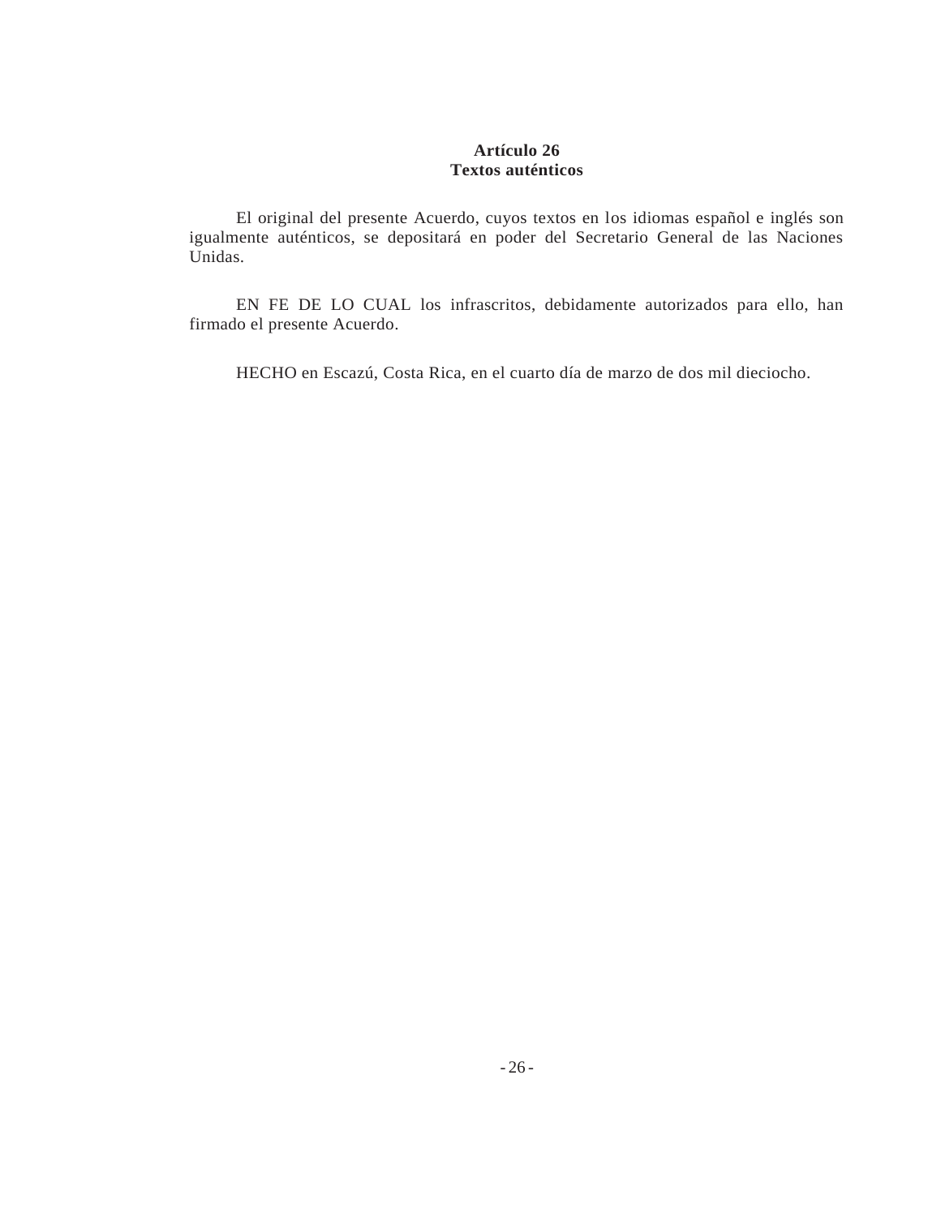### Artículo 26
### Textos auténticos

El original del presente Acuerdo, cuyos textos en los idiomas español e inglés son igualmente auténticos, se depositará en poder del Secretario General de las Naciones Unidas.

EN FE DE LO CUAL los infrascritos, debidamente autorizados para ello, han firmado el presente Acuerdo.

HECHO en Escazú, Costa Rica, en el cuarto día de marzo de dos mil dieciocho.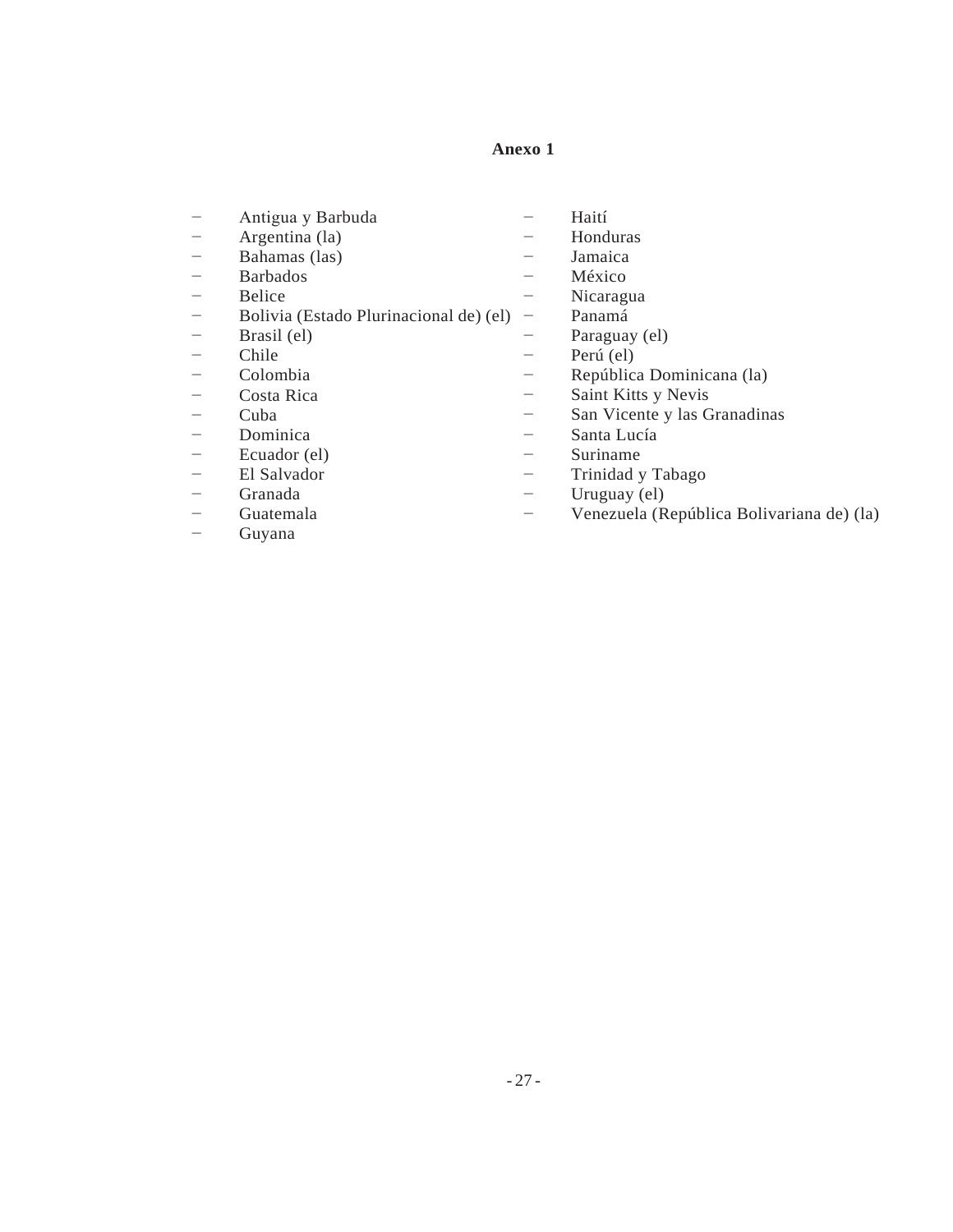## Anexo 1

- Antigua y Barbuda
- Argentina (la)
- Bahamas (las)
- Barbados
- Belice
- Bolivia (Estado Plurinacional de) (el)
- Brasil (el)
- Chile
- Colombia
- Costa Rica
- Cuba
- Dominica
- Ecuador (el)
- El Salvador
- Granada
- Guatemala
- Guyana
- Haití
- Honduras
- Jamaica
- México
- Nicaragua
- Panamá
- Paraguay (el)
- Perú (el)
- República Dominicana (la)
- Saint Kitts y Nevis
- San Vicente y las Granadinas
- Santa Lucía
- Suriname
- Trinidad y Tabago
- Uruguay (el)
- Venezuela (República Bolivariana de) (la)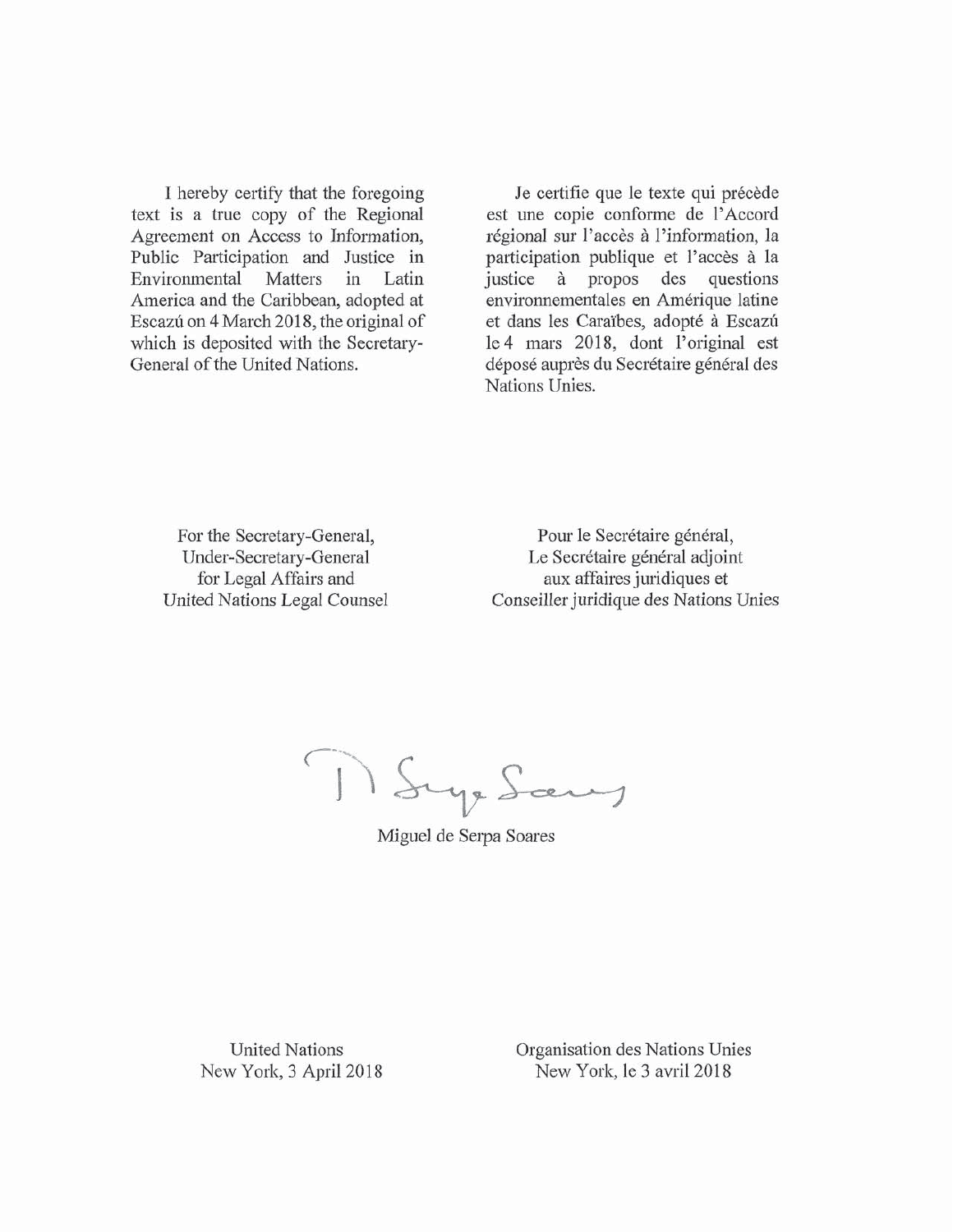I hereby certify that the foregoing text is a true copy of the Regional Agreement on Access to Information, Public Participation and Justice in Environmental Matters in Latin America and the Caribbean, adopted at Escazú on 4 March 2018, the original of which is deposited with the Secretary-General of the United Nations.

Je certifie que le texte qui précède est une copie conforme de l'Accord régional sur l'accès à l'information, la participation publique et l'accès à la justice à propos des questions environnementales en Amérique latine et dans les Caraïbes, adopté à Escazú le 4 mars 2018, dont l'original est déposé auprès du Secrétaire général des Nations Unies.

For the Secretary-General,
Under-Secretary-General
for Legal Affairs and
United Nations Legal Counsel

Pour le Secrétaire général,
Le Secrétaire général adjoint
aux affaires juridiques et
Conseiller juridique des Nations Unies

Miguel de Serpa Soares

United Nations
New York, 3 April 2018

Organisation des Nations Unies
New York, le 3 avril 2018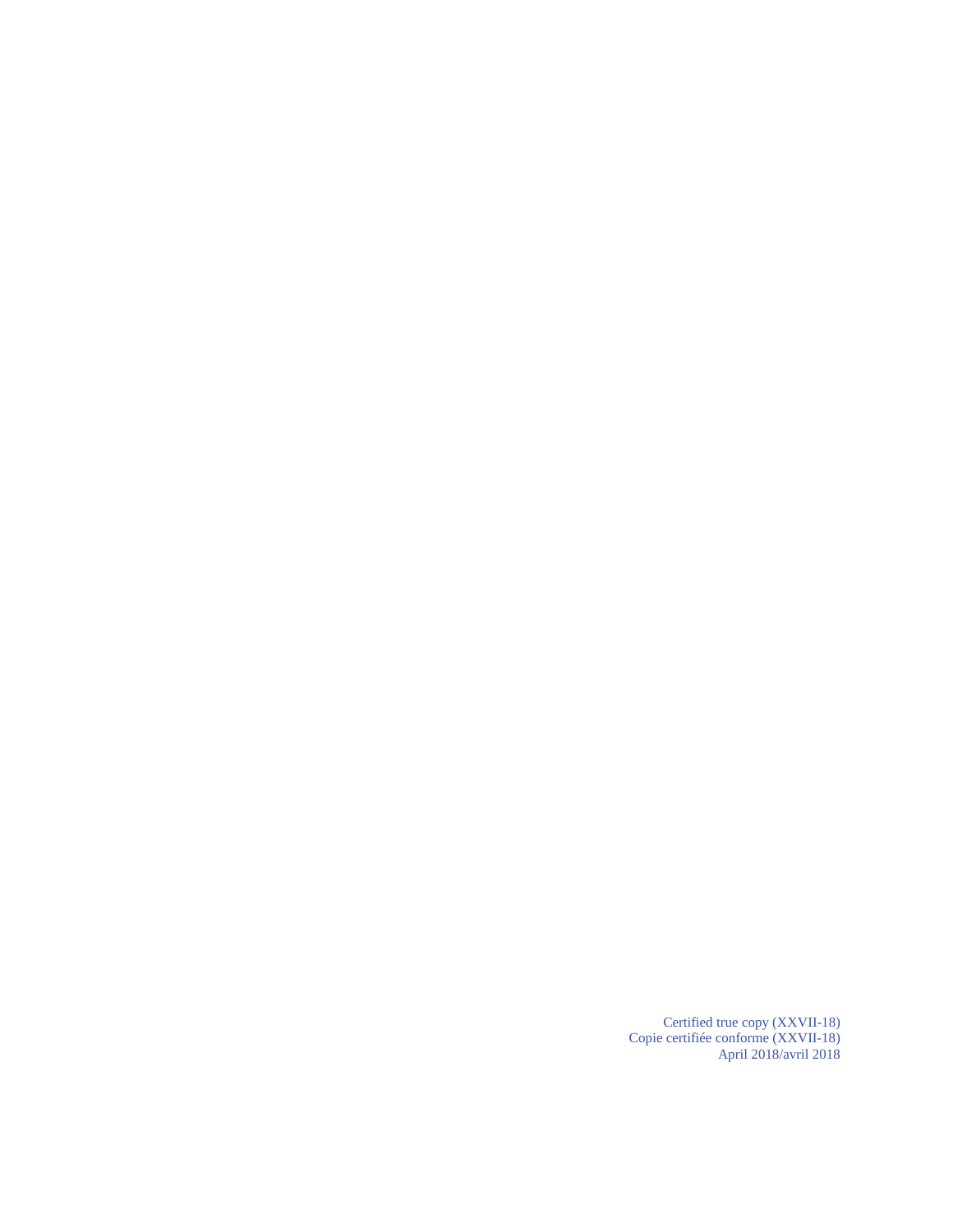Certified true copy (XXVII-18)
Copie certifiée conforme (XXVII-18)
April 2018/avril 2018